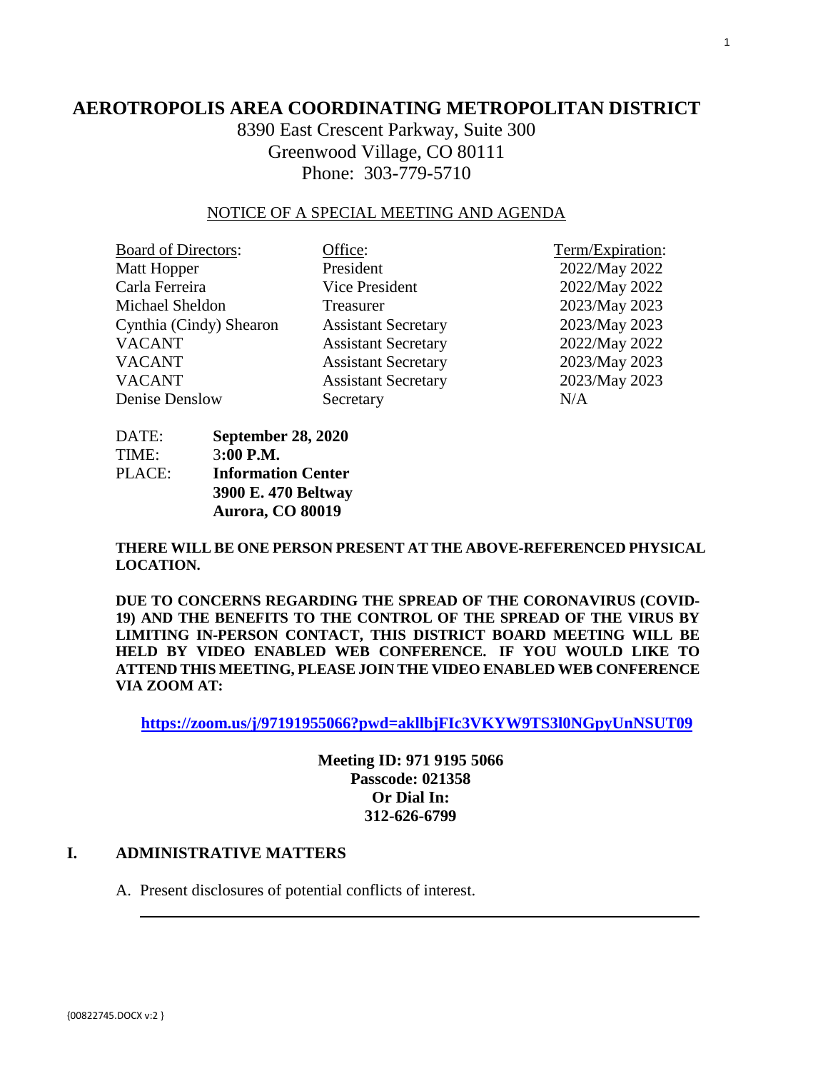# AEROTROPOLIS AREA COORDINATING METROPOLITAN DISTRICT

8390 East Crescent Parkway, Suite 300
Greenwood Village, CO 80111
Phone: 303-779-5710

NOTICE OF A SPECIAL MEETING AND AGENDA

| Board of Directors: | Office: | Term/Expiration: |
|---|---|---|
| Matt Hopper | President | 2022/May 2022 |
| Carla Ferreira | Vice President | 2022/May 2022 |
| Michael Sheldon | Treasurer | 2023/May 2023 |
| Cynthia (Cindy) Shearon | Assistant Secretary | 2023/May 2023 |
| VACANT | Assistant Secretary | 2022/May 2022 |
| VACANT | Assistant Secretary | 2023/May 2023 |
| VACANT | Assistant Secretary | 2023/May 2023 |
| Denise Denslow | Secretary | N/A |

DATE: **September 28, 2020**
TIME: **3:00 P.M.**
PLACE: **Information Center**
**3900 E. 470 Beltway**
**Aurora, CO 80019**

**THERE WILL BE ONE PERSON PRESENT AT THE ABOVE-REFERENCED PHYSICAL LOCATION.**

**DUE TO CONCERNS REGARDING THE SPREAD OF THE CORONAVIRUS (COVID-19) AND THE BENEFITS TO THE CONTROL OF THE SPREAD OF THE VIRUS BY LIMITING IN-PERSON CONTACT, THIS DISTRICT BOARD MEETING WILL BE HELD BY VIDEO ENABLED WEB CONFERENCE. IF YOU WOULD LIKE TO ATTEND THIS MEETING, PLEASE JOIN THE VIDEO ENABLED WEB CONFERENCE VIA ZOOM AT:**

**https://zoom.us/j/97191955066?pwd=akllbjFIc3VKYW9TS3l0NGpyUnNSUT09**

**Meeting ID: 971 9195 5066**
**Passcode: 021358**
**Or Dial In:**
**312-626-6799**

## I. ADMINISTRATIVE MATTERS

A. Present disclosures of potential conflicts of interest.

---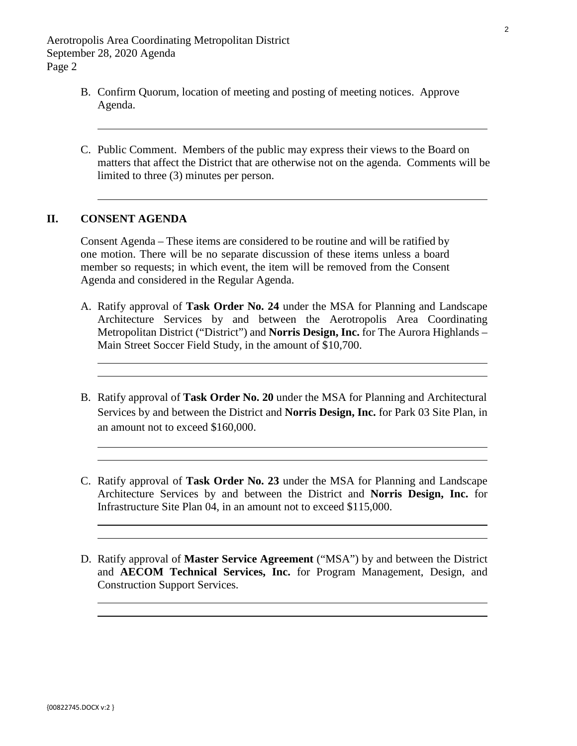B. Confirm Quorum, location of meeting and posting of meeting notices. Approve Agenda.

C. Public Comment. Members of the public may express their views to the Board on matters that affect the District that are otherwise not on the agenda. Comments will be limited to three (3) minutes per person.

## II. CONSENT AGENDA

Consent Agenda – These items are considered to be routine and will be ratified by one motion. There will be no separate discussion of these items unless a board member so requests; in which event, the item will be removed from the Consent Agenda and considered in the Regular Agenda.

A. Ratify approval of **Task Order No. 24** under the MSA for Planning and Landscape Architecture Services by and between the Aerotropolis Area Coordinating Metropolitan District ("District") and **Norris Design, Inc.** for The Aurora Highlands – Main Street Soccer Field Study, in the amount of $10,700.

B. Ratify approval of **Task Order No. 20** under the MSA for Planning and Architectural Services by and between the District and **Norris Design, Inc.** for Park 03 Site Plan, in an amount not to exceed $160,000.

C. Ratify approval of **Task Order No. 23** under the MSA for Planning and Landscape Architecture Services by and between the District and **Norris Design, Inc.** for Infrastructure Site Plan 04, in an amount not to exceed $115,000.

D. Ratify approval of **Master Service Agreement** ("MSA") by and between the District and **AECOM Technical Services, Inc.** for Program Management, Design, and Construction Support Services.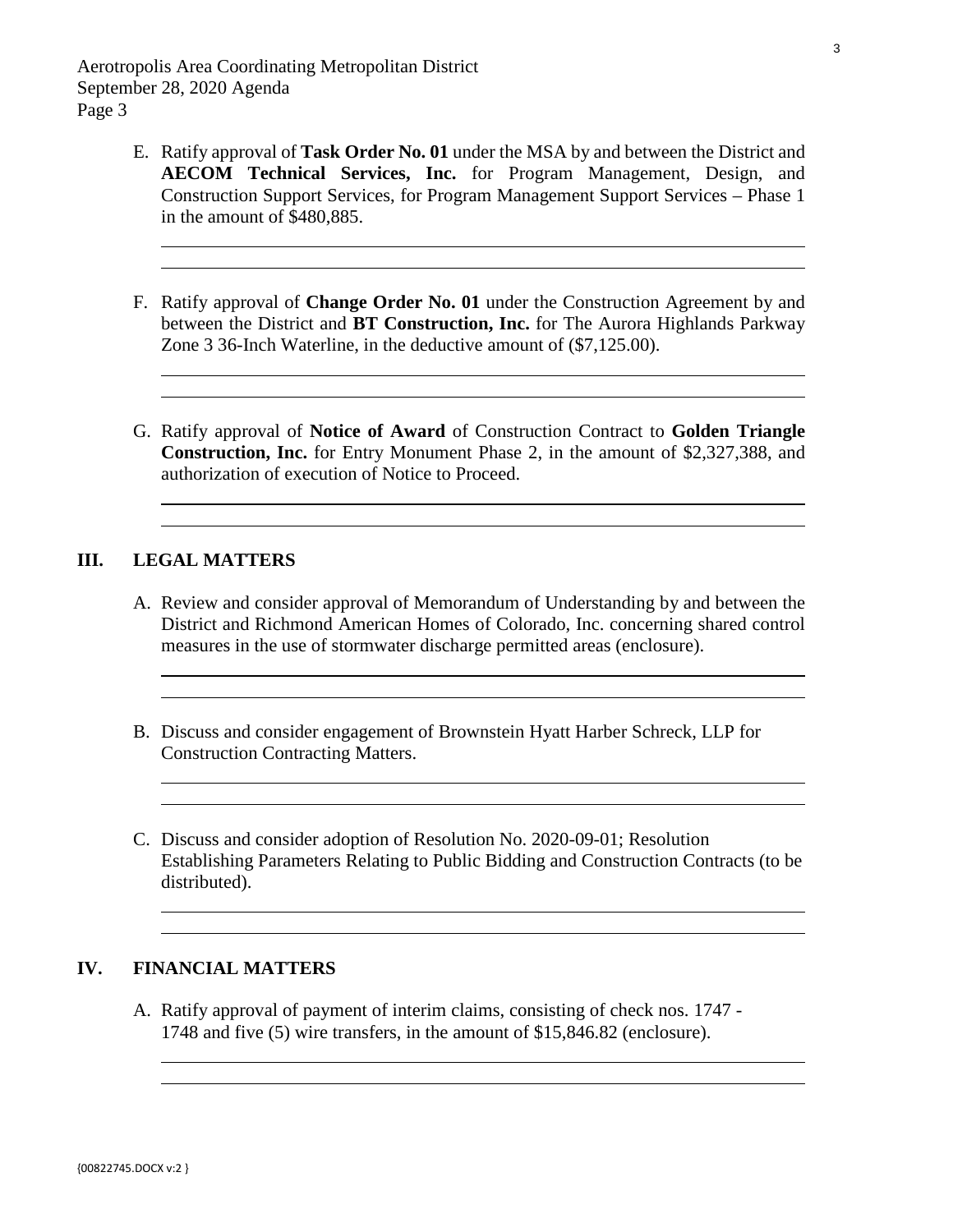E. Ratify approval of **Task Order No. 01** under the MSA by and between the District and **AECOM Technical Services, Inc.** for Program Management, Design, and Construction Support Services, for Program Management Support Services – Phase 1 in the amount of $480,885.

F. Ratify approval of **Change Order No. 01** under the Construction Agreement by and between the District and **BT Construction, Inc.** for The Aurora Highlands Parkway Zone 3 36-Inch Waterline, in the deductive amount of ($7,125.00).

G. Ratify approval of **Notice of Award** of Construction Contract to **Golden Triangle Construction, Inc.** for Entry Monument Phase 2, in the amount of $2,327,388, and authorization of execution of Notice to Proceed.

## III. LEGAL MATTERS

A. Review and consider approval of Memorandum of Understanding by and between the District and Richmond American Homes of Colorado, Inc. concerning shared control measures in the use of stormwater discharge permitted areas (enclosure).

B. Discuss and consider engagement of Brownstein Hyatt Harber Schreck, LLP for Construction Contracting Matters.

C. Discuss and consider adoption of Resolution No. 2020-09-01; Resolution Establishing Parameters Relating to Public Bidding and Construction Contracts (to be distributed).

## IV. FINANCIAL MATTERS

A. Ratify approval of payment of interim claims, consisting of check nos. 1747 - 1748 and five (5) wire transfers, in the amount of $15,846.82 (enclosure).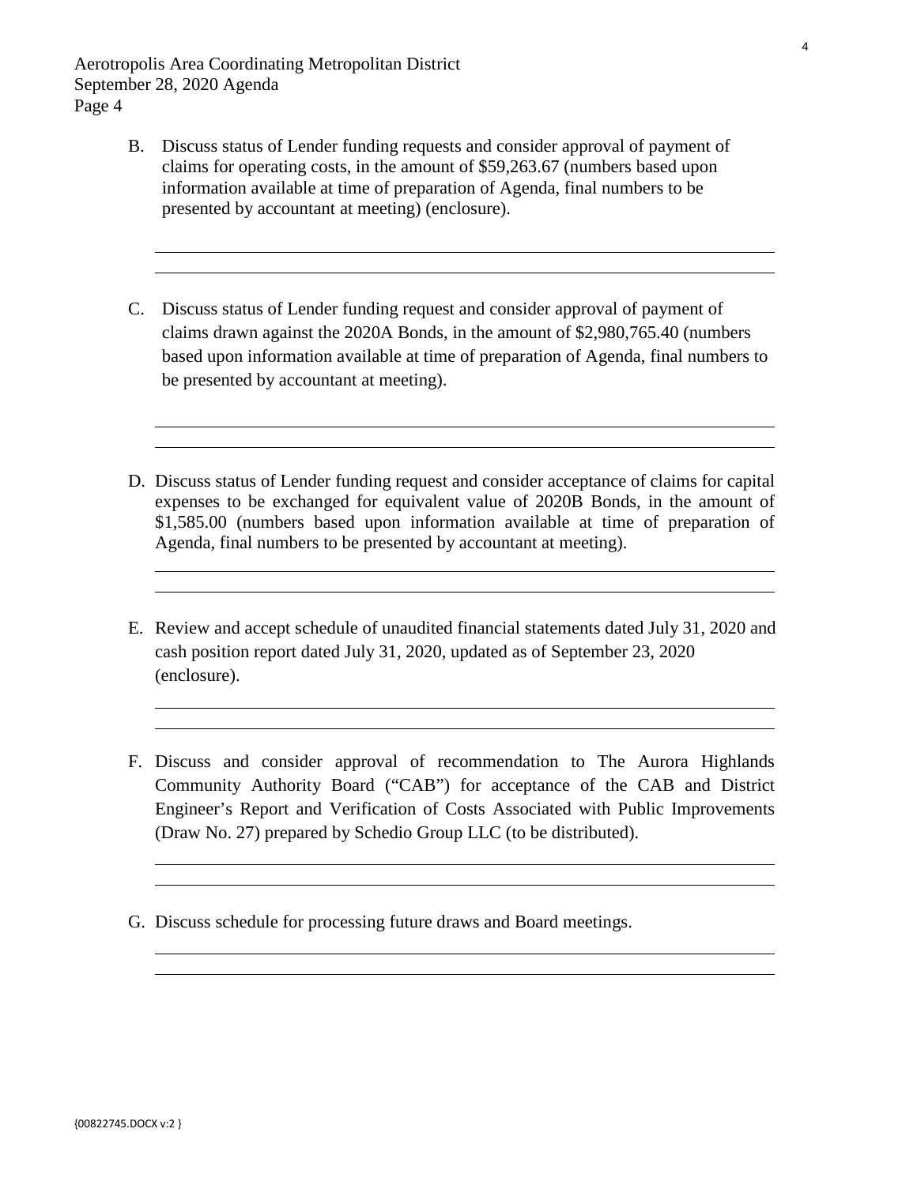B. Discuss status of Lender funding requests and consider approval of payment of claims for operating costs, in the amount of $59,263.67 (numbers based upon information available at time of preparation of Agenda, final numbers to be presented by accountant at meeting) (enclosure).

C. Discuss status of Lender funding request and consider approval of payment of claims drawn against the 2020A Bonds, in the amount of $2,980,765.40 (numbers based upon information available at time of preparation of Agenda, final numbers to be presented by accountant at meeting).

D. Discuss status of Lender funding request and consider acceptance of claims for capital expenses to be exchanged for equivalent value of 2020B Bonds, in the amount of $1,585.00 (numbers based upon information available at time of preparation of Agenda, final numbers to be presented by accountant at meeting).

E. Review and accept schedule of unaudited financial statements dated July 31, 2020 and cash position report dated July 31, 2020, updated as of September 23, 2020 (enclosure).

F. Discuss and consider approval of recommendation to The Aurora Highlands Community Authority Board ("CAB") for acceptance of the CAB and District Engineer's Report and Verification of Costs Associated with Public Improvements (Draw No. 27) prepared by Schedio Group LLC (to be distributed).

G. Discuss schedule for processing future draws and Board meetings.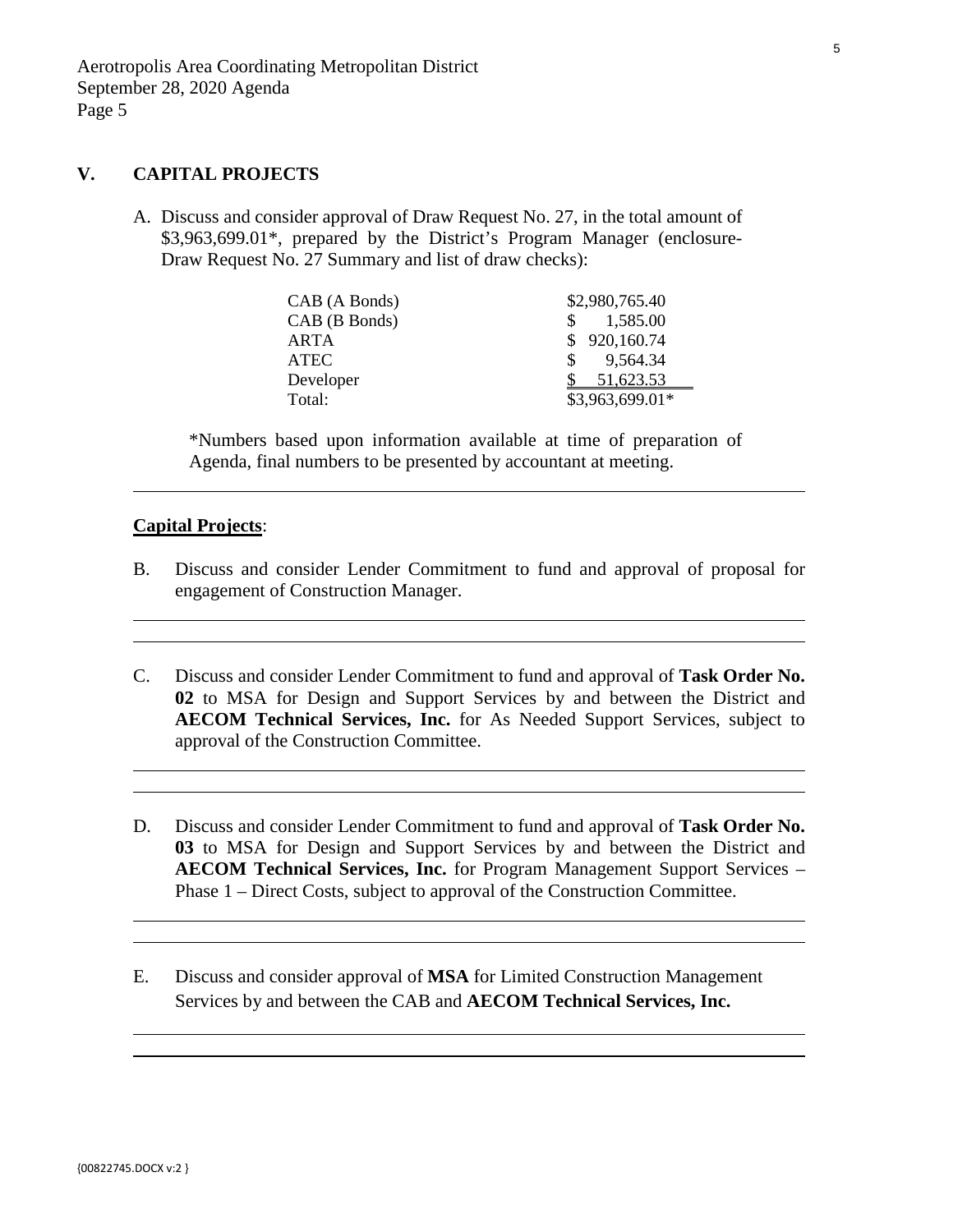## V. CAPITAL PROJECTS

A. Discuss and consider approval of Draw Request No. 27, in the total amount of $3,963,699.01*, prepared by the District's Program Manager (enclosure- Draw Request No. 27 Summary and list of draw checks):

| | |
|---|---|
| CAB (A Bonds) | $2,980,765.40 |
| CAB (B Bonds) | $ 1,585.00 |
| ARTA | $ 920,160.74 |
| ATEC | $ 9,564.34 |
| Developer | $ 51,623.53 |
| Total: | $3,963,699.01* |

*Numbers based upon information available at time of preparation of Agenda, final numbers to be presented by accountant at meeting.

**Capital Projects**:

B. Discuss and consider Lender Commitment to fund and approval of proposal for engagement of Construction Manager.

C. Discuss and consider Lender Commitment to fund and approval of **Task Order No. 02** to MSA for Design and Support Services by and between the District and **AECOM Technical Services, Inc.** for As Needed Support Services, subject to approval of the Construction Committee.

D. Discuss and consider Lender Commitment to fund and approval of **Task Order No. 03** to MSA for Design and Support Services by and between the District and **AECOM Technical Services, Inc.** for Program Management Support Services – Phase 1 – Direct Costs, subject to approval of the Construction Committee.

E. Discuss and consider approval of **MSA** for Limited Construction Management Services by and between the CAB and **AECOM Technical Services, Inc.**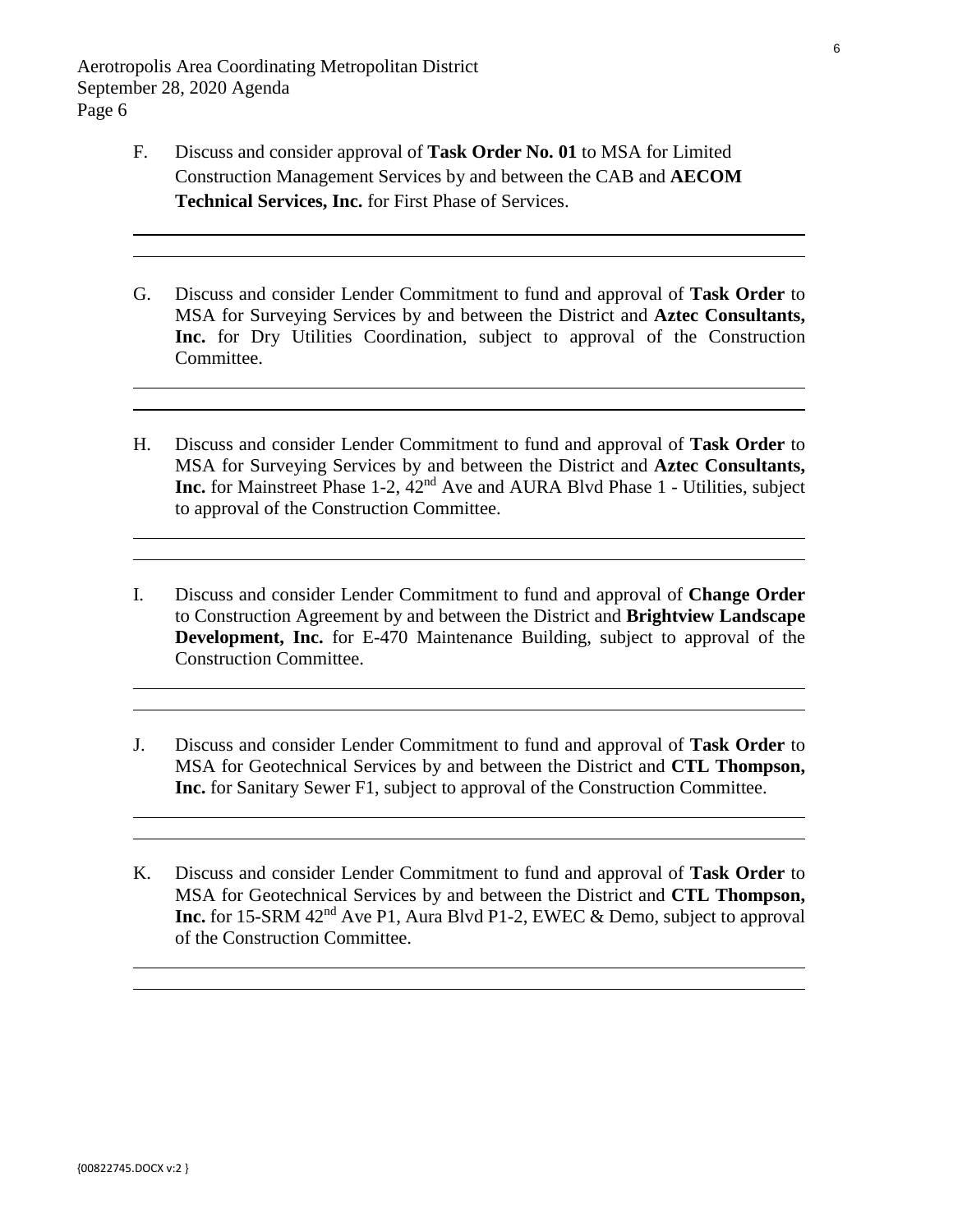F. Discuss and consider approval of **Task Order No. 01** to MSA for Limited Construction Management Services by and between the CAB and **AECOM Technical Services, Inc.** for First Phase of Services.

G. Discuss and consider Lender Commitment to fund and approval of **Task Order** to MSA for Surveying Services by and between the District and **Aztec Consultants, Inc.** for Dry Utilities Coordination, subject to approval of the Construction Committee.

H. Discuss and consider Lender Commitment to fund and approval of **Task Order** to MSA for Surveying Services by and between the District and **Aztec Consultants, Inc.** for Mainstreet Phase 1-2, 42nd Ave and AURA Blvd Phase 1 - Utilities, subject to approval of the Construction Committee.

I. Discuss and consider Lender Commitment to fund and approval of **Change Order** to Construction Agreement by and between the District and **Brightview Landscape Development, Inc.** for E-470 Maintenance Building, subject to approval of the Construction Committee.

J. Discuss and consider Lender Commitment to fund and approval of **Task Order** to MSA for Geotechnical Services by and between the District and **CTL Thompson, Inc.** for Sanitary Sewer F1, subject to approval of the Construction Committee.

K. Discuss and consider Lender Commitment to fund and approval of **Task Order** to MSA for Geotechnical Services by and between the District and **CTL Thompson, Inc.** for 15-SRM 42nd Ave P1, Aura Blvd P1-2, EWEC & Demo, subject to approval of the Construction Committee.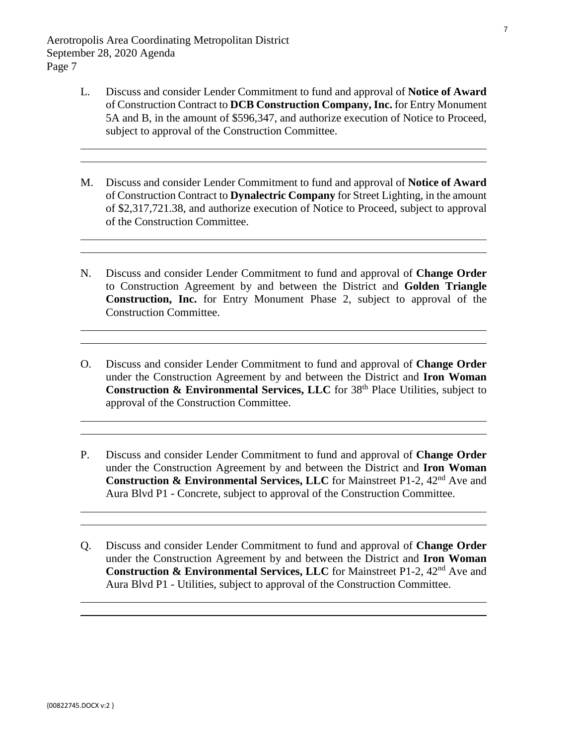L. Discuss and consider Lender Commitment to fund and approval of **Notice of Award** of Construction Contract to **DCB Construction Company, Inc.** for Entry Monument 5A and B, in the amount of $596,347, and authorize execution of Notice to Proceed, subject to approval of the Construction Committee.

M. Discuss and consider Lender Commitment to fund and approval of **Notice of Award** of Construction Contract to **Dynalectric Company** for Street Lighting, in the amount of $2,317,721.38, and authorize execution of Notice to Proceed, subject to approval of the Construction Committee.

N. Discuss and consider Lender Commitment to fund and approval of **Change Order** to Construction Agreement by and between the District and **Golden Triangle Construction, Inc.** for Entry Monument Phase 2, subject to approval of the Construction Committee.

O. Discuss and consider Lender Commitment to fund and approval of **Change Order** under the Construction Agreement by and between the District and **Iron Woman Construction & Environmental Services, LLC** for 38th Place Utilities, subject to approval of the Construction Committee.

P. Discuss and consider Lender Commitment to fund and approval of **Change Order** under the Construction Agreement by and between the District and **Iron Woman Construction & Environmental Services, LLC** for Mainstreet P1-2, 42nd Ave and Aura Blvd P1 - Concrete, subject to approval of the Construction Committee.

Q. Discuss and consider Lender Commitment to fund and approval of **Change Order** under the Construction Agreement by and between the District and **Iron Woman Construction & Environmental Services, LLC** for Mainstreet P1-2, 42nd Ave and Aura Blvd P1 - Utilities, subject to approval of the Construction Committee.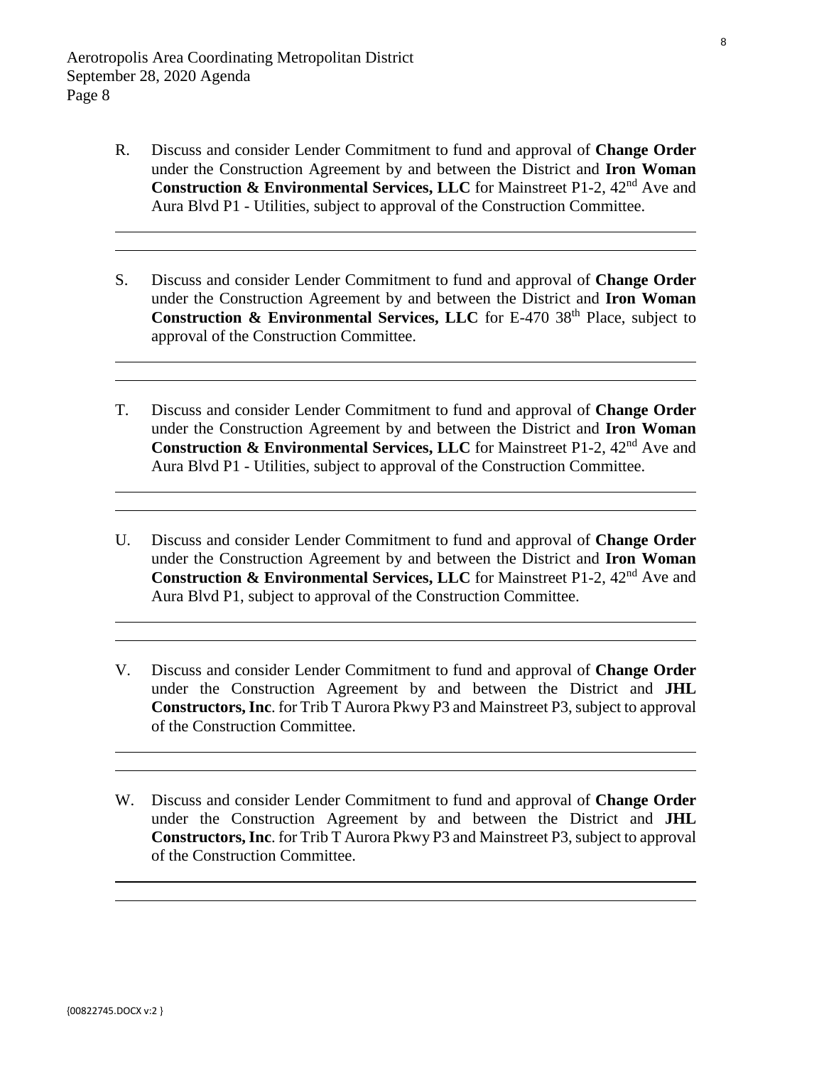R. Discuss and consider Lender Commitment to fund and approval of **Change Order** under the Construction Agreement by and between the District and **Iron Woman Construction & Environmental Services, LLC** for Mainstreet P1-2, 42nd Ave and Aura Blvd P1 - Utilities, subject to approval of the Construction Committee.

S. Discuss and consider Lender Commitment to fund and approval of **Change Order** under the Construction Agreement by and between the District and **Iron Woman Construction & Environmental Services, LLC** for E-470 38th Place, subject to approval of the Construction Committee.

T. Discuss and consider Lender Commitment to fund and approval of **Change Order** under the Construction Agreement by and between the District and **Iron Woman Construction & Environmental Services, LLC** for Mainstreet P1-2, 42nd Ave and Aura Blvd P1 - Utilities, subject to approval of the Construction Committee.

U. Discuss and consider Lender Commitment to fund and approval of **Change Order** under the Construction Agreement by and between the District and **Iron Woman Construction & Environmental Services, LLC** for Mainstreet P1-2, 42nd Ave and Aura Blvd P1, subject to approval of the Construction Committee.

V. Discuss and consider Lender Commitment to fund and approval of **Change Order** under the Construction Agreement by and between the District and **JHL Constructors, Inc**. for Trib T Aurora Pkwy P3 and Mainstreet P3, subject to approval of the Construction Committee.

W. Discuss and consider Lender Commitment to fund and approval of **Change Order** under the Construction Agreement by and between the District and **JHL Constructors, Inc**. for Trib T Aurora Pkwy P3 and Mainstreet P3, subject to approval of the Construction Committee.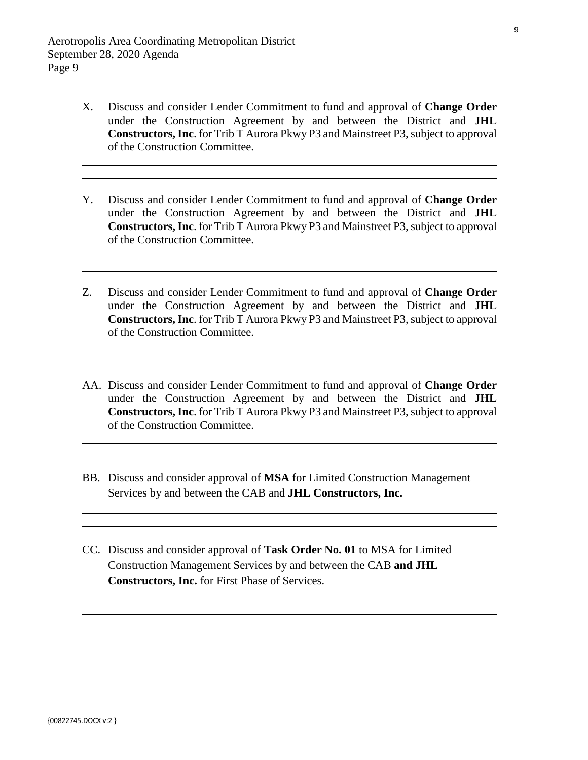X. Discuss and consider Lender Commitment to fund and approval of **Change Order** under the Construction Agreement by and between the District and **JHL Constructors, Inc**. for Trib T Aurora Pkwy P3 and Mainstreet P3, subject to approval of the Construction Committee.

Y. Discuss and consider Lender Commitment to fund and approval of **Change Order** under the Construction Agreement by and between the District and **JHL Constructors, Inc**. for Trib T Aurora Pkwy P3 and Mainstreet P3, subject to approval of the Construction Committee.

Z. Discuss and consider Lender Commitment to fund and approval of **Change Order** under the Construction Agreement by and between the District and **JHL Constructors, Inc**. for Trib T Aurora Pkwy P3 and Mainstreet P3, subject to approval of the Construction Committee.

AA. Discuss and consider Lender Commitment to fund and approval of **Change Order** under the Construction Agreement by and between the District and **JHL Constructors, Inc**. for Trib T Aurora Pkwy P3 and Mainstreet P3, subject to approval of the Construction Committee.

BB. Discuss and consider approval of **MSA** for Limited Construction Management Services by and between the CAB and **JHL Constructors, Inc.**

CC. Discuss and consider approval of **Task Order No. 01** to MSA for Limited Construction Management Services by and between the CAB **and JHL Constructors, Inc.** for First Phase of Services.

{00822745.DOCX v:2 }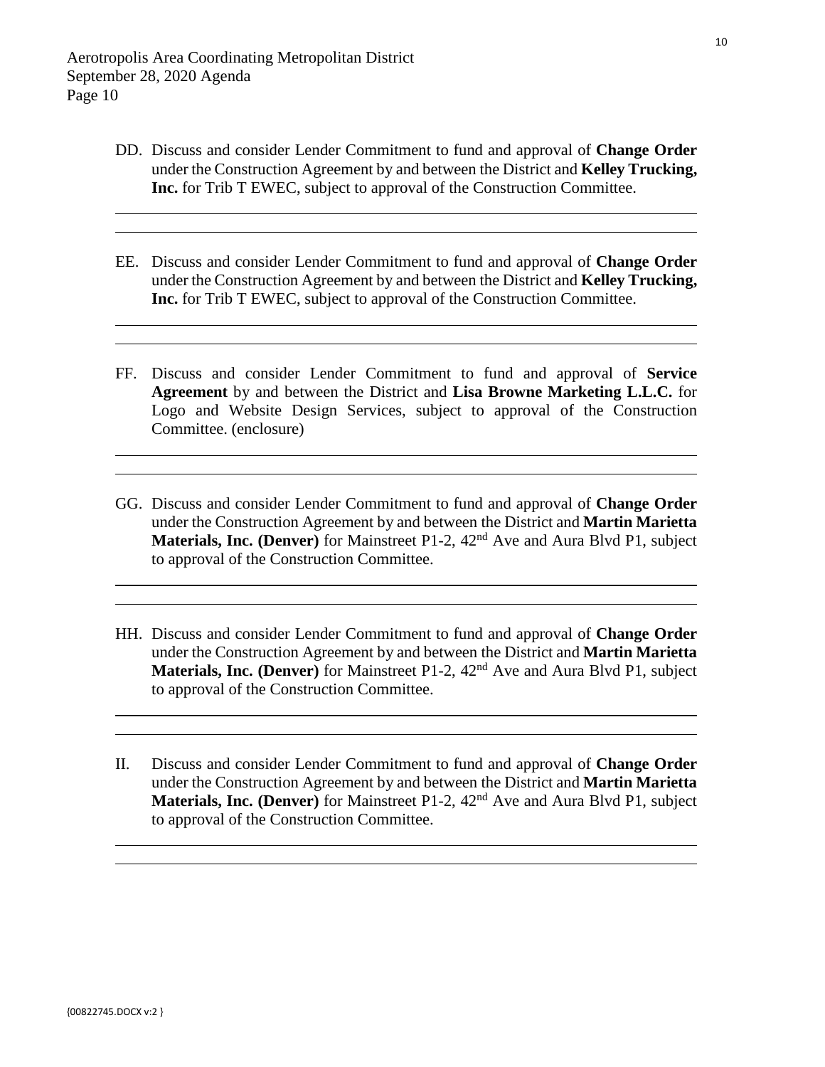DD. Discuss and consider Lender Commitment to fund and approval of **Change Order** under the Construction Agreement by and between the District and **Kelley Trucking, Inc.** for Trib T EWEC, subject to approval of the Construction Committee.

EE. Discuss and consider Lender Commitment to fund and approval of **Change Order** under the Construction Agreement by and between the District and **Kelley Trucking, Inc.** for Trib T EWEC, subject to approval of the Construction Committee.

FF. Discuss and consider Lender Commitment to fund and approval of **Service Agreement** by and between the District and **Lisa Browne Marketing L.L.C.** for Logo and Website Design Services, subject to approval of the Construction Committee. (enclosure)

GG. Discuss and consider Lender Commitment to fund and approval of **Change Order** under the Construction Agreement by and between the District and **Martin Marietta Materials, Inc. (Denver)** for Mainstreet P1-2, 42nd Ave and Aura Blvd P1, subject to approval of the Construction Committee.

HH. Discuss and consider Lender Commitment to fund and approval of **Change Order** under the Construction Agreement by and between the District and **Martin Marietta Materials, Inc. (Denver)** for Mainstreet P1-2, 42nd Ave and Aura Blvd P1, subject to approval of the Construction Committee.

II. Discuss and consider Lender Commitment to fund and approval of **Change Order** under the Construction Agreement by and between the District and **Martin Marietta Materials, Inc. (Denver)** for Mainstreet P1-2, 42nd Ave and Aura Blvd P1, subject to approval of the Construction Committee.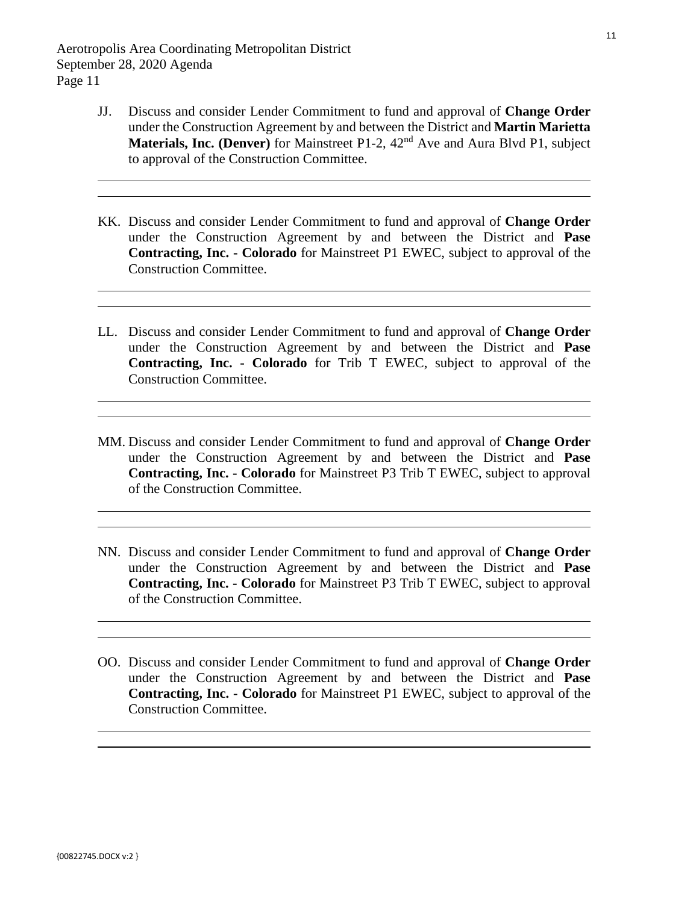JJ. Discuss and consider Lender Commitment to fund and approval of **Change Order** under the Construction Agreement by and between the District and **Martin Marietta Materials, Inc. (Denver)** for Mainstreet P1-2, 42nd Ave and Aura Blvd P1, subject to approval of the Construction Committee.

KK. Discuss and consider Lender Commitment to fund and approval of **Change Order** under the Construction Agreement by and between the District and **Pase Contracting, Inc. - Colorado** for Mainstreet P1 EWEC, subject to approval of the Construction Committee.

LL. Discuss and consider Lender Commitment to fund and approval of **Change Order** under the Construction Agreement by and between the District and **Pase Contracting, Inc. - Colorado** for Trib T EWEC, subject to approval of the Construction Committee.

MM. Discuss and consider Lender Commitment to fund and approval of **Change Order** under the Construction Agreement by and between the District and **Pase Contracting, Inc. - Colorado** for Mainstreet P3 Trib T EWEC, subject to approval of the Construction Committee.

NN. Discuss and consider Lender Commitment to fund and approval of **Change Order** under the Construction Agreement by and between the District and **Pase Contracting, Inc. - Colorado** for Mainstreet P3 Trib T EWEC, subject to approval of the Construction Committee.

OO. Discuss and consider Lender Commitment to fund and approval of **Change Order** under the Construction Agreement by and between the District and **Pase Contracting, Inc. - Colorado** for Mainstreet P1 EWEC, subject to approval of the Construction Committee.

{00822745.DOCX v:2 }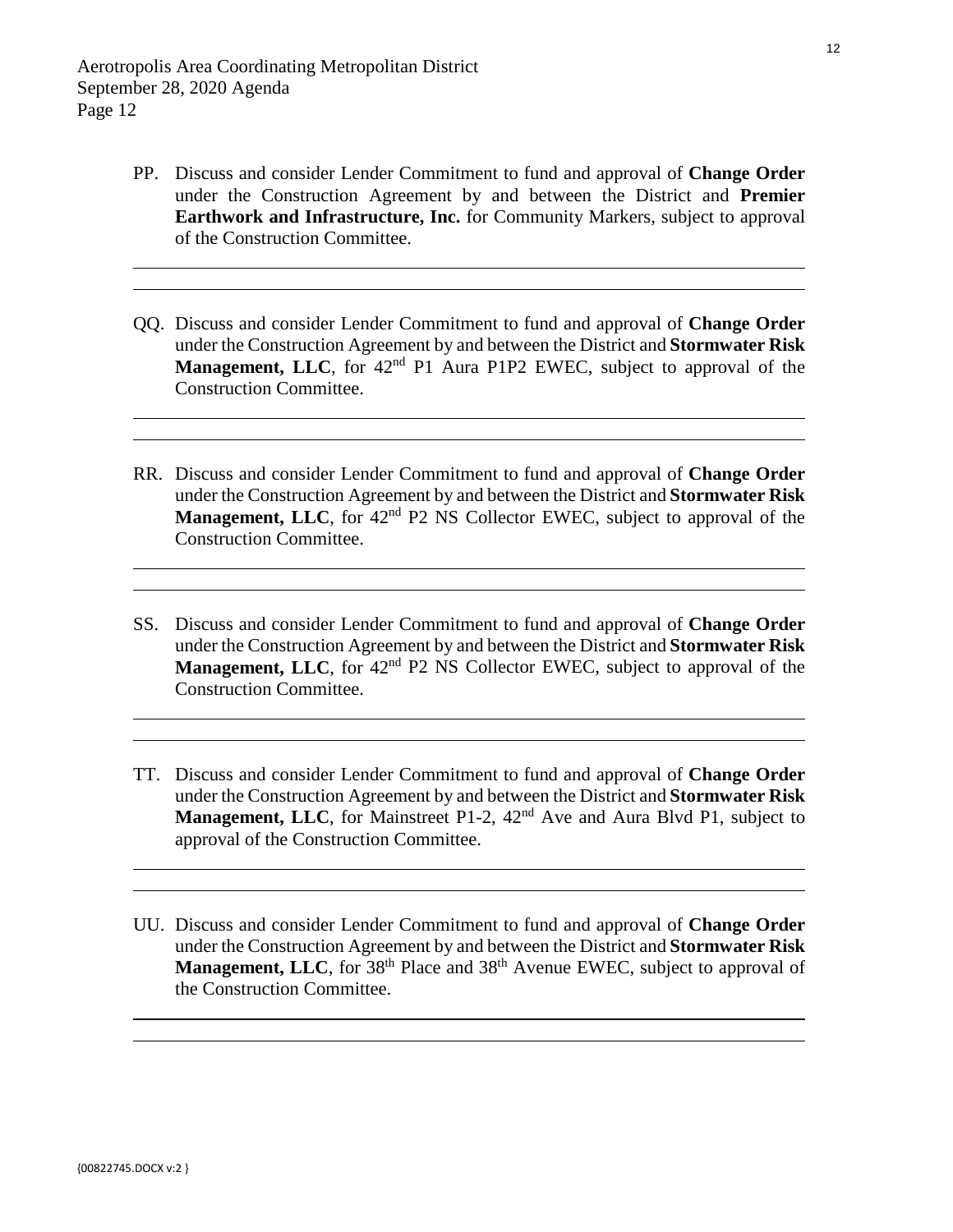PP. Discuss and consider Lender Commitment to fund and approval of **Change Order** under the Construction Agreement by and between the District and **Premier Earthwork and Infrastructure, Inc.** for Community Markers, subject to approval of the Construction Committee.

QQ. Discuss and consider Lender Commitment to fund and approval of **Change Order** under the Construction Agreement by and between the District and **Stormwater Risk Management, LLC**, for 42nd P1 Aura P1P2 EWEC, subject to approval of the Construction Committee.

RR. Discuss and consider Lender Commitment to fund and approval of **Change Order** under the Construction Agreement by and between the District and **Stormwater Risk Management, LLC**, for 42nd P2 NS Collector EWEC, subject to approval of the Construction Committee.

SS. Discuss and consider Lender Commitment to fund and approval of **Change Order** under the Construction Agreement by and between the District and **Stormwater Risk Management, LLC**, for 42nd P2 NS Collector EWEC, subject to approval of the Construction Committee.

TT. Discuss and consider Lender Commitment to fund and approval of **Change Order** under the Construction Agreement by and between the District and **Stormwater Risk Management, LLC**, for Mainstreet P1-2, 42nd Ave and Aura Blvd P1, subject to approval of the Construction Committee.

UU. Discuss and consider Lender Commitment to fund and approval of **Change Order** under the Construction Agreement by and between the District and **Stormwater Risk Management, LLC**, for 38th Place and 38th Avenue EWEC, subject to approval of the Construction Committee.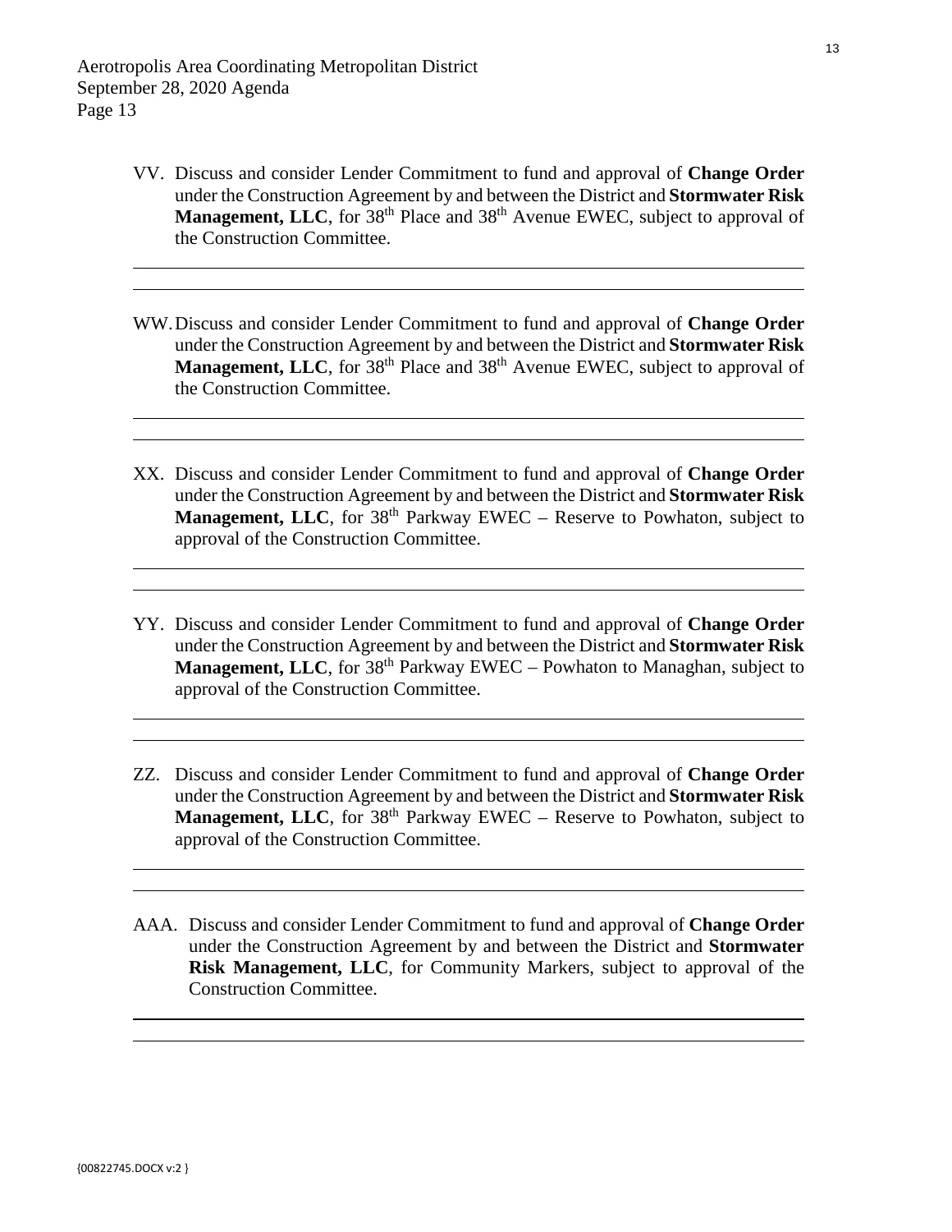VV. Discuss and consider Lender Commitment to fund and approval of **Change Order** under the Construction Agreement by and between the District and **Stormwater Risk Management, LLC**, for 38th Place and 38th Avenue EWEC, subject to approval of the Construction Committee.

WW. Discuss and consider Lender Commitment to fund and approval of **Change Order** under the Construction Agreement by and between the District and **Stormwater Risk Management, LLC**, for 38th Place and 38th Avenue EWEC, subject to approval of the Construction Committee.

XX. Discuss and consider Lender Commitment to fund and approval of **Change Order** under the Construction Agreement by and between the District and **Stormwater Risk Management, LLC**, for 38th Parkway EWEC – Reserve to Powhaton, subject to approval of the Construction Committee.

YY. Discuss and consider Lender Commitment to fund and approval of **Change Order** under the Construction Agreement by and between the District and **Stormwater Risk Management, LLC**, for 38th Parkway EWEC – Powhaton to Managhan, subject to approval of the Construction Committee.

ZZ. Discuss and consider Lender Commitment to fund and approval of **Change Order** under the Construction Agreement by and between the District and **Stormwater Risk Management, LLC**, for 38th Parkway EWEC – Reserve to Powhaton, subject to approval of the Construction Committee.

AAA. Discuss and consider Lender Commitment to fund and approval of **Change Order** under the Construction Agreement by and between the District and **Stormwater Risk Management, LLC**, for Community Markers, subject to approval of the Construction Committee.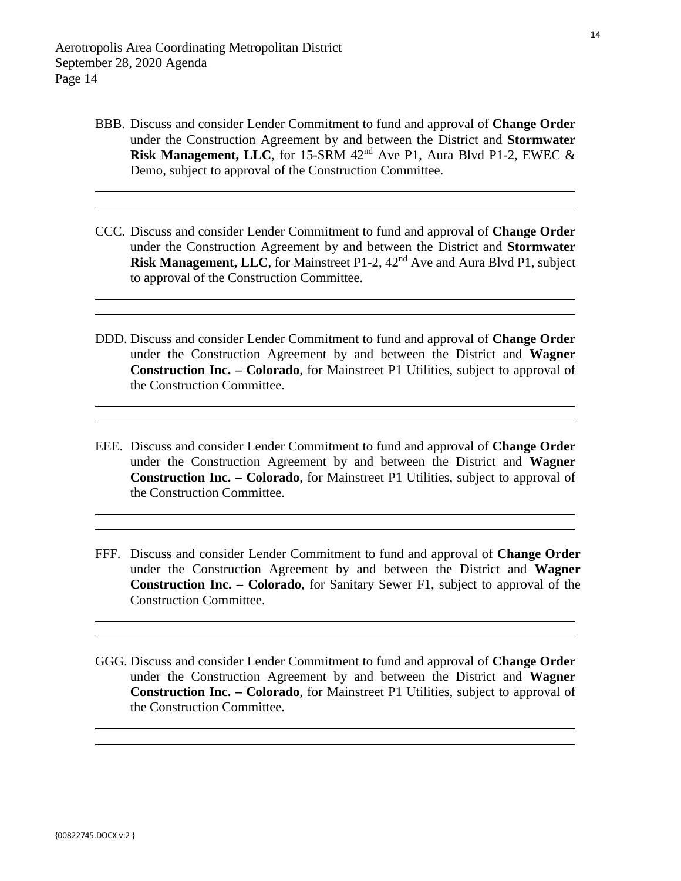BBB. Discuss and consider Lender Commitment to fund and approval of **Change Order** under the Construction Agreement by and between the District and **Stormwater Risk Management, LLC**, for 15-SRM 42nd Ave P1, Aura Blvd P1-2, EWEC & Demo, subject to approval of the Construction Committee.

CCC. Discuss and consider Lender Commitment to fund and approval of **Change Order** under the Construction Agreement by and between the District and **Stormwater Risk Management, LLC**, for Mainstreet P1-2, 42nd Ave and Aura Blvd P1, subject to approval of the Construction Committee.

DDD. Discuss and consider Lender Commitment to fund and approval of **Change Order** under the Construction Agreement by and between the District and **Wagner Construction Inc. – Colorado**, for Mainstreet P1 Utilities, subject to approval of the Construction Committee.

EEE. Discuss and consider Lender Commitment to fund and approval of **Change Order** under the Construction Agreement by and between the District and **Wagner Construction Inc. – Colorado**, for Mainstreet P1 Utilities, subject to approval of the Construction Committee.

FFF. Discuss and consider Lender Commitment to fund and approval of **Change Order** under the Construction Agreement by and between the District and **Wagner Construction Inc. – Colorado**, for Sanitary Sewer F1, subject to approval of the Construction Committee.

GGG. Discuss and consider Lender Commitment to fund and approval of **Change Order** under the Construction Agreement by and between the District and **Wagner Construction Inc. – Colorado**, for Mainstreet P1 Utilities, subject to approval of the Construction Committee.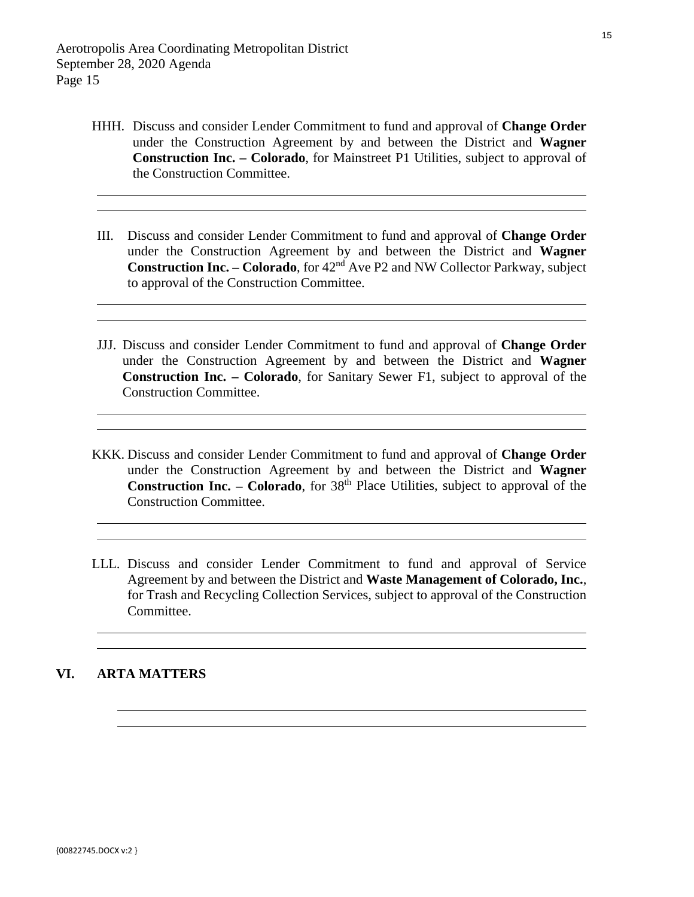HHH. Discuss and consider Lender Commitment to fund and approval of **Change Order** under the Construction Agreement by and between the District and **Wagner Construction Inc. – Colorado**, for Mainstreet P1 Utilities, subject to approval of the Construction Committee.

III. Discuss and consider Lender Commitment to fund and approval of **Change Order** under the Construction Agreement by and between the District and **Wagner Construction Inc. – Colorado**, for 42nd Ave P2 and NW Collector Parkway, subject to approval of the Construction Committee.

JJJ. Discuss and consider Lender Commitment to fund and approval of **Change Order** under the Construction Agreement by and between the District and **Wagner Construction Inc. – Colorado**, for Sanitary Sewer F1, subject to approval of the Construction Committee.

KKK. Discuss and consider Lender Commitment to fund and approval of **Change Order** under the Construction Agreement by and between the District and **Wagner Construction Inc. – Colorado**, for 38th Place Utilities, subject to approval of the Construction Committee.

LLL. Discuss and consider Lender Commitment to fund and approval of Service Agreement by and between the District and **Waste Management of Colorado, Inc.**, for Trash and Recycling Collection Services, subject to approval of the Construction Committee.

## VI. ARTA MATTERS

{00822745.DOCX v:2 }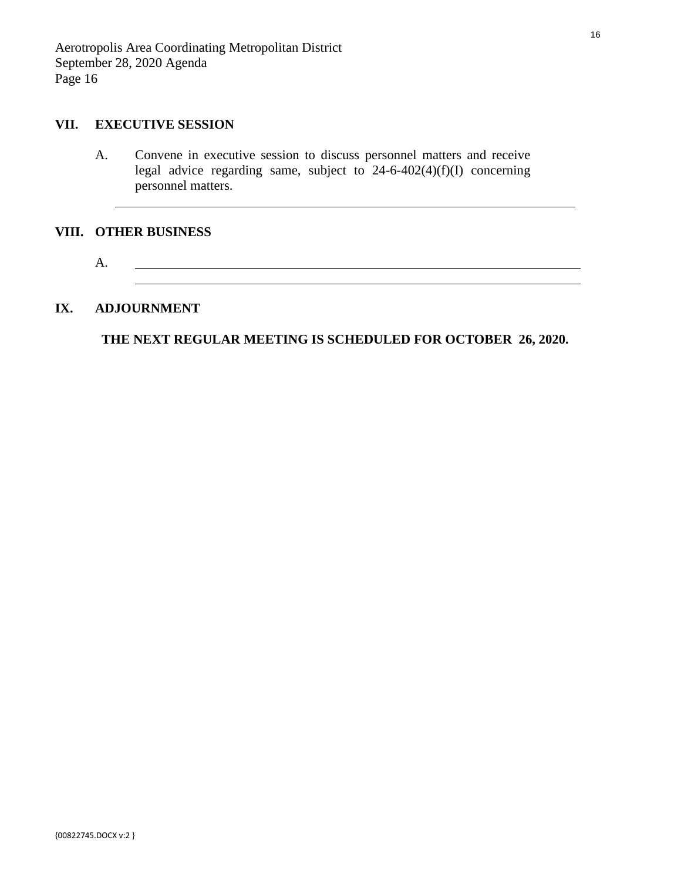## VII. EXECUTIVE SESSION

A. Convene in executive session to discuss personnel matters and receive legal advice regarding same, subject to 24-6-402(4)(f)(I) concerning personnel matters.

______________________________________________________________________

## VIII. OTHER BUSINESS

A. ______________________________________________________________________

______________________________________________________________________

## IX. ADJOURNMENT

**THE NEXT REGULAR MEETING IS SCHEDULED FOR OCTOBER 26, 2020.**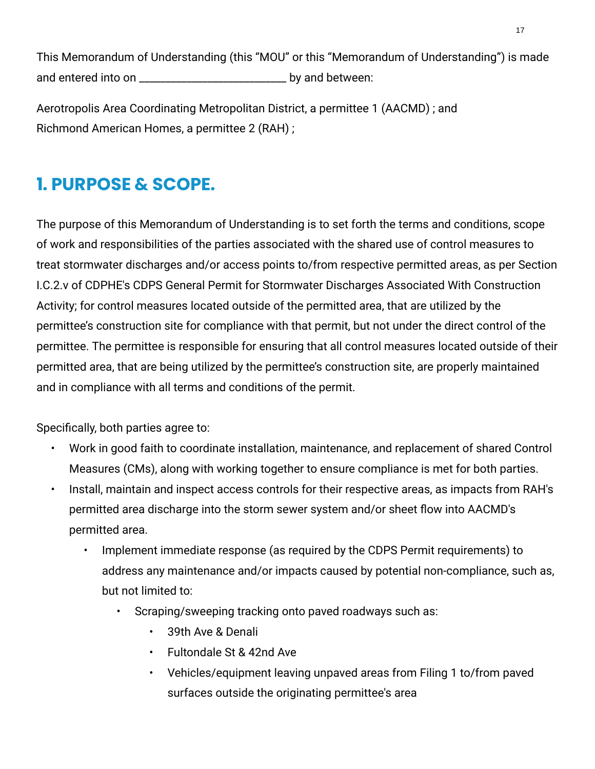This Memorandum of Understanding (this "MOU" or this "Memorandum of Understanding") is made and entered into on ___________________________ by and between:

Aerotropolis Area Coordinating Metropolitan District, a permittee 1 (AACMD) ; and
Richmond American Homes, a permittee 2 (RAH) ;

## 1. PURPOSE & SCOPE.

The purpose of this Memorandum of Understanding is to set forth the terms and conditions, scope of work and responsibilities of the parties associated with the shared use of control measures to treat stormwater discharges and/or access points to/from respective permitted areas, as per Section I.C.2.v of CDPHE's CDPS General Permit for Stormwater Discharges Associated With Construction Activity; for control measures located outside of the permitted area, that are utilized by the permittee's construction site for compliance with that permit, but not under the direct control of the permittee. The permittee is responsible for ensuring that all control measures located outside of their permitted area, that are being utilized by the permittee's construction site, are properly maintained and in compliance with all terms and conditions of the permit.

Specifically, both parties agree to:

- Work in good faith to coordinate installation, maintenance, and replacement of shared Control Measures (CMs), along with working together to ensure compliance is met for both parties.
- Install, maintain and inspect access controls for their respective areas, as impacts from RAH's permitted area discharge into the storm sewer system and/or sheet flow into AACMD's permitted area.
  - Implement immediate response (as required by the CDPS Permit requirements) to address any maintenance and/or impacts caused by potential non-compliance, such as, but not limited to:
    - Scraping/sweeping tracking onto paved roadways such as:
      - 39th Ave & Denali
      - Fultondale St & 42nd Ave
      - Vehicles/equipment leaving unpaved areas from Filing 1 to/from paved surfaces outside the originating permittee's area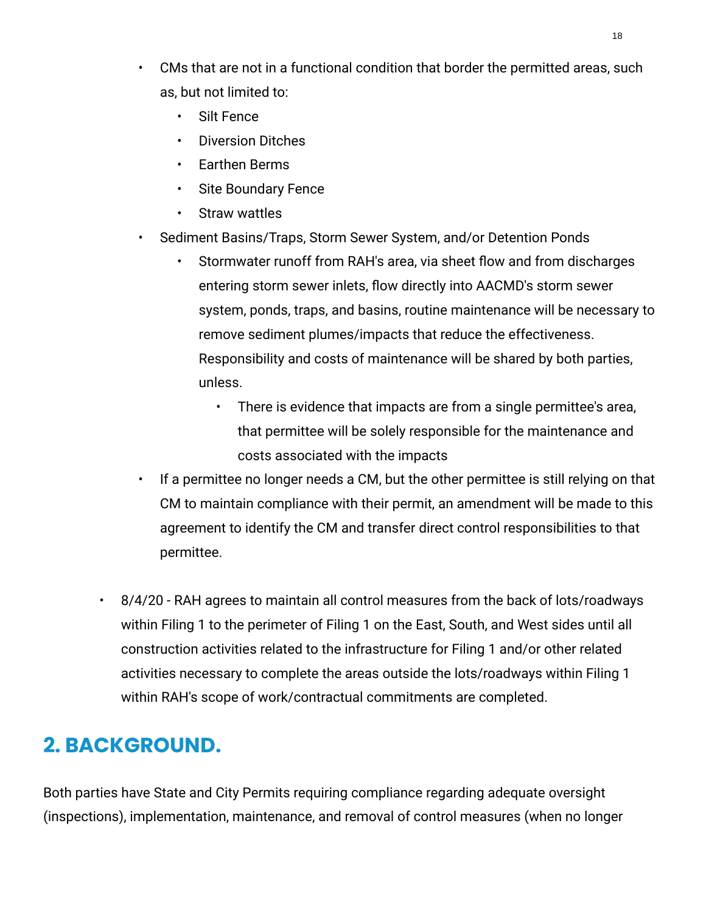- CMs that are not in a functional condition that border the permitted areas, such as, but not limited to:
    - Silt Fence
    - Diversion Ditches
    - Earthen Berms
    - Site Boundary Fence
    - Straw wattles
- Sediment Basins/Traps, Storm Sewer System, and/or Detention Ponds
    - Stormwater runoff from RAH's area, via sheet flow and from discharges entering storm sewer inlets, flow directly into AACMD's storm sewer system, ponds, traps, and basins, routine maintenance will be necessary to remove sediment plumes/impacts that reduce the effectiveness. Responsibility and costs of maintenance will be shared by both parties, unless.
        - There is evidence that impacts are from a single permittee's area, that permittee will be solely responsible for the maintenance and costs associated with the impacts
- If a permittee no longer needs a CM, but the other permittee is still relying on that CM to maintain compliance with their permit, an amendment will be made to this agreement to identify the CM and transfer direct control responsibilities to that permittee.

- 8/4/20 - RAH agrees to maintain all control measures from the back of lots/roadways within Filing 1 to the perimeter of Filing 1 on the East, South, and West sides until all construction activities related to the infrastructure for Filing 1 and/or other related activities necessary to complete the areas outside the lots/roadways within Filing 1 within RAH's scope of work/contractual commitments are completed.

## 2. BACKGROUND.

Both parties have State and City Permits requiring compliance regarding adequate oversight (inspections), implementation, maintenance, and removal of control measures (when no longer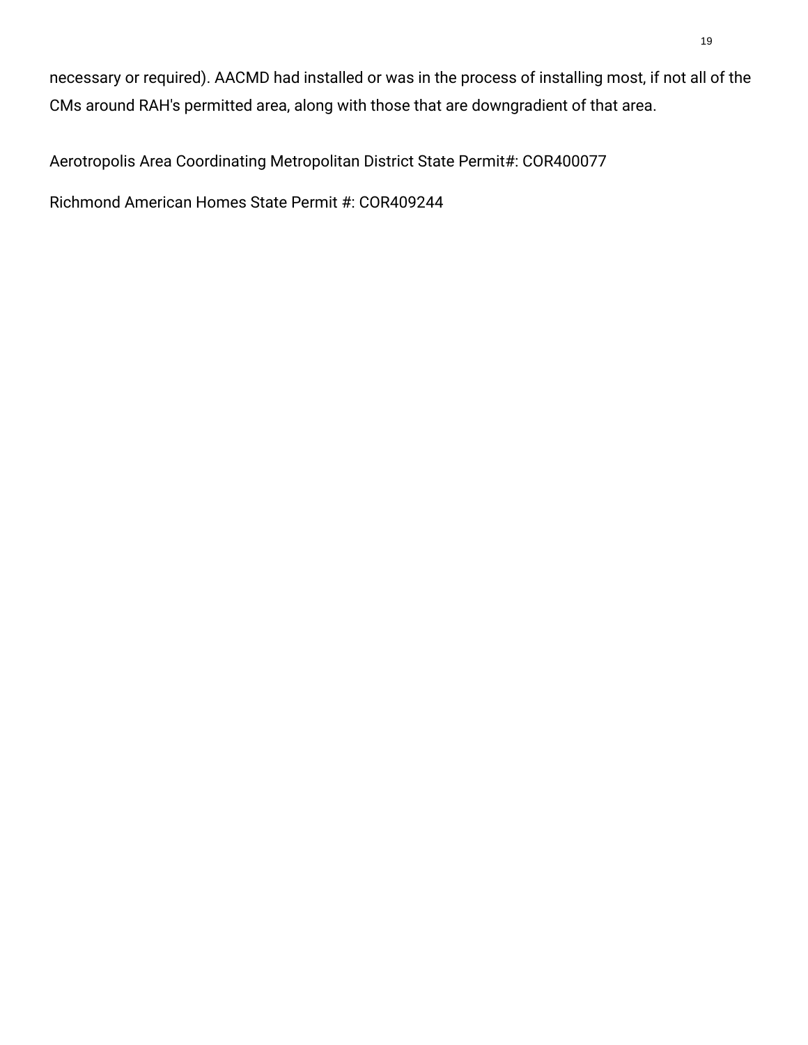necessary or required). AACMD had installed or was in the process of installing most, if not all of the CMs around RAH's permitted area, along with those that are downgradient of that area.

Aerotropolis Area Coordinating Metropolitan District State Permit#: COR400077

Richmond American Homes State Permit #: COR409244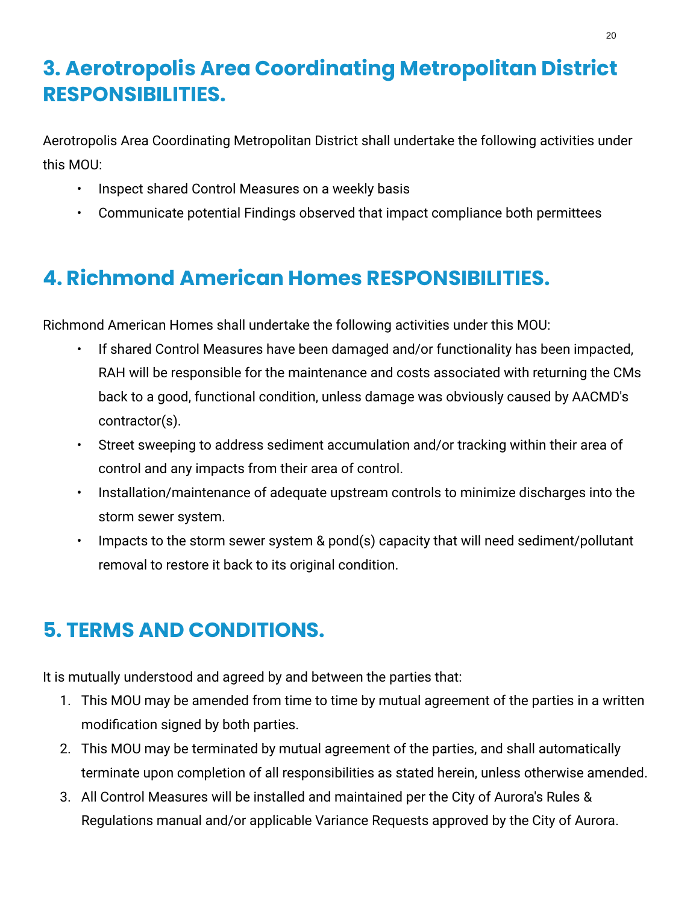## 3. Aerotropolis Area Coordinating Metropolitan District RESPONSIBILITIES.

Aerotropolis Area Coordinating Metropolitan District shall undertake the following activities under this MOU:

- Inspect shared Control Measures on a weekly basis
- Communicate potential Findings observed that impact compliance both permittees

## 4. Richmond American Homes RESPONSIBILITIES.

Richmond American Homes shall undertake the following activities under this MOU:

- If shared Control Measures have been damaged and/or functionality has been impacted, RAH will be responsible for the maintenance and costs associated with returning the CMs back to a good, functional condition, unless damage was obviously caused by AACMD's contractor(s).
- Street sweeping to address sediment accumulation and/or tracking within their area of control and any impacts from their area of control.
- Installation/maintenance of adequate upstream controls to minimize discharges into the storm sewer system.
- Impacts to the storm sewer system & pond(s) capacity that will need sediment/pollutant removal to restore it back to its original condition.

## 5. TERMS AND CONDITIONS.

It is mutually understood and agreed by and between the parties that:

1. This MOU may be amended from time to time by mutual agreement of the parties in a written modification signed by both parties.
2. This MOU may be terminated by mutual agreement of the parties, and shall automatically terminate upon completion of all responsibilities as stated herein, unless otherwise amended.
3. All Control Measures will be installed and maintained per the City of Aurora's Rules & Regulations manual and/or applicable Variance Requests approved by the City of Aurora.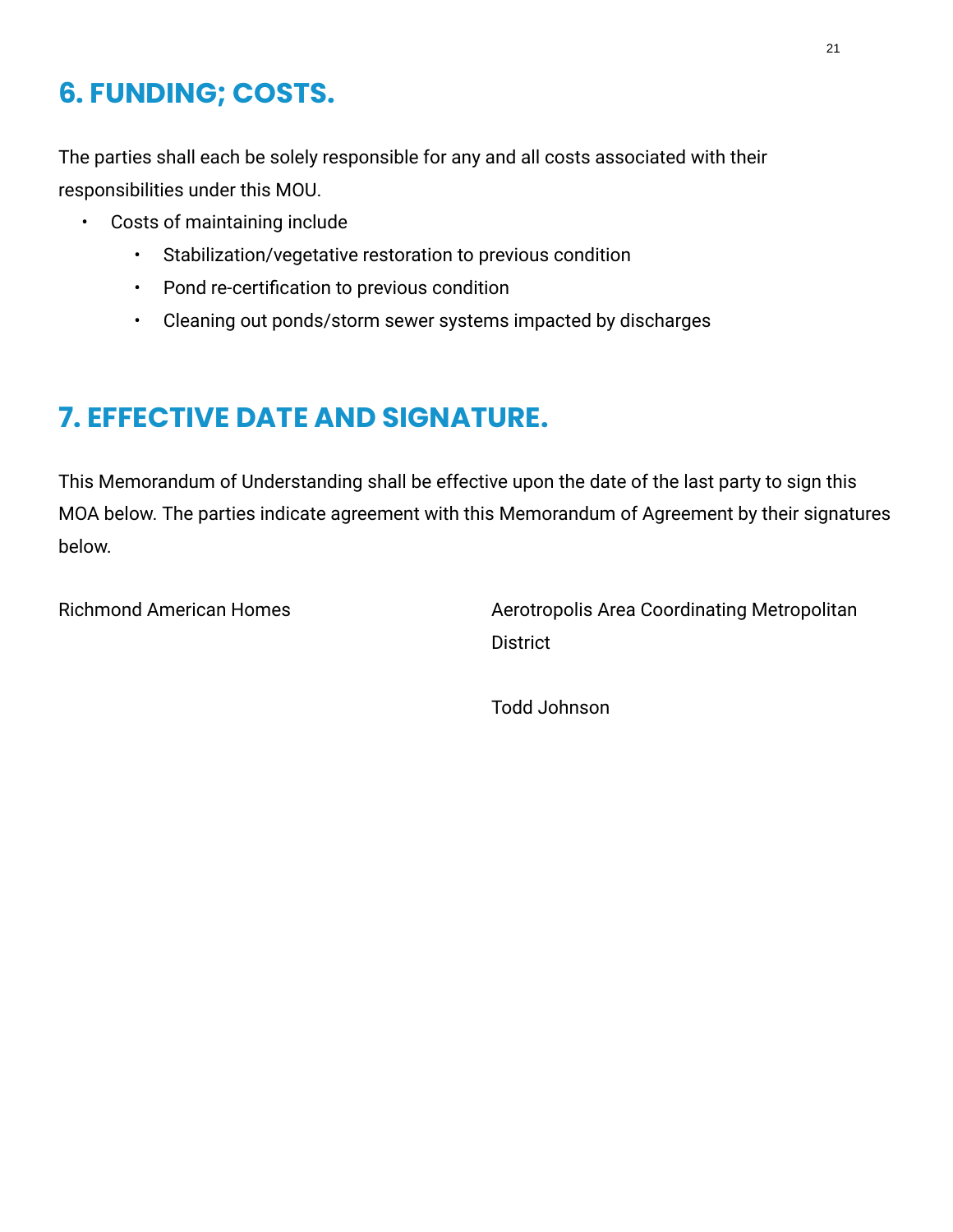## 6. FUNDING; COSTS.

The parties shall each be solely responsible for any and all costs associated with their responsibilities under this MOU.

- Costs of maintaining include
  - Stabilization/vegetative restoration to previous condition
  - Pond re-certification to previous condition
  - Cleaning out ponds/storm sewer systems impacted by discharges

## 7. EFFECTIVE DATE AND SIGNATURE.

This Memorandum of Understanding shall be effective upon the date of the last party to sign this MOA below. The parties indicate agreement with this Memorandum of Agreement by their signatures below.

Richmond American Homes

Aerotropolis Area Coordinating Metropolitan District

Todd Johnson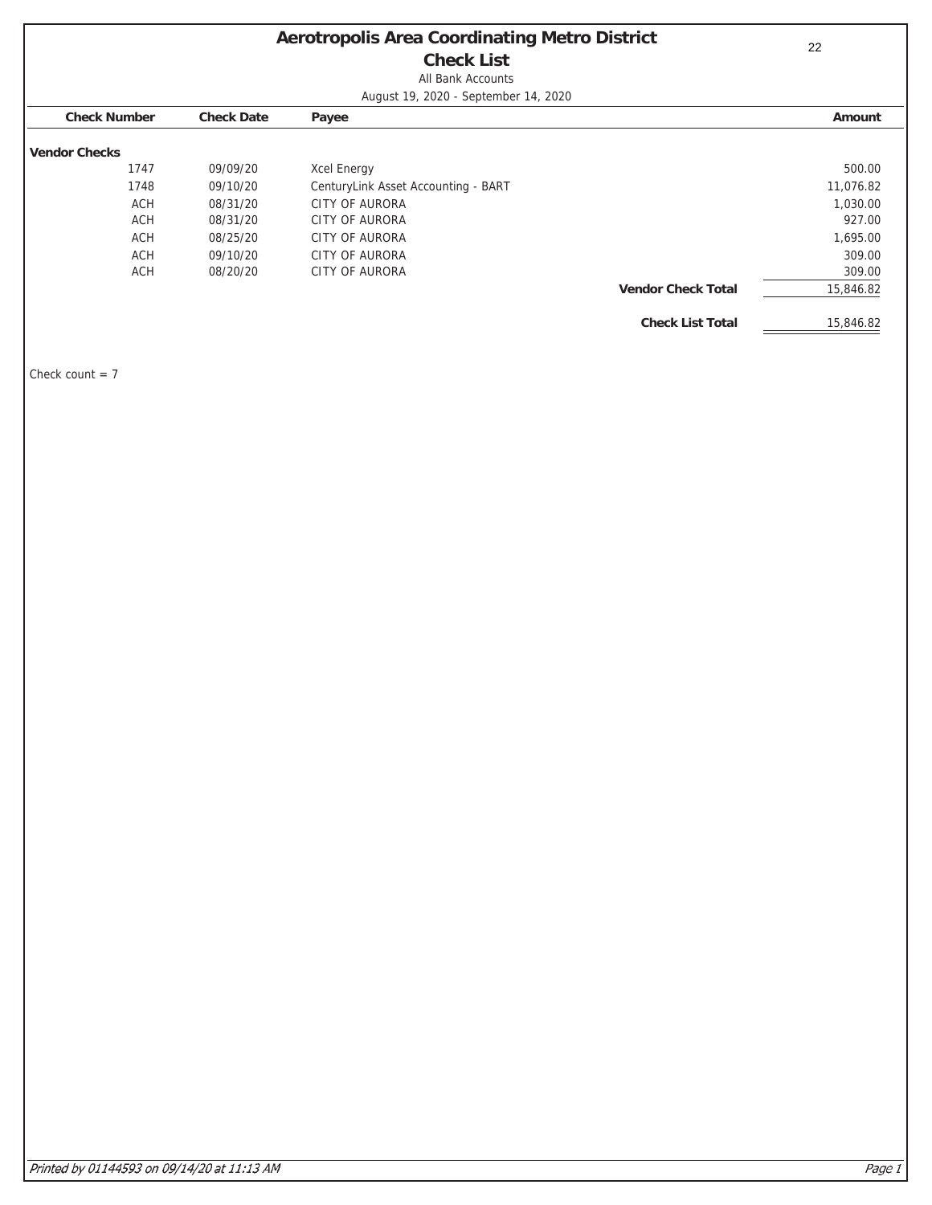# Aerotropolis Area Coordinating Metro District

## Check List

All Bank Accounts

August 19, 2020 - September 14, 2020

| Check Number | Check Date | Payee | | Amount |
|---|---|---|---|---|
| **Vendor Checks** | | | | |
| 1747 | 09/09/20 | Xcel Energy | | 500.00 |
| 1748 | 09/10/20 | CenturyLink Asset Accounting - BART | | 11,076.82 |
| ACH | 08/31/20 | CITY OF AURORA | | 1,030.00 |
| ACH | 08/31/20 | CITY OF AURORA | | 927.00 |
| ACH | 08/25/20 | CITY OF AURORA | | 1,695.00 |
| ACH | 09/10/20 | CITY OF AURORA | | 309.00 |
| ACH | 08/20/20 | CITY OF AURORA | | 309.00 |
| | | | **Vendor Check Total** | 15,846.82 |
| | | | **Check List Total** | 15,846.82 |

Check count = 7

*Printed by 01144593 on 09/14/20 at 11:13 AM*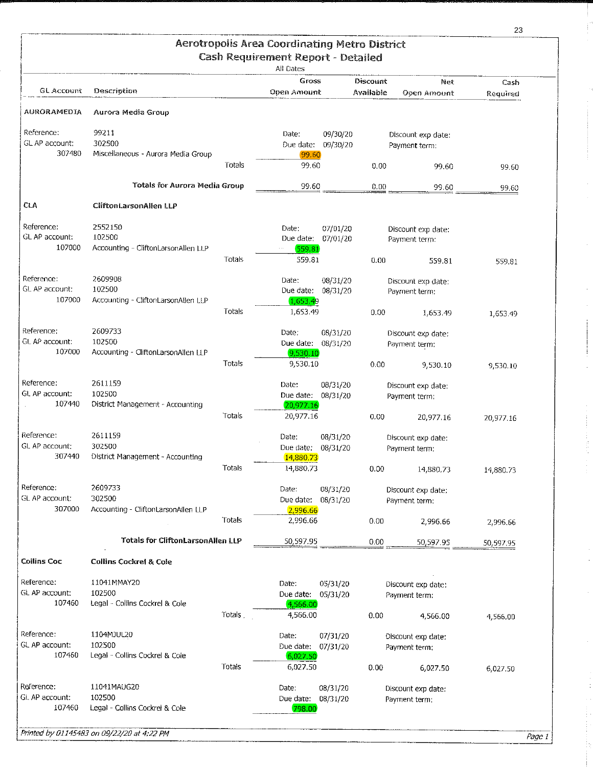# Aerotropolis Area Coordinating Metro District

## Cash Requirement Report - Detailed

All Dates

| GL Account | Description | | Gross Open Amount | Discount Available | Net Open Amount | Cash Required |
|---|---|---|---|---|---|---|
| **AURORAMEDIA** | **Aurora Media Group** | | | | | |
| Reference: | 99211 | | Date: 09/30/20 | | Discount exp date: | |
| GL AP account: | 302500 | | Due date: 09/30/20 | | Payment term: | |
| 307480 | Miscellaneous - Aurora Media Group | | 99.60 | | | |
| | | Totals | 99.60 | 0.00 | 99.60 | 99.60 |
| | **Totals for Aurora Media Group** | | 99.60 | 0.00 | 99.60 | 99.60 |
| **CLA** | **CliftonLarsonAllen LLP** | | | | | |
| Reference: | 2552150 | | Date: 07/01/20 | | Discount exp date: | |
| GL AP account: | 102500 | | Due date: 07/01/20 | | Payment term: | |
| 107000 | Accounting - CliftonLarsonAllen LLP | | 559.81 | | | |
| | | Totals | 559.81 | 0.00 | 559.81 | 559.81 |
| Reference: | 2609908 | | Date: 08/31/20 | | Discount exp date: | |
| GL AP account: | 102500 | | Due date: 08/31/20 | | Payment term: | |
| 107000 | Accounting - CliftonLarsonAllen LLP | | 1,653.49 | | | |
| | | Totals | 1,653.49 | 0.00 | 1,653.49 | 1,653.49 |
| Reference: | 2609733 | | Date: 08/31/20 | | Discount exp date: | |
| GL AP account: | 102500 | | Due date: 08/31/20 | | Payment term: | |
| 107000 | Accounting - CliftonLarsonAllen LLP | | 9,530.10 | | | |
| | | Totals | 9,530.10 | 0.00 | 9,530.10 | 9,530.10 |
| Reference: | 2611159 | | Date: 08/31/20 | | Discount exp date: | |
| GL AP account: | 102500 | | Due date: 08/31/20 | | Payment term: | |
| 107440 | District Management - Accounting | | 20,977.16 | | | |
| | | Totals | 20,977.16 | 0.00 | 20,977.16 | 20,977.16 |
| Reference: | 2611159 | | Date: 08/31/20 | | Discount exp date: | |
| GL AP account: | 302500 | | Due date: 08/31/20 | | Payment term: | |
| 307440 | District Management - Accounting | | 14,880.73 | | | |
| | | Totals | 14,880.73 | 0.00 | 14,880.73 | 14,880.73 |
| Reference: | 2609733 | | Date: 08/31/20 | | Discount exp date: | |
| GL AP account: | 302500 | | Due date: 08/31/20 | | Payment term: | |
| 307000 | Accounting - CliftonLarsonAllen LLP | | 2,996.66 | | | |
| | | Totals | 2,996.66 | 0.00 | 2,996.66 | 2,996.66 |
| | **Totals for CliftonLarsonAllen LLP** | | 50,597.95 | 0.00 | 50,597.95 | 50,597.95 |
| **Collins Coc** | **Collins Cockrel & Cole** | | | | | |
| Reference: | 11041MMAY20 | | Date: 05/31/20 | | Discount exp date: | |
| GL AP account: | 102500 | | Due date: 05/31/20 | | Payment term: | |
| 107460 | Legal - Collins Cockrel & Cole | | 4,566.00 | | | |
| | | Totals | 4,566.00 | 0.00 | 4,566.00 | 4,566.00 |
| Reference: | 1104MJUL20 | | Date: 07/31/20 | | Discount exp date: | |
| GL AP account: | 102500 | | Due date: 07/31/20 | | Payment term: | |
| 107460 | Legal - Collins Cockrel & Cole | | 6,027.50 | | | |
| | | Totals | 6,027.50 | 0.00 | 6,027.50 | 6,027.50 |
| Reference: | 11041MAUG20 | | Date: 08/31/20 | | Discount exp date: | |
| GL AP account: | 102500 | | Due date: 08/31/20 | | Payment term: | |
| 107460 | Legal - Collins Cockrel & Cole | | 798.00 | | | |

*Printed by 01145483 on 09/22/20 at 4:22 PM*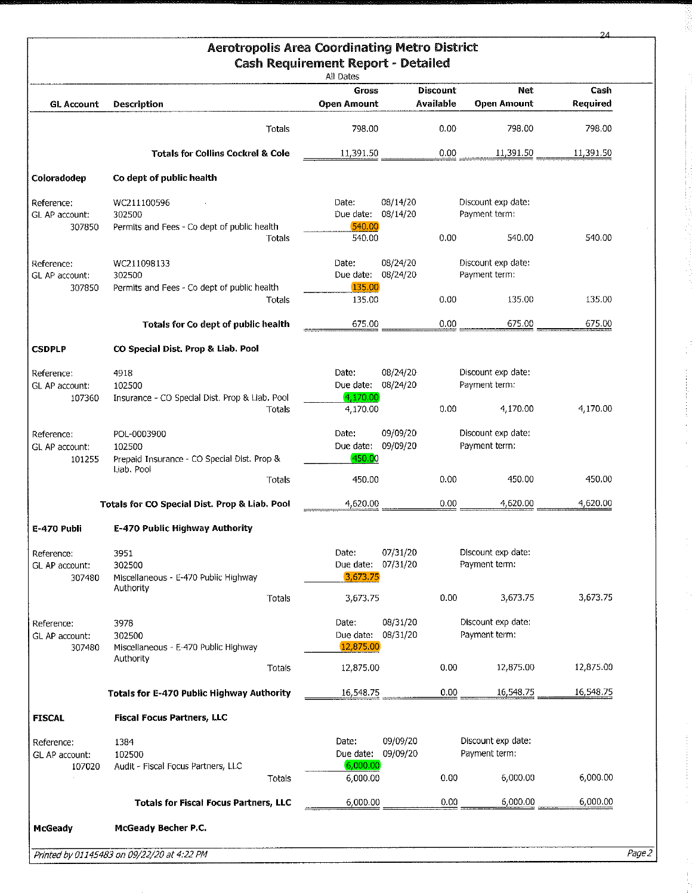# Aerotropolis Area Coordinating Metro District
## Cash Requirement Report - Detailed

All Dates

| GL Account | Description | Gross Open Amount | Discount Available | Net Open Amount | Cash Required |
|---|---|---|---|---|---|
| | Totals | 798.00 | 0.00 | 798.00 | 798.00 |
| | **Totals for Collins Cockrel & Cole** | 11,391.50 | 0.00 | 11,391.50 | 11,391.50 |
| **Coloradodep** | **Co dept of public health** | | | | |
| Reference: | WC211100596 | Date: 08/14/20 | | Discount exp date: | |
| GL AP account: | 302500 | Due date: 08/14/20 | | Payment term: | |
| 307850 | Permits and Fees - Co dept of public health | 540.00 | | | |
| | Totals | 540.00 | 0.00 | 540.00 | 540.00 |
| Reference: | WC211098133 | Date: 08/24/20 | | Discount exp date: | |
| GL AP account: | 302500 | Due date: 08/24/20 | | Payment term: | |
| 307850 | Permits and Fees - Co dept of public health | 135.00 | | | |
| | Totals | 135.00 | 0.00 | 135.00 | 135.00 |
| | **Totals for Co dept of public health** | 675.00 | 0.00 | 675.00 | 675.00 |
| **CSDPLP** | **CO Special Dist. Prop & Liab. Pool** | | | | |
| Reference: | 4918 | Date: 08/24/20 | | Discount exp date: | |
| GL AP account: | 102500 | Due date: 08/24/20 | | Payment term: | |
| 107360 | Insurance - CO Special Dist. Prop & Liab. Pool | 4,170.00 | | | |
| | Totals | 4,170.00 | 0.00 | 4,170.00 | 4,170.00 |
| Reference: | POL-0003900 | Date: 09/09/20 | | Discount exp date: | |
| GL AP account: | 102500 | Due date: 09/09/20 | | Payment term: | |
| 101255 | Prepaid Insurance - CO Special Dist. Prop & Liab. Pool | 450.00 | | | |
| | Totals | 450.00 | 0.00 | 450.00 | 450.00 |
| | **Totals for CO Special Dist. Prop & Liab. Pool** | 4,620.00 | 0.00 | 4,620.00 | 4,620.00 |
| **E-470 Publi** | **E-470 Public Highway Authority** | | | | |
| Reference: | 3951 | Date: 07/31/20 | | Discount exp date: | |
| GL AP account: | 302500 | Due date: 07/31/20 | | Payment term: | |
| 307480 | Miscellaneous - E-470 Public Highway Authority | 3,673.75 | | | |
| | Totals | 3,673.75 | 0.00 | 3,673.75 | 3,673.75 |
| Reference: | 3978 | Date: 08/31/20 | | Discount exp date: | |
| GL AP account: | 302500 | Due date: 08/31/20 | | Payment term: | |
| 307480 | Miscellaneous - E-470 Public Highway Authority | 12,875.00 | | | |
| | Totals | 12,875.00 | 0.00 | 12,875.00 | 12,875.00 |
| | **Totals for E-470 Public Highway Authority** | 16,548.75 | 0.00 | 16,548.75 | 16,548.75 |
| **FISCAL** | **Fiscal Focus Partners, LLC** | | | | |
| Reference: | 1384 | Date: 09/09/20 | | Discount exp date: | |
| GL AP account: | 102500 | Due date: 09/09/20 | | Payment term: | |
| 107020 | Audit - Fiscal Focus Partners, LLC | 6,000.00 | | | |
| | Totals | 6,000.00 | 0.00 | 6,000.00 | 6,000.00 |
| | **Totals for Fiscal Focus Partners, LLC** | 6,000.00 | 0.00 | 6,000.00 | 6,000.00 |
| **McGeady** | **McGeady Becher P.C.** | | | | |

*Printed by 01145483 on 09/22/20 at 4:22 PM*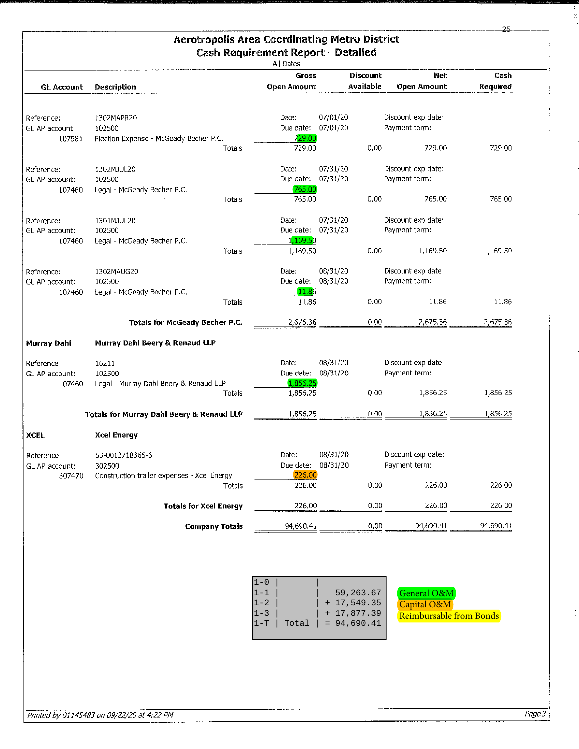# Aerotropolis Area Coordinating Metro District
## Cash Requirement Report - Detailed

All Dates

| GL Account | Description | Gross Open Amount | | Discount Available | Net Open Amount | Cash Required |
|---|---|---|---|---|---|---|
| Reference: | 1302MAPR20 | Date: | 07/01/20 | Discount exp date: | | |
| GL AP account: | 102500 | Due date: | 07/01/20 | Payment term: | | |
| 107581 | Election Expense - McGeady Becher P.C. | 729.00 | | | | |
| | Totals | 729.00 | | 0.00 | 729.00 | 729.00 |
| Reference: | 1302MJUL20 | Date: | 07/31/20 | Discount exp date: | | |
| GL AP account: | 102500 | Due date: | 07/31/20 | Payment term: | | |
| 107460 | Legal - McGeady Becher P.C. | 765.00 | | | | |
| | Totals | 765.00 | | 0.00 | 765.00 | 765.00 |
| Reference: | 1301MJUL20 | Date: | 07/31/20 | Discount exp date: | | |
| GL AP account: | 102500 | Due date: | 07/31/20 | Payment term: | | |
| 107460 | Legal - McGeady Becher P.C. | 1,169.50 | | | | |
| | Totals | 1,169.50 | | 0.00 | 1,169.50 | 1,169.50 |
| Reference: | 1302MAUG20 | Date: | 08/31/20 | Discount exp date: | | |
| GL AP account: | 102500 | Due date: | 08/31/20 | Payment term: | | |
| 107460 | Legal - McGeady Becher P.C. | 11.86 | | | | |
| | Totals | 11.86 | | 0.00 | 11.86 | 11.86 |
| | **Totals for McGeady Becher P.C.** | 2,675.36 | | 0.00 | 2,675.36 | 2,675.36 |
| **Murray Dahl** | **Murray Dahl Beery & Renaud LLP** | | | | | |
| Reference: | 16211 | Date: | 08/31/20 | Discount exp date: | | |
| GL AP account: | 102500 | Due date: | 08/31/20 | Payment term: | | |
| 107460 | Legal - Murray Dahl Beery & Renaud LLP | 1,856.25 | | | | |
| | Totals | 1,856.25 | | 0.00 | 1,856.25 | 1,856.25 |
| | **Totals for Murray Dahl Beery & Renaud LLP** | 1,856.25 | | 0.00 | 1,856.25 | 1,856.25 |
| **XCEL** | **Xcel Energy** | | | | | |
| Reference: | 53-0012718365-6 | Date: | 08/31/20 | Discount exp date: | | |
| GL AP account: | 302500 | Due date: | 08/31/20 | Payment term: | | |
| 307470 | Construction trailer expenses - Xcel Energy | 226.00 | | | | |
| | Totals | 226.00 | | 0.00 | 226.00 | 226.00 |
| | **Totals for Xcel Energy** | 226.00 | | 0.00 | 226.00 | 226.00 |
| | **Company Totals** | 94,690.41 | | 0.00 | 94,690.41 | 94,690.41 |

```
1-0 |       |
1-1 |       |   59,263.67
1-2 |       | + 17,549.35
1-3 |       | + 17,877.39
1-T | Total | = 94,690.41
```

General O&M
Capital O&M
Reimbursable from Bonds

*Printed by 01145483 on 09/22/20 at 4:22 PM*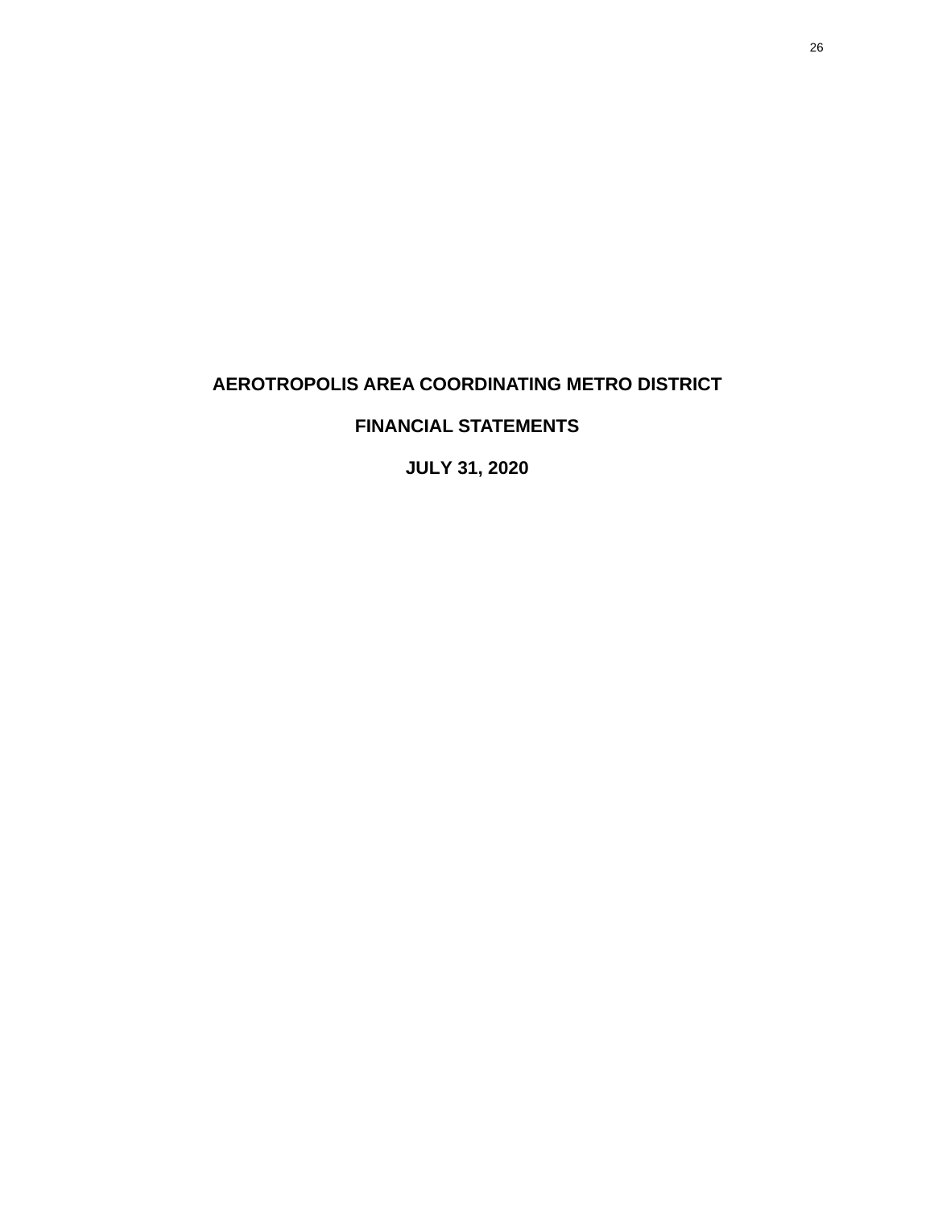# AEROTROPOLIS AREA COORDINATING METRO DISTRICT

## FINANCIAL STATEMENTS

## JULY 31, 2020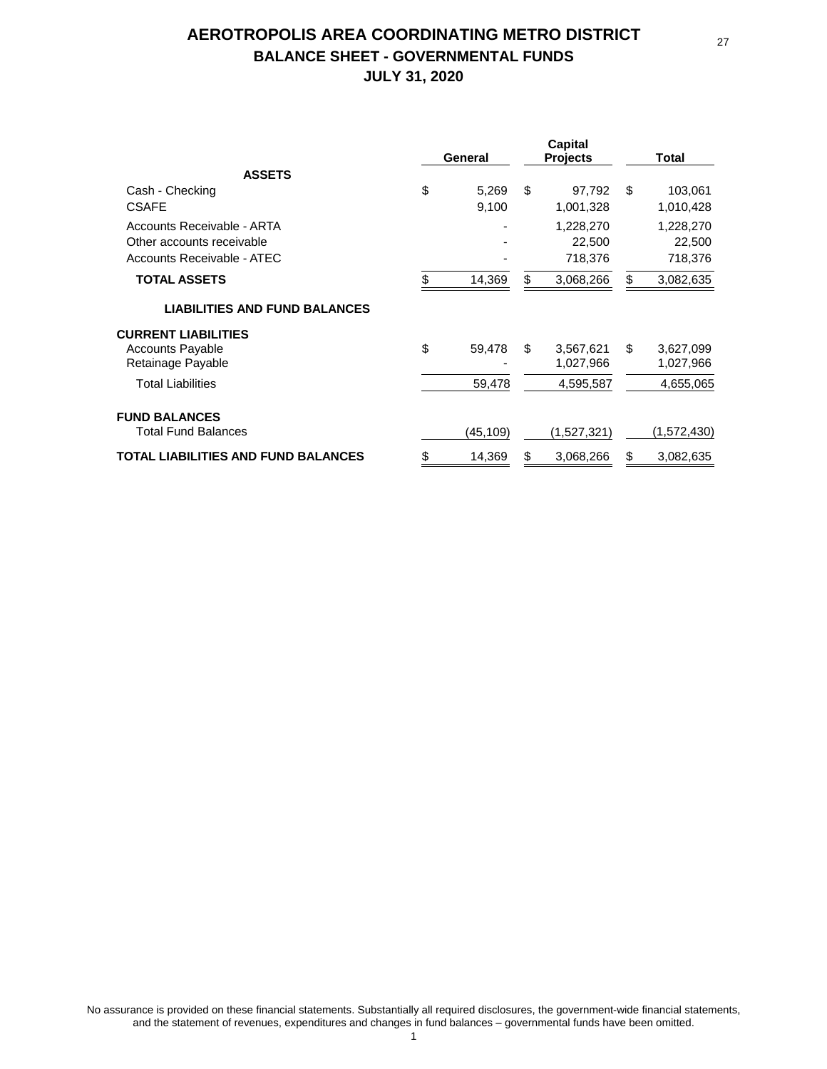# AEROTROPOLIS AREA COORDINATING METRO DISTRICT

## BALANCE SHEET - GOVERNMENTAL FUNDS

## JULY 31, 2020

| | General | Capital Projects | Total |
|---|---|---|---|
| **ASSETS** | | | |
| Cash - Checking | $ 5,269 | $ 97,792 | $ 103,061 |
| CSAFE | 9,100 | 1,001,328 | 1,010,428 |
| Accounts Receivable - ARTA | - | 1,228,270 | 1,228,270 |
| Other accounts receivable | - | 22,500 | 22,500 |
| Accounts Receivable - ATEC | - | 718,376 | 718,376 |
| **TOTAL ASSETS** | $ 14,369 | $ 3,068,266 | $ 3,082,635 |
| **LIABILITIES AND FUND BALANCES** | | | |
| **CURRENT LIABILITIES** | | | |
| Accounts Payable | $ 59,478 | $ 3,567,621 | $ 3,627,099 |
| Retainage Payable | - | 1,027,966 | 1,027,966 |
| Total Liabilities | 59,478 | 4,595,587 | 4,655,065 |
| **FUND BALANCES** | | | |
| Total Fund Balances | (45,109) | (1,527,321) | (1,572,430) |
| **TOTAL LIABILITIES AND FUND BALANCES** | $ 14,369 | $ 3,068,266 | $ 3,082,635 |

No assurance is provided on these financial statements. Substantially all required disclosures, the government-wide financial statements, and the statement of revenues, expenditures and changes in fund balances – governmental funds have been omitted.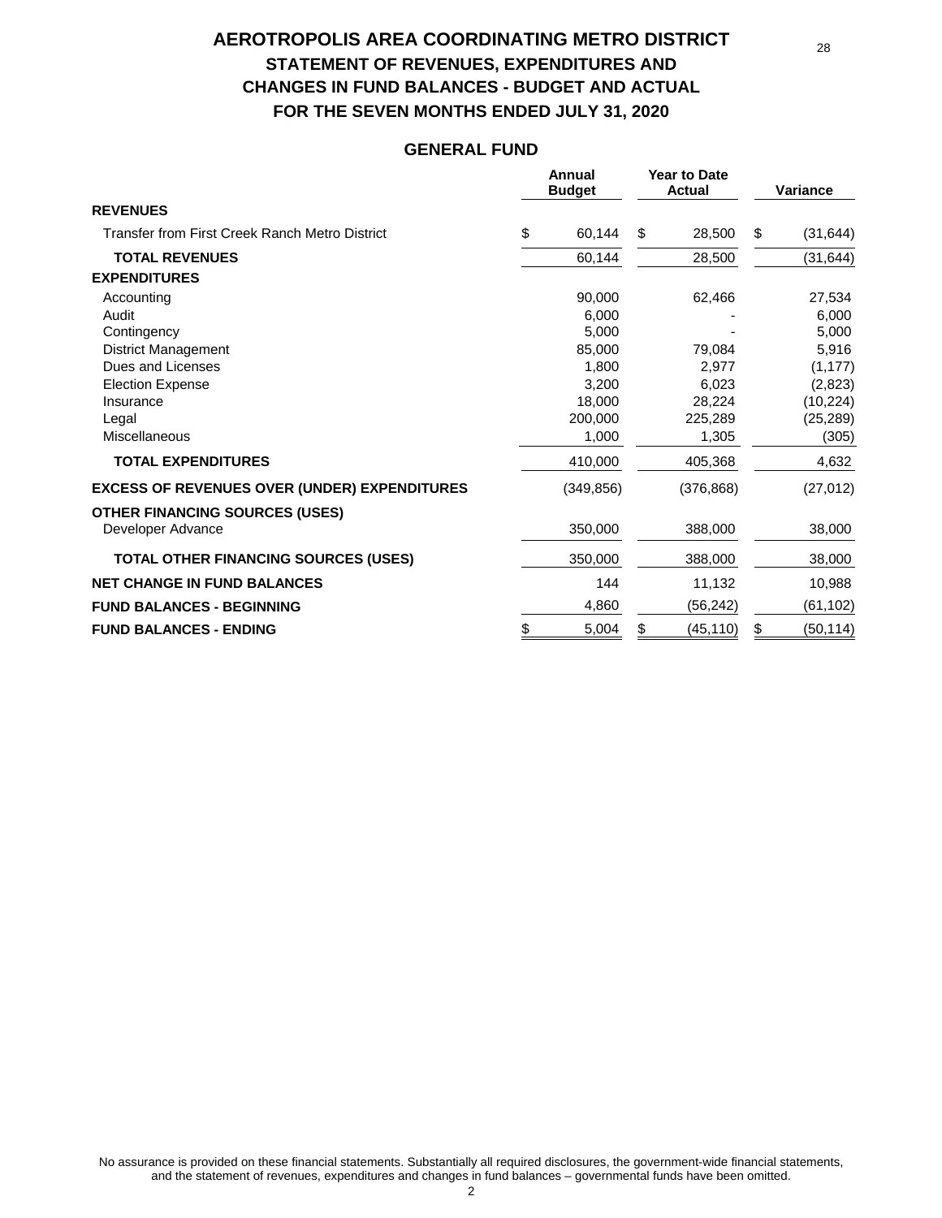# AEROTROPOLIS AREA COORDINATING METRO DISTRICT

## STATEMENT OF REVENUES, EXPENDITURES AND CHANGES IN FUND BALANCES - BUDGET AND ACTUAL

## FOR THE SEVEN MONTHS ENDED JULY 31, 2020

### GENERAL FUND

| | Annual Budget | Year to Date Actual | Variance |
|---|---|---|---|
| **REVENUES** | | | |
| Transfer from First Creek Ranch Metro District | $ 60,144 | $ 28,500 | $ (31,644) |
| **TOTAL REVENUES** | 60,144 | 28,500 | (31,644) |
| **EXPENDITURES** | | | |
| Accounting | 90,000 | 62,466 | 27,534 |
| Audit | 6,000 | - | 6,000 |
| Contingency | 5,000 | - | 5,000 |
| District Management | 85,000 | 79,084 | 5,916 |
| Dues and Licenses | 1,800 | 2,977 | (1,177) |
| Election Expense | 3,200 | 6,023 | (2,823) |
| Insurance | 18,000 | 28,224 | (10,224) |
| Legal | 200,000 | 225,289 | (25,289) |
| Miscellaneous | 1,000 | 1,305 | (305) |
| **TOTAL EXPENDITURES** | 410,000 | 405,368 | 4,632 |
| **EXCESS OF REVENUES OVER (UNDER) EXPENDITURES** | (349,856) | (376,868) | (27,012) |
| **OTHER FINANCING SOURCES (USES)** | | | |
| Developer Advance | 350,000 | 388,000 | 38,000 |
| **TOTAL OTHER FINANCING SOURCES (USES)** | 350,000 | 388,000 | 38,000 |
| **NET CHANGE IN FUND BALANCES** | 144 | 11,132 | 10,988 |
| **FUND BALANCES - BEGINNING** | 4,860 | (56,242) | (61,102) |
| **FUND BALANCES - ENDING** | $ 5,004 | $ (45,110) | $ (50,114) |

No assurance is provided on these financial statements. Substantially all required disclosures, the government-wide financial statements, and the statement of revenues, expenditures and changes in fund balances – governmental funds have been omitted.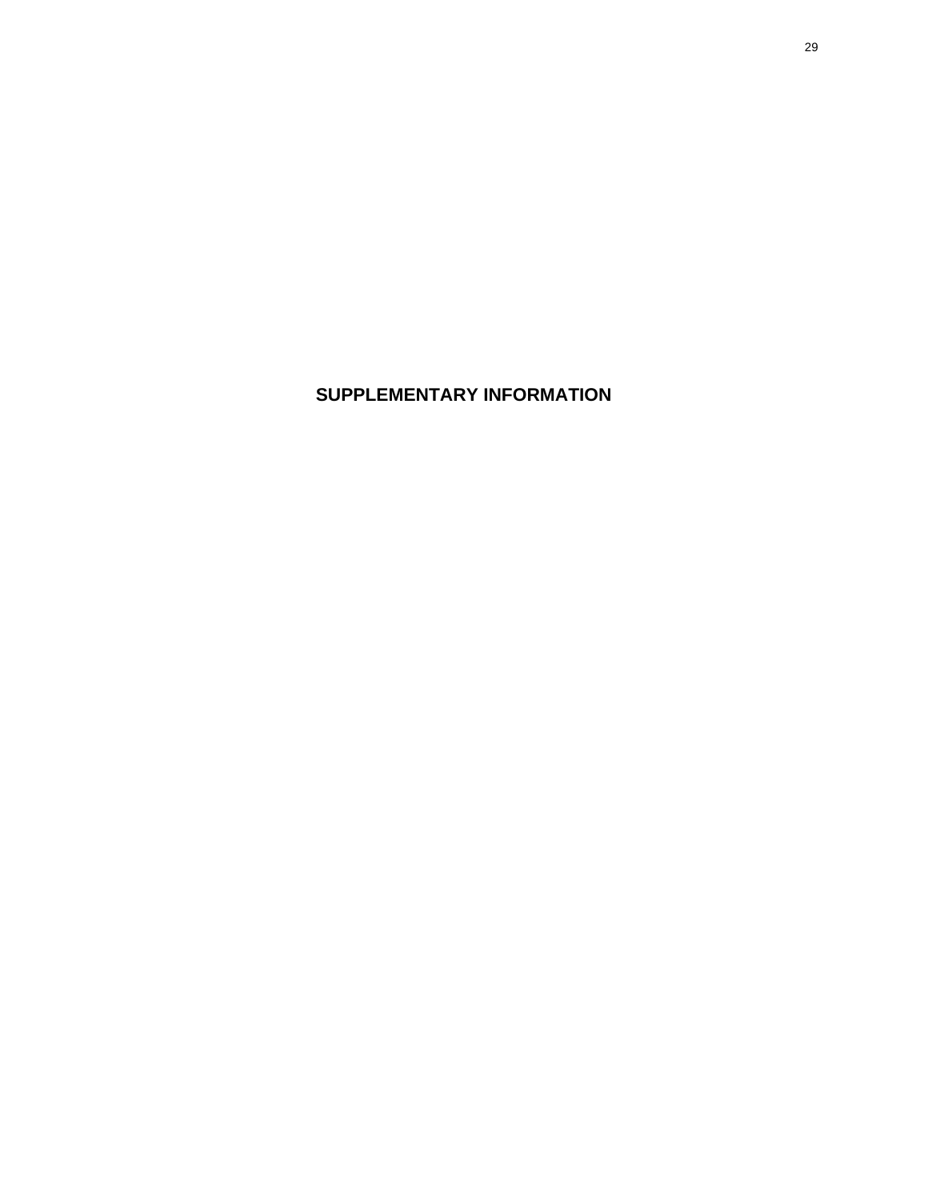# SUPPLEMENTARY INFORMATION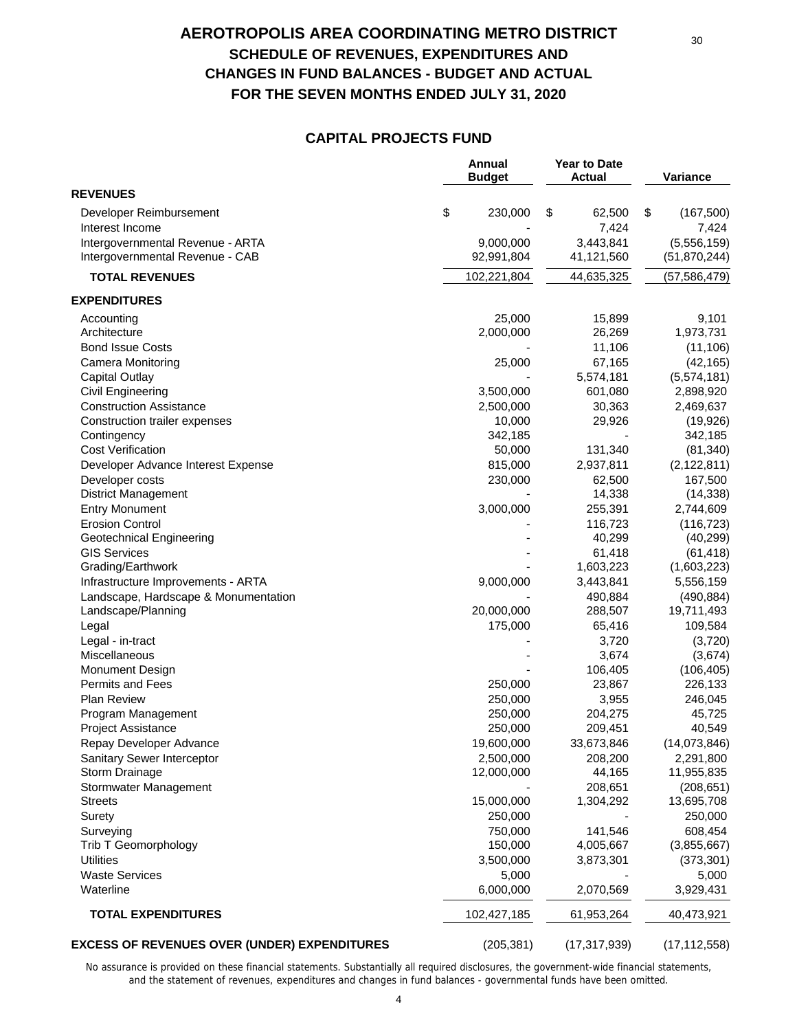# AEROTROPOLIS AREA COORDINATING METRO DISTRICT
## SCHEDULE OF REVENUES, EXPENDITURES AND CHANGES IN FUND BALANCES - BUDGET AND ACTUAL
## FOR THE SEVEN MONTHS ENDED JULY 31, 2020

### CAPITAL PROJECTS FUND

| | Annual Budget | Year to Date Actual | Variance |
|---|---|---|---|
| **REVENUES** | | | |
| Developer Reimbursement | $ 230,000 | $ 62,500 | $ (167,500) |
| Interest Income | - | 7,424 | 7,424 |
| Intergovernmental Revenue - ARTA | 9,000,000 | 3,443,841 | (5,556,159) |
| Intergovernmental Revenue - CAB | 92,991,804 | 41,121,560 | (51,870,244) |
| **TOTAL REVENUES** | 102,221,804 | 44,635,325 | (57,586,479) |
| **EXPENDITURES** | | | |
| Accounting | 25,000 | 15,899 | 9,101 |
| Architecture | 2,000,000 | 26,269 | 1,973,731 |
| Bond Issue Costs | - | 11,106 | (11,106) |
| Camera Monitoring | 25,000 | 67,165 | (42,165) |
| Capital Outlay | - | 5,574,181 | (5,574,181) |
| Civil Engineering | 3,500,000 | 601,080 | 2,898,920 |
| Construction Assistance | 2,500,000 | 30,363 | 2,469,637 |
| Construction trailer expenses | 10,000 | 29,926 | (19,926) |
| Contingency | 342,185 | - | 342,185 |
| Cost Verification | 50,000 | 131,340 | (81,340) |
| Developer Advance Interest Expense | 815,000 | 2,937,811 | (2,122,811) |
| Developer costs | 230,000 | 62,500 | 167,500 |
| District Management | - | 14,338 | (14,338) |
| Entry Monument | 3,000,000 | 255,391 | 2,744,609 |
| Erosion Control | - | 116,723 | (116,723) |
| Geotechnical Engineering | - | 40,299 | (40,299) |
| GIS Services | - | 61,418 | (61,418) |
| Grading/Earthwork | - | 1,603,223 | (1,603,223) |
| Infrastructure Improvements - ARTA | 9,000,000 | 3,443,841 | 5,556,159 |
| Landscape, Hardscape & Monumentation | - | 490,884 | (490,884) |
| Landscape/Planning | 20,000,000 | 288,507 | 19,711,493 |
| Legal | 175,000 | 65,416 | 109,584 |
| Legal - in-tract | - | 3,720 | (3,720) |
| Miscellaneous | - | 3,674 | (3,674) |
| Monument Design | - | 106,405 | (106,405) |
| Permits and Fees | 250,000 | 23,867 | 226,133 |
| Plan Review | 250,000 | 3,955 | 246,045 |
| Program Management | 250,000 | 204,275 | 45,725 |
| Project Assistance | 250,000 | 209,451 | 40,549 |
| Repay Developer Advance | 19,600,000 | 33,673,846 | (14,073,846) |
| Sanitary Sewer Interceptor | 2,500,000 | 208,200 | 2,291,800 |
| Storm Drainage | 12,000,000 | 44,165 | 11,955,835 |
| Stormwater Management | - | 208,651 | (208,651) |
| Streets | 15,000,000 | 1,304,292 | 13,695,708 |
| Surety | 250,000 | - | 250,000 |
| Surveying | 750,000 | 141,546 | 608,454 |
| Trib T Geomorphology | 150,000 | 4,005,667 | (3,855,667) |
| Utilities | 3,500,000 | 3,873,301 | (373,301) |
| Waste Services | 5,000 | - | 5,000 |
| Waterline | 6,000,000 | 2,070,569 | 3,929,431 |
| **TOTAL EXPENDITURES** | 102,427,185 | 61,953,264 | 40,473,921 |
| **EXCESS OF REVENUES OVER (UNDER) EXPENDITURES** | (205,381) | (17,317,939) | (17,112,558) |

No assurance is provided on these financial statements. Substantially all required disclosures, the government-wide financial statements, and the statement of revenues, expenditures and changes in fund balances - governmental funds have been omitted.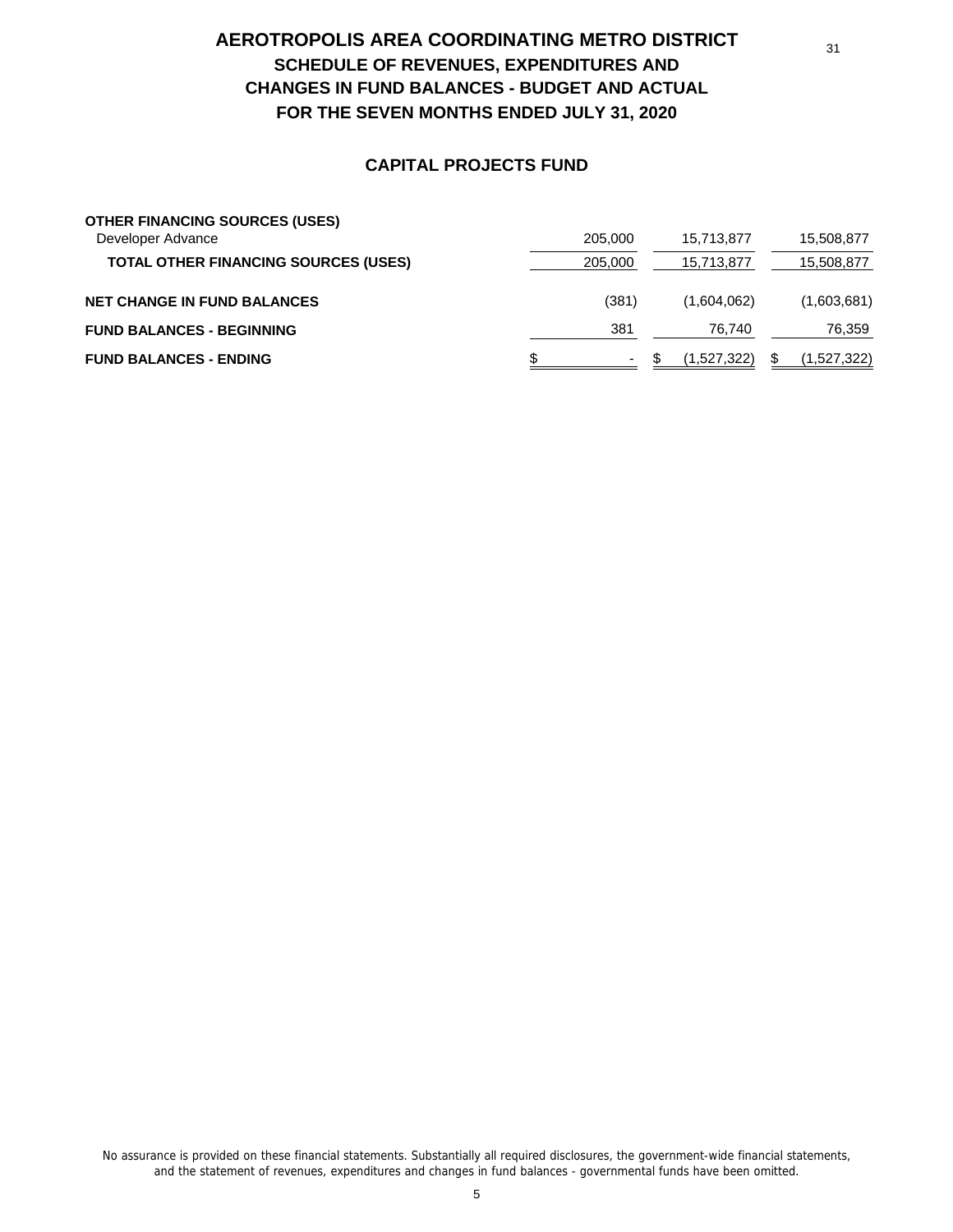# AEROTROPOLIS AREA COORDINATING METRO DISTRICT

## SCHEDULE OF REVENUES, EXPENDITURES AND CHANGES IN FUND BALANCES - BUDGET AND ACTUAL

## FOR THE SEVEN MONTHS ENDED JULY 31, 2020

### CAPITAL PROJECTS FUND

| | | | |
|---|---|---|---|
| **OTHER FINANCING SOURCES (USES)** | | | |
| Developer Advance | 205,000 | 15,713,877 | 15,508,877 |
| **TOTAL OTHER FINANCING SOURCES (USES)** | 205,000 | 15,713,877 | 15,508,877 |
| **NET CHANGE IN FUND BALANCES** | (381) | (1,604,062) | (1,603,681) |
| **FUND BALANCES - BEGINNING** | 381 | 76,740 | 76,359 |
| **FUND BALANCES - ENDING** | $ - | $ (1,527,322) | $ (1,527,322) |

No assurance is provided on these financial statements. Substantially all required disclosures, the government-wide financial statements, and the statement of revenues, expenditures and changes in fund balances - governmental funds have been omitted.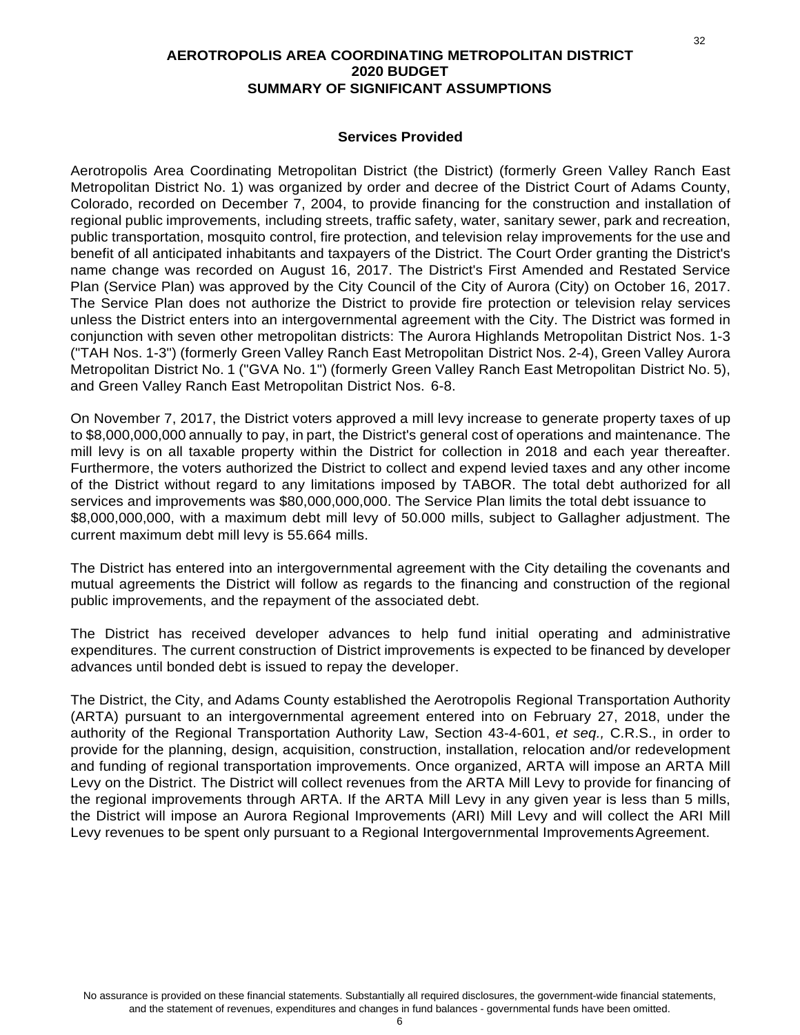**AEROTROPOLIS AREA COORDINATING METROPOLITAN DISTRICT**
**2020 BUDGET**
**SUMMARY OF SIGNIFICANT ASSUMPTIONS**

### Services Provided

Aerotropolis Area Coordinating Metropolitan District (the District) (formerly Green Valley Ranch East Metropolitan District No. 1) was organized by order and decree of the District Court of Adams County, Colorado, recorded on December 7, 2004, to provide financing for the construction and installation of regional public improvements, including streets, traffic safety, water, sanitary sewer, park and recreation, public transportation, mosquito control, fire protection, and television relay improvements for the use and benefit of all anticipated inhabitants and taxpayers of the District. The Court Order granting the District's name change was recorded on August 16, 2017. The District's First Amended and Restated Service Plan (Service Plan) was approved by the City Council of the City of Aurora (City) on October 16, 2017. The Service Plan does not authorize the District to provide fire protection or television relay services unless the District enters into an intergovernmental agreement with the City. The District was formed in conjunction with seven other metropolitan districts: The Aurora Highlands Metropolitan District Nos. 1-3 ("TAH Nos. 1-3") (formerly Green Valley Ranch East Metropolitan District Nos. 2-4), Green Valley Aurora Metropolitan District No. 1 ("GVA No. 1") (formerly Green Valley Ranch East Metropolitan District No. 5), and Green Valley Ranch East Metropolitan District Nos. 6-8.

On November 7, 2017, the District voters approved a mill levy increase to generate property taxes of up to $8,000,000,000 annually to pay, in part, the District's general cost of operations and maintenance. The mill levy is on all taxable property within the District for collection in 2018 and each year thereafter. Furthermore, the voters authorized the District to collect and expend levied taxes and any other income of the District without regard to any limitations imposed by TABOR. The total debt authorized for all services and improvements was $80,000,000,000. The Service Plan limits the total debt issuance to $8,000,000,000, with a maximum debt mill levy of 50.000 mills, subject to Gallagher adjustment. The current maximum debt mill levy is 55.664 mills.

The District has entered into an intergovernmental agreement with the City detailing the covenants and mutual agreements the District will follow as regards to the financing and construction of the regional public improvements, and the repayment of the associated debt.

The District has received developer advances to help fund initial operating and administrative expenditures. The current construction of District improvements is expected to be financed by developer advances until bonded debt is issued to repay the developer.

The District, the City, and Adams County established the Aerotropolis Regional Transportation Authority (ARTA) pursuant to an intergovernmental agreement entered into on February 27, 2018, under the authority of the Regional Transportation Authority Law, Section 43-4-601, *et seq.,* C.R.S., in order to provide for the planning, design, acquisition, construction, installation, relocation and/or redevelopment and funding of regional transportation improvements. Once organized, ARTA will impose an ARTA Mill Levy on the District. The District will collect revenues from the ARTA Mill Levy to provide for financing of the regional improvements through ARTA. If the ARTA Mill Levy in any given year is less than 5 mills, the District will impose an Aurora Regional Improvements (ARI) Mill Levy and will collect the ARI Mill Levy revenues to be spent only pursuant to a Regional Intergovernmental Improvements Agreement.

No assurance is provided on these financial statements. Substantially all required disclosures, the government-wide financial statements, and the statement of revenues, expenditures and changes in fund balances - governmental funds have been omitted.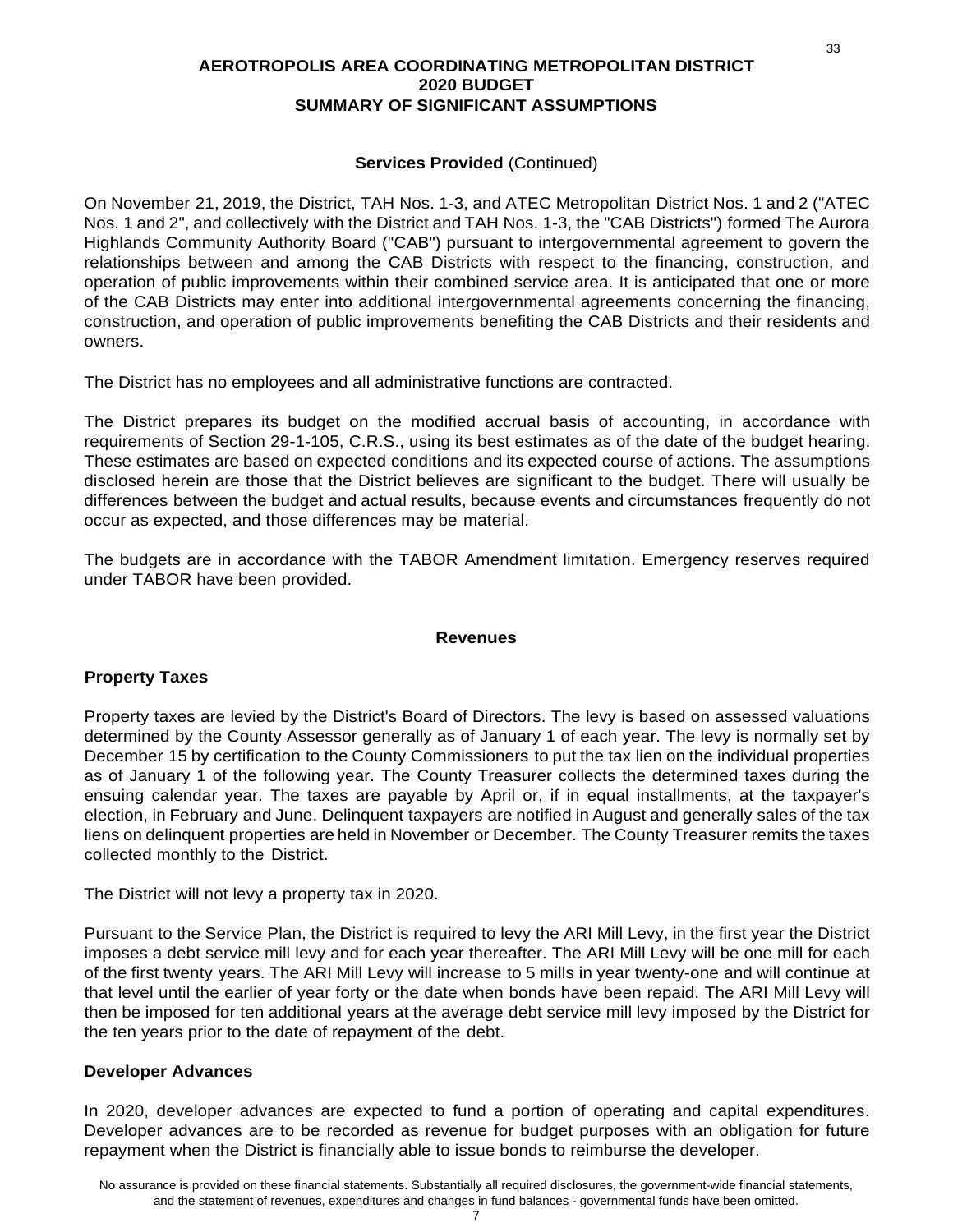**AEROTROPOLIS AREA COORDINATING METROPOLITAN DISTRICT**
**2020 BUDGET**
**SUMMARY OF SIGNIFICANT ASSUMPTIONS**

**Services Provided** (Continued)

On November 21, 2019, the District, TAH Nos. 1-3, and ATEC Metropolitan District Nos. 1 and 2 ("ATEC Nos. 1 and 2", and collectively with the District and TAH Nos. 1-3, the "CAB Districts") formed The Aurora Highlands Community Authority Board ("CAB") pursuant to intergovernmental agreement to govern the relationships between and among the CAB Districts with respect to the financing, construction, and operation of public improvements within their combined service area. It is anticipated that one or more of the CAB Districts may enter into additional intergovernmental agreements concerning the financing, construction, and operation of public improvements benefiting the CAB Districts and their residents and owners.

The District has no employees and all administrative functions are contracted.

The District prepares its budget on the modified accrual basis of accounting, in accordance with requirements of Section 29-1-105, C.R.S., using its best estimates as of the date of the budget hearing. These estimates are based on expected conditions and its expected course of actions. The assumptions disclosed herein are those that the District believes are significant to the budget. There will usually be differences between the budget and actual results, because events and circumstances frequently do not occur as expected, and those differences may be material.

The budgets are in accordance with the TABOR Amendment limitation. Emergency reserves required under TABOR have been provided.

## Revenues

### Property Taxes

Property taxes are levied by the District's Board of Directors. The levy is based on assessed valuations determined by the County Assessor generally as of January 1 of each year. The levy is normally set by December 15 by certification to the County Commissioners to put the tax lien on the individual properties as of January 1 of the following year. The County Treasurer collects the determined taxes during the ensuing calendar year. The taxes are payable by April or, if in equal installments, at the taxpayer's election, in February and June. Delinquent taxpayers are notified in August and generally sales of the tax liens on delinquent properties are held in November or December. The County Treasurer remits the taxes collected monthly to the District.

The District will not levy a property tax in 2020.

Pursuant to the Service Plan, the District is required to levy the ARI Mill Levy, in the first year the District imposes a debt service mill levy and for each year thereafter. The ARI Mill Levy will be one mill for each of the first twenty years. The ARI Mill Levy will increase to 5 mills in year twenty-one and will continue at that level until the earlier of year forty or the date when bonds have been repaid. The ARI Mill Levy will then be imposed for ten additional years at the average debt service mill levy imposed by the District for the ten years prior to the date of repayment of the debt.

### Developer Advances

In 2020, developer advances are expected to fund a portion of operating and capital expenditures. Developer advances are to be recorded as revenue for budget purposes with an obligation for future repayment when the District is financially able to issue bonds to reimburse the developer.

No assurance is provided on these financial statements. Substantially all required disclosures, the government-wide financial statements, and the statement of revenues, expenditures and changes in fund balances - governmental funds have been omitted.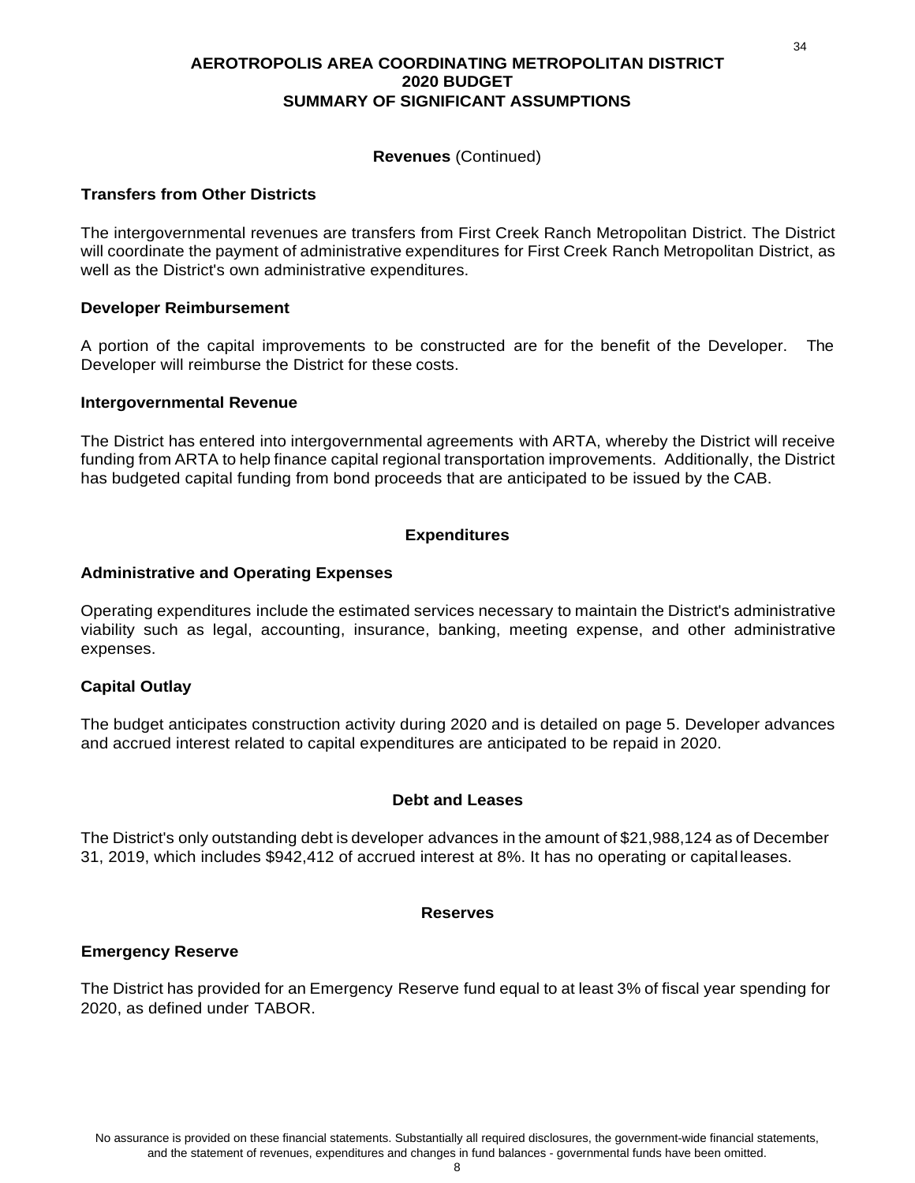**AEROTROPOLIS AREA COORDINATING METROPOLITAN DISTRICT**
**2020 BUDGET**
**SUMMARY OF SIGNIFICANT ASSUMPTIONS**

**Revenues** (Continued)

### Transfers from Other Districts

The intergovernmental revenues are transfers from First Creek Ranch Metropolitan District. The District will coordinate the payment of administrative expenditures for First Creek Ranch Metropolitan District, as well as the District's own administrative expenditures.

### Developer Reimbursement

A portion of the capital improvements to be constructed are for the benefit of the Developer. The Developer will reimburse the District for these costs.

### Intergovernmental Revenue

The District has entered into intergovernmental agreements with ARTA, whereby the District will receive funding from ARTA to help finance capital regional transportation improvements. Additionally, the District has budgeted capital funding from bond proceeds that are anticipated to be issued by the CAB.

## Expenditures

### Administrative and Operating Expenses

Operating expenditures include the estimated services necessary to maintain the District's administrative viability such as legal, accounting, insurance, banking, meeting expense, and other administrative expenses.

### Capital Outlay

The budget anticipates construction activity during 2020 and is detailed on page 5. Developer advances and accrued interest related to capital expenditures are anticipated to be repaid in 2020.

## Debt and Leases

The District's only outstanding debt is developer advances in the amount of $21,988,124 as of December 31, 2019, which includes $942,412 of accrued interest at 8%. It has no operating or capital leases.

## Reserves

### Emergency Reserve

The District has provided for an Emergency Reserve fund equal to at least 3% of fiscal year spending for 2020, as defined under TABOR.

No assurance is provided on these financial statements. Substantially all required disclosures, the government-wide financial statements, and the statement of revenues, expenditures and changes in fund balances - governmental funds have been omitted.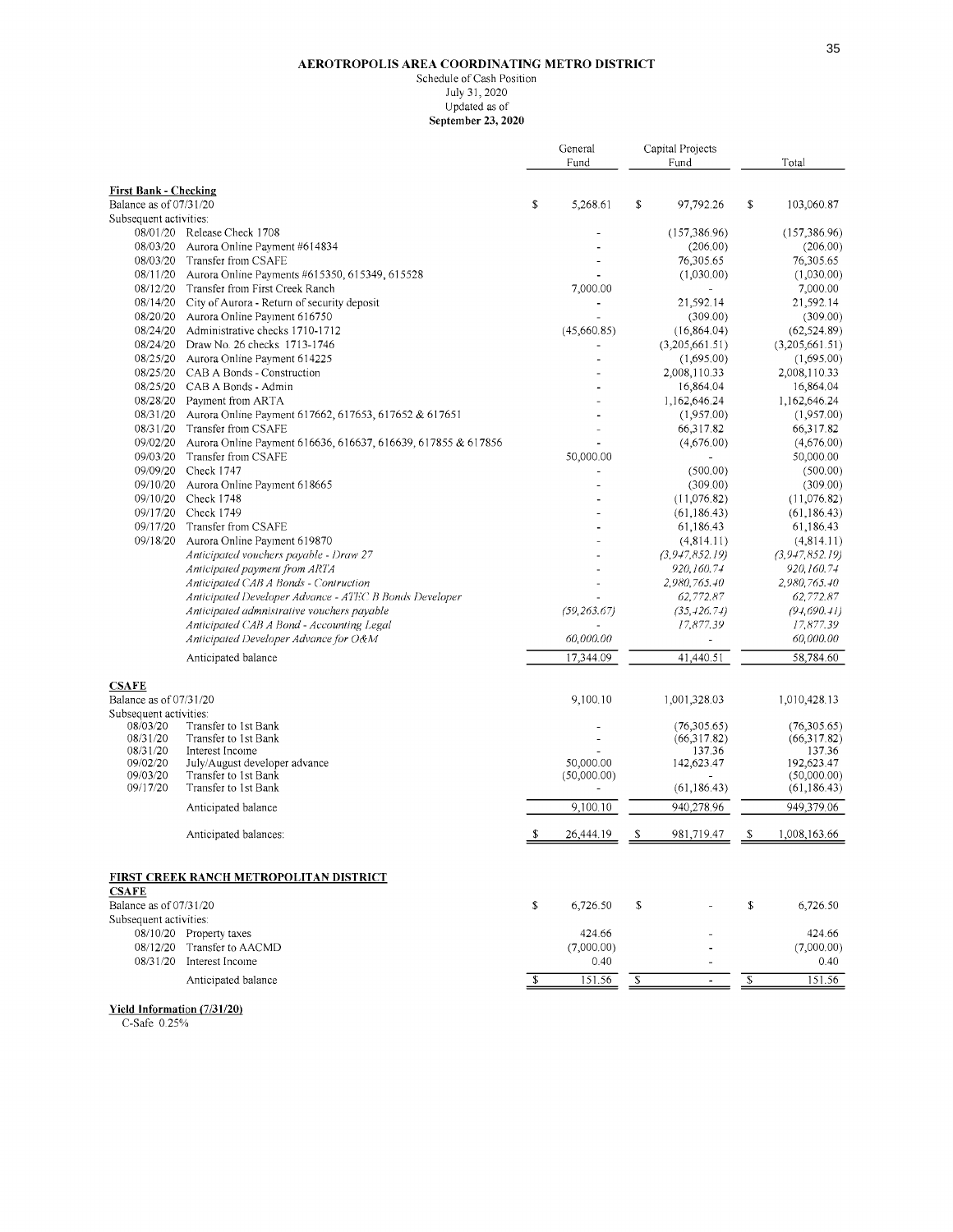**AEROTROPOLIS AREA COORDINATING METRO DISTRICT**
Schedule of Cash Position
July 31, 2020
Updated as of
**September 23, 2020**

| | | General Fund | Capital Projects Fund | Total |
|---|---|---|---|---|
| **First Bank - Checking** | | | | |
| Balance as of 07/31/20 | | $ 5,268.61 | $ 97,792.26 | $ 103,060.87 |
| Subsequent activities: | | | | |
| 08/01/20 | Release Check 1708 | - | (157,386.96) | (157,386.96) |
| 08/03/20 | Aurora Online Payment #614834 | - | (206.00) | (206.00) |
| 08/03/20 | Transfer from CSAFE | - | 76,305.65 | 76,305.65 |
| 08/11/20 | Aurora Online Payments #615350, 615349, 615528 | - | (1,030.00) | (1,030.00) |
| 08/12/20 | Transfer from First Creek Ranch | 7,000.00 | - | 7,000.00 |
| 08/14/20 | City of Aurora - Return of security deposit | - | 21,592.14 | 21,592.14 |
| 08/20/20 | Aurora Online Payment 616750 | - | (309.00) | (309.00) |
| 08/24/20 | Administrative checks 1710-1712 | (45,660.85) | (16,864.04) | (62,524.89) |
| 08/24/20 | Draw No. 26 checks 1713-1746 | - | (3,205,661.51) | (3,205,661.51) |
| 08/25/20 | Aurora Online Payment 614225 | - | (1,695.00) | (1,695.00) |
| 08/25/20 | CAB A Bonds - Construction | - | 2,008,110.33 | 2,008,110.33 |
| 08/25/20 | CAB A Bonds - Admin | - | 16,864.04 | 16,864.04 |
| 08/28/20 | Payment from ARTA | - | 1,162,646.24 | 1,162,646.24 |
| 08/31/20 | Aurora Online Payment 617662, 617653, 617652 & 617651 | - | (1,957.00) | (1,957.00) |
| 08/31/20 | Transfer from CSAFE | - | 66,317.82 | 66,317.82 |
| 09/02/20 | Aurora Online Payment 616636, 616637, 616639, 617855 & 617856 | - | (4,676.00) | (4,676.00) |
| 09/03/20 | Transfer from CSAFE | 50,000.00 | - | 50,000.00 |
| 09/09/20 | Check 1747 | - | (500.00) | (500.00) |
| 09/10/20 | Aurora Online Payment 618665 | - | (309.00) | (309.00) |
| 09/10/20 | Check 1748 | - | (11,076.82) | (11,076.82) |
| 09/17/20 | Check 1749 | - | (61,186.43) | (61,186.43) |
| 09/17/20 | Transfer from CSAFE | - | 61,186.43 | 61,186.43 |
| 09/18/20 | Aurora Online Payment 619870 | - | (4,814.11) | (4,814.11) |
| | *Anticipated vouchers payable - Draw 27* | - | *(3,947,852.19)* | *(3,947,852.19)* |
| | *Anticipated payment from ARTA* | - | *920,160.74* | *920,160.74* |
| | *Anticipated CAB A Bonds - Contruction* | - | *2,980,765.40* | *2,980,765.40* |
| | *Anticipated Developer Advance - ATEC B Bonds Developer* | - | *62,772.87* | *62,772.87* |
| | *Anticipated administrative vouchers payable* | *(59,263.67)* | *(35,426.74)* | *(94,690.41)* |
| | *Anticipated CAB A Bond - Accounting Legal* | - | *17,877.39* | *17,877.39* |
| | *Anticipated Developer Advance for O&M* | *60,000.00* | - | *60,000.00* |
| | Anticipated balance | 17,344.09 | 41,440.51 | 58,784.60 |
| **CSAFE** | | | | |
| Balance as of 07/31/20 | | 9,100.10 | 1,001,328.03 | 1,010,428.13 |
| Subsequent activities: | | | | |
| 08/03/20 | Transfer to 1st Bank | - | (76,305.65) | (76,305.65) |
| 08/31/20 | Transfer to 1st Bank | - | (66,317.82) | (66,317.82) |
| 08/31/20 | Interest Income | - | 137.36 | 137.36 |
| 09/02/20 | July/August developer advance | 50,000.00 | 142,623.47 | 192,623.47 |
| 09/03/20 | Transfer to 1st Bank | (50,000.00) | - | (50,000.00) |
| 09/17/20 | Transfer to 1st Bank | - | (61,186.43) | (61,186.43) |
| | Anticipated balance | 9,100.10 | 940,278.96 | 949,379.06 |
| | Anticipated balances: | $ 26,444.19 | $ 981,719.47 | $ 1,008,163.66 |

**FIRST CREEK RANCH METROPOLITAN DISTRICT**

| | | General Fund | Capital Projects Fund | Total |
|---|---|---|---|---|
| **CSAFE** | | | | |
| Balance as of 07/31/20 | | $ 6,726.50 | $ - | $ 6,726.50 |
| Subsequent activities: | | | | |
| 08/10/20 | Property taxes | 424.66 | - | 424.66 |
| 08/12/20 | Transfer to AACMD | (7,000.00) | - | (7,000.00) |
| 08/31/20 | Interest Income | 0.40 | - | 0.40 |
| | Anticipated balance | $ 151.56 | $ - | $ 151.56 |

**Yield Information (7/31/20)**

C-Safe 0.25%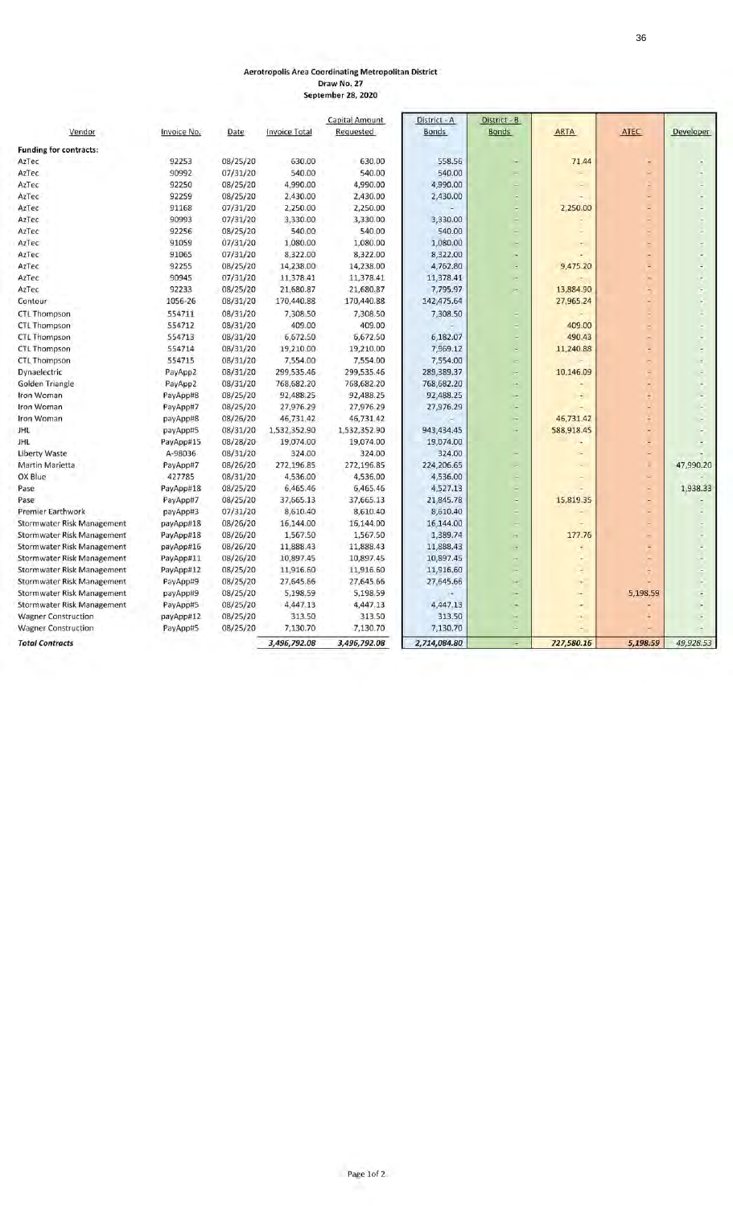**Aerotropolis Area Coordinating Metropolitan District**
**Draw No. 27**
**September 28, 2020**

| Vendor | Invoice No. | Date | Invoice Total | Capital Amount Requested | District - A Bonds | District - B Bonds | ARTA | ATEC | Developer |
|---|---|---|---|---|---|---|---|---|---|
| **Funding for contracts:** | | | | | | | | | |
| AzTec | 92253 | 08/25/20 | 630.00 | 630.00 | 558.56 | - | 71.44 | - | - |
| AzTec | 90992 | 07/31/20 | 540.00 | 540.00 | 540.00 | - | - | - | - |
| AzTec | 92250 | 08/25/20 | 4,990.00 | 4,990.00 | 4,990.00 | - | - | - | - |
| AzTec | 92259 | 08/25/20 | 2,430.00 | 2,430.00 | 2,430.00 | - | - | - | - |
| AzTec | 91168 | 07/31/20 | 2,250.00 | 2,250.00 | - | - | 2,250.00 | - | - |
| AzTec | 90993 | 07/31/20 | 3,330.00 | 3,330.00 | 3,330.00 | - | - | - | - |
| AzTec | 92256 | 08/25/20 | 540.00 | 540.00 | 540.00 | - | - | - | - |
| AzTec | 91059 | 07/31/20 | 1,080.00 | 1,080.00 | 1,080.00 | - | - | - | - |
| AzTec | 91065 | 07/31/20 | 8,322.00 | 8,322.00 | 8,322.00 | - | - | - | - |
| AzTec | 92255 | 08/25/20 | 14,238.00 | 14,238.00 | 4,762.80 | - | 9,475.20 | - | - |
| AzTec | 90945 | 07/31/20 | 11,378.41 | 11,378.41 | 11,378.41 | - | - | - | - |
| AzTec | 92233 | 08/25/20 | 21,680.87 | 21,680.87 | 7,795.97 | - | 13,884.90 | - | - |
| Contour | 1056-26 | 08/31/20 | 170,440.88 | 170,440.88 | 142,475.64 | - | 27,965.24 | - | - |
| CTL Thompson | 554711 | 08/31/20 | 7,308.50 | 7,308.50 | 7,308.50 | - | - | - | - |
| CTL Thompson | 554712 | 08/31/20 | 409.00 | 409.00 | - | - | 409.00 | - | - |
| CTL Thompson | 554713 | 08/31/20 | 6,672.50 | 6,672.50 | 6,182.07 | - | 490.43 | - | - |
| CTL Thompson | 554714 | 08/31/20 | 19,210.00 | 19,210.00 | 7,969.12 | - | 11,240.88 | - | - |
| CTL Thompson | 554715 | 08/31/20 | 7,554.00 | 7,554.00 | 7,554.00 | - | - | - | - |
| Dynaelectric | PayApp2 | 08/31/20 | 299,535.46 | 299,535.46 | 289,389.37 | - | 10,146.09 | - | - |
| Golden Triangle | PayApp2 | 08/31/20 | 768,682.20 | 768,682.20 | 768,682.20 | - | - | - | - |
| Iron Woman | PayApp#8 | 08/25/20 | 92,488.25 | 92,488.25 | 92,488.25 | - | - | - | - |
| Iron Woman | PayApp#7 | 08/25/20 | 27,976.29 | 27,976.29 | 27,976.29 | - | - | - | - |
| Iron Woman | payApp#8 | 08/26/20 | 46,731.42 | 46,731.42 | - | - | 46,731.42 | - | - |
| JHL | payApp#5 | 08/31/20 | 1,532,352.90 | 1,532,352.90 | 943,434.45 | - | 588,918.45 | - | - |
| JHL | PayApp#15 | 08/28/20 | 19,074.00 | 19,074.00 | 19,074.00 | - | - | - | - |
| Liberty Waste | A-98036 | 08/31/20 | 324.00 | 324.00 | 324.00 | - | - | - | - |
| Martin Marietta | PayApp#7 | 08/26/20 | 272,196.85 | 272,196.85 | 224,206.65 | - | - | - | 47,990.20 |
| OX Blue | 427785 | 08/31/20 | 4,536.00 | 4,536.00 | 4,536.00 | - | - | - | - |
| Pase | PayApp#18 | 08/25/20 | 6,465.46 | 6,465.46 | 4,527.13 | - | - | - | 1,938.33 |
| Pase | PayApp#7 | 08/25/20 | 37,665.13 | 37,665.13 | 21,845.78 | - | 15,819.35 | - | - |
| Premier Earthwork | payApp#3 | 07/31/20 | 8,610.40 | 8,610.40 | 8,610.40 | - | - | - | - |
| Stormwater Risk Management | payApp#18 | 08/26/20 | 16,144.00 | 16,144.00 | 16,144.00 | - | - | - | - |
| Stormwater Risk Management | PayApp#18 | 08/26/20 | 1,567.50 | 1,567.50 | 1,389.74 | - | 177.76 | - | - |
| Stormwater Risk Management | payApp#16 | 08/26/20 | 11,888.43 | 11,888.43 | 11,888.43 | - | - | - | - |
| Stormwater Risk Management | PayApp#11 | 08/26/20 | 10,897.45 | 10,897.45 | 10,897.45 | - | - | - | - |
| Stormwater Risk Management | PayApp#12 | 08/25/20 | 11,916.60 | 11,916.60 | 11,916.60 | - | - | - | - |
| Stormwater Risk Management | PayApp#9 | 08/25/20 | 27,645.66 | 27,645.66 | 27,645.66 | - | - | - | - |
| Stormwater Risk Management | payApp#9 | 08/25/20 | 5,198.59 | 5,198.59 | - | - | - | 5,198.59 | - |
| Stormwater Risk Management | PayApp#5 | 08/25/20 | 4,447.13 | 4,447.13 | 4,447.13 | - | - | - | - |
| Wagner Construction | payApp#12 | 08/25/20 | 313.50 | 313.50 | 313.50 | - | - | - | - |
| Wagner Construction | PayApp#5 | 08/25/20 | 7,130.70 | 7,130.70 | 7,130.70 | - | - | - | - |
| ***Total Contracts*** | | | ***3,496,792.08*** | ***3,496,792.08*** | ***2,714,084.80*** | - | ***727,580.16*** | ***5,198.59*** | ***49,928.53*** |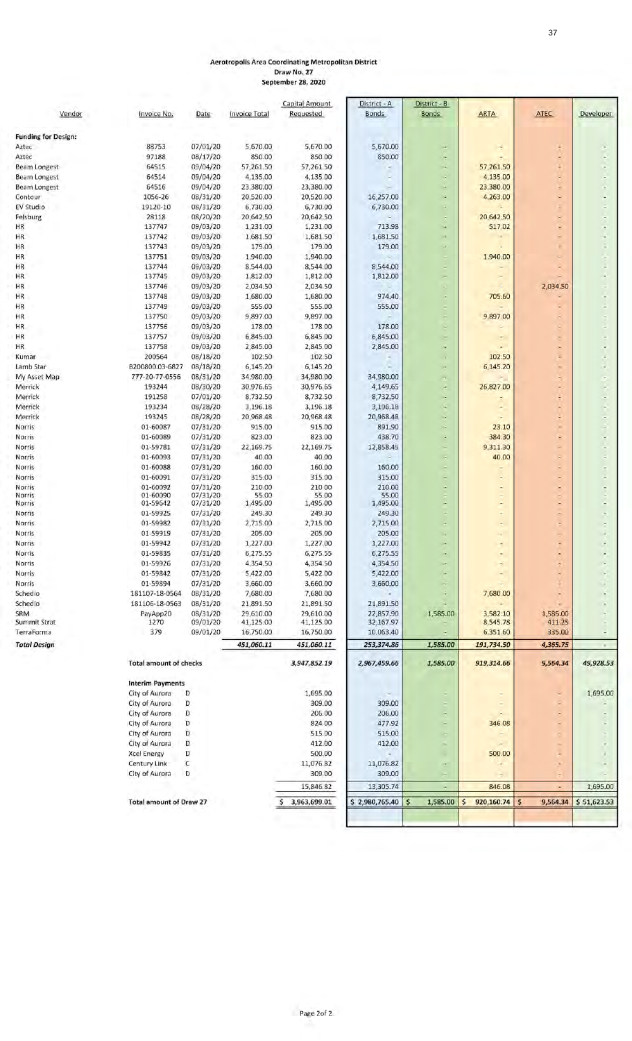**Aerotropolis Area Coordinating Metropolitan District**
**Draw No. 27**
**September 28, 2020**

| Vendor | Invoice No. | Date | Invoice Total | Capital Amount Requested | District - A Bonds | District - B Bonds | ARTA | ATEC | Developer |
|---|---|---|---|---|---|---|---|---|---|
| **Funding for Design:** | | | | | | | | | |
| Aztec | 88753 | 07/01/20 | 5,670.00 | 5,670.00 | 5,670.00 | - | - | - | - |
| Aztec | 97188 | 08/17/20 | 850.00 | 850.00 | 850.00 | - | - | - | - |
| Beam Longest | 64515 | 09/04/20 | 57,261.50 | 57,261.50 | - | - | 57,261.50 | - | - |
| Beam Longest | 64514 | 09/04/20 | 4,135.00 | 4,135.00 | - | - | 4,135.00 | - | - |
| Beam Longest | 64516 | 09/04/20 | 23,380.00 | 23,380.00 | - | - | 23,380.00 | - | - |
| Contour | 1056-26 | 08/31/20 | 20,520.00 | 20,520.00 | 16,257.00 | - | 4,263.00 | - | - |
| EV Studio | 19120-10 | 08/31/20 | 6,730.00 | 6,730.00 | 6,730.00 | - | - | - | - |
| Felsburg | 28118 | 08/20/20 | 20,642.50 | 20,642.50 | - | - | 20,642.50 | - | - |
| HR | 137747 | 09/03/20 | 1,231.00 | 1,231.00 | 713.98 | - | 517.02 | - | - |
| HR | 137742 | 09/03/20 | 1,681.50 | 1,681.50 | 1,681.50 | - | - | - | - |
| HR | 137743 | 09/03/20 | 179.00 | 179.00 | 179.00 | - | - | - | - |
| HR | 137751 | 09/03/20 | 1,940.00 | 1,940.00 | - | - | 1,940.00 | - | - |
| HR | 137744 | 09/03/20 | 8,544.00 | 8,544.00 | 8,544.00 | - | - | - | - |
| HR | 137745 | 09/03/20 | 1,812.00 | 1,812.00 | 1,812.00 | - | - | - | - |
| HR | 137746 | 09/03/20 | 2,034.50 | 2,034.50 | - | - | - | 2,034.50 | - |
| HR | 137748 | 09/03/20 | 1,680.00 | 1,680.00 | 974.40 | - | 705.60 | - | - |
| HR | 137749 | 09/03/20 | 555.00 | 555.00 | 555.00 | - | - | - | - |
| HR | 137750 | 09/03/20 | 9,897.00 | 9,897.00 | - | - | 9,897.00 | - | - |
| HR | 137756 | 09/03/20 | 178.00 | 178.00 | 178.00 | - | - | - | - |
| HR | 137757 | 09/03/20 | 6,845.00 | 6,845.00 | 6,845.00 | - | - | - | - |
| HR | 137758 | 09/03/20 | 2,845.00 | 2,845.00 | 2,845.00 | - | - | - | - |
| Kumar | 200564 | 08/18/20 | 102.50 | 102.50 | - | - | 102.50 | - | - |
| Lamb Star | B200800.03-6827 | 08/18/20 | 6,145.20 | 6,145.20 | - | - | 6,145.20 | - | - |
| My Asset Map | 777-20-77-0556 | 08/31/20 | 34,980.00 | 34,980.00 | 34,980.00 | - | - | - | - |
| Merrick | 193244 | 08/30/20 | 30,976.65 | 30,976.65 | 4,149.65 | - | 26,827.00 | - | - |
| Merrick | 191258 | 07/01/20 | 8,732.50 | 8,732.50 | 8,732.50 | - | - | - | - |
| Merrick | 193234 | 08/28/20 | 3,196.18 | 3,196.18 | 3,196.18 | - | - | - | - |
| Merrick | 193245 | 08/28/20 | 20,968.48 | 20,968.48 | 20,968.48 | - | - | - | - |
| Norris | 01-60087 | 07/31/20 | 915.00 | 915.00 | 891.90 | - | 23.10 | - | - |
| Norris | 01-60089 | 07/31/20 | 823.00 | 823.00 | 438.70 | - | 384.30 | - | - |
| Norris | 01-59781 | 07/31/20 | 22,169.75 | 22,169.75 | 12,858.45 | - | 9,311.30 | - | - |
| Norris | 01-60093 | 07/31/20 | 40.00 | 40.00 | - | - | 40.00 | - | - |
| Norris | 01-60088 | 07/31/20 | 160.00 | 160.00 | 160.00 | - | - | - | - |
| Norris | 01-60091 | 07/31/20 | 315.00 | 315.00 | 315.00 | - | - | - | - |
| Norris | 01-60092 | 07/31/20 | 210.00 | 210.00 | 210.00 | - | - | - | - |
| Norris | 01-60090 | 07/31/20 | 55.00 | 55.00 | 55.00 | - | - | - | - |
| Norris | 01-59642 | 07/31/20 | 1,495.00 | 1,495.00 | 1,495.00 | - | - | - | - |
| Norris | 01-59925 | 07/31/20 | 249.30 | 249.30 | 249.30 | - | - | - | - |
| Norris | 01-59982 | 07/31/20 | 2,715.00 | 2,715.00 | 2,715.00 | - | - | - | - |
| Norris | 01-59919 | 07/31/20 | 205.00 | 205.00 | 205.00 | - | - | - | - |
| Norris | 01-59942 | 07/31/20 | 1,227.00 | 1,227.00 | 1,227.00 | - | - | - | - |
| Norris | 01-59835 | 07/31/20 | 6,275.55 | 6,275.55 | 6,275.55 | - | - | - | - |
| Norris | 01-59926 | 07/31/20 | 4,354.50 | 4,354.50 | 4,354.50 | - | - | - | - |
| Norris | 01-59842 | 07/31/20 | 5,422.00 | 5,422.00 | 5,422.00 | - | - | - | - |
| Norris | 01-59894 | 07/31/20 | 3,660.00 | 3,660.00 | 3,660.00 | - | - | - | - |
| Schedio | 181107-18-0564 | 08/31/20 | 7,680.00 | 7,680.00 | - | - | 7,680.00 | - | - |
| Schedio | 181106-18-0563 | 08/31/20 | 21,891.50 | 21,891.50 | 21,891.50 | - | - | - | - |
| SRM | PayApp20 | 08/31/20 | 29,610.00 | 29,610.00 | 22,857.90 | 1,585.00 | 3,582.10 | 1,585.00 | - |
| Summit Strat | 1270 | 09/03/20 | 41,125.00 | 41,125.00 | 32,167.97 | - | 8,545.78 | 411.25 | - |
| TerraForma | 379 | 09/01/20 | 16,750.00 | 16,750.00 | 10,063.40 | - | 6,351.60 | 335.00 | - |
| ***Total Design*** | | | ***451,060.11*** | ***451,060.11*** | ***253,374.86*** | ***1,585.00*** | ***191,734.50*** | ***4,365.75*** | - |
| | **Total amount of checks** | | | ***3,947,852.19*** | ***2,967,459.66*** | ***1,585.00*** | ***919,314.66*** | ***9,564.34*** | ***49,928.53*** |
| | **Interim Payments** | | | | | | | | |
| | City of Aurora | D | | 1,695.00 | - | - | - | - | 1,695.00 |
| | City of Aurora | D | | 309.00 | 309.00 | - | - | - | - |
| | City of Aurora | D | | 206.00 | 206.00 | - | - | - | - |
| | City of Aurora | D | | 824.00 | 477.92 | - | 346.08 | - | - |
| | City of Aurora | D | | 515.00 | 515.00 | - | - | - | - |
| | City of Aurora | D | | 412.00 | 412.00 | - | - | - | - |
| | Xcel Energy | D | | 500.00 | - | - | 500.00 | - | - |
| | Century Link | C | | 11,076.82 | 11,076.82 | - | - | - | - |
| | City of Aurora | D | | 309.00 | 309.00 | - | - | - | - |
| | | | | 15,846.82 | 13,305.74 | - | 846.08 | - | 1,695.00 |
| | **Total amount of Draw 27** | | | $ 3,963,699.01 | $ 2,980,765.40 | $ 1,585.00 | $ 920,160.74 | $ 9,564.34 | $ 51,623.53 |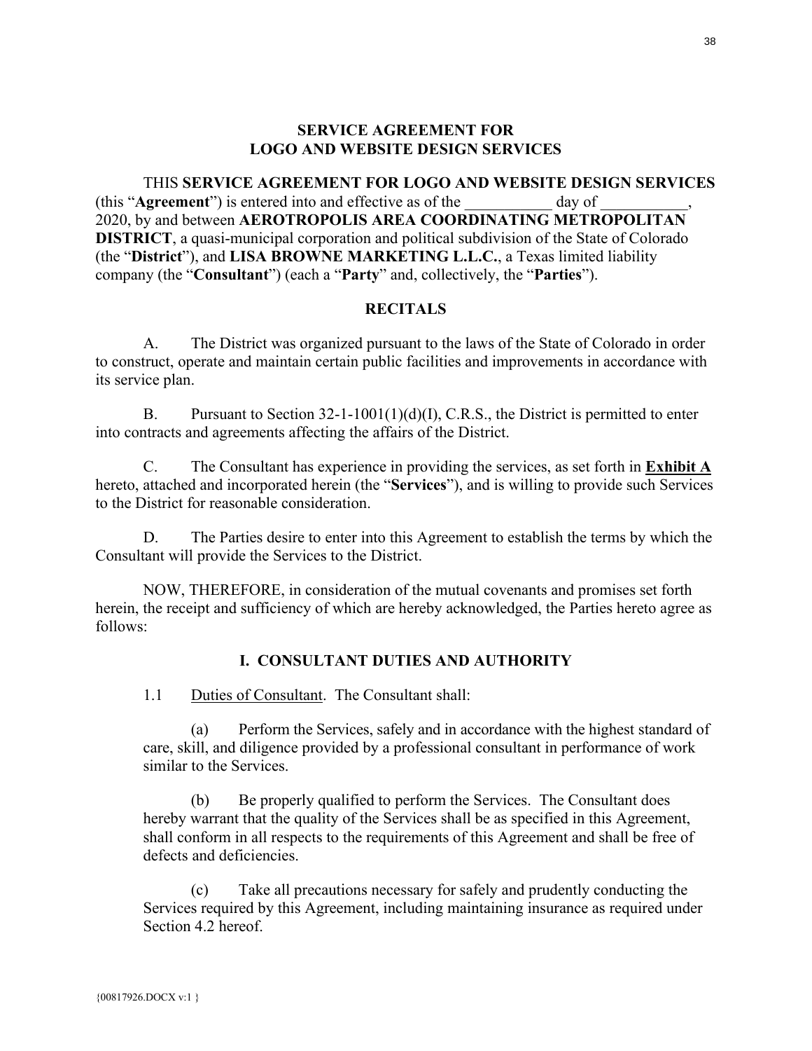# SERVICE AGREEMENT FOR LOGO AND WEBSITE DESIGN SERVICES

THIS **SERVICE AGREEMENT FOR LOGO AND WEBSITE DESIGN SERVICES** (this "**Agreement**") is entered into and effective as of the ___________ day of ___________, 2020, by and between **AEROTROPOLIS AREA COORDINATING METROPOLITAN DISTRICT**, a quasi-municipal corporation and political subdivision of the State of Colorado (the "**District**"), and **LISA BROWNE MARKETING L.L.C.**, a Texas limited liability company (the "**Consultant**") (each a "**Party**" and, collectively, the "**Parties**").

## RECITALS

A. The District was organized pursuant to the laws of the State of Colorado in order to construct, operate and maintain certain public facilities and improvements in accordance with its service plan.

B. Pursuant to Section 32-1-1001(1)(d)(I), C.R.S., the District is permitted to enter into contracts and agreements affecting the affairs of the District.

C. The Consultant has experience in providing the services, as set forth in **Exhibit A** hereto, attached and incorporated herein (the "**Services**"), and is willing to provide such Services to the District for reasonable consideration.

D. The Parties desire to enter into this Agreement to establish the terms by which the Consultant will provide the Services to the District.

NOW, THEREFORE, in consideration of the mutual covenants and promises set forth herein, the receipt and sufficiency of which are hereby acknowledged, the Parties hereto agree as follows:

## I. CONSULTANT DUTIES AND AUTHORITY

1.1 Duties of Consultant. The Consultant shall:

(a) Perform the Services, safely and in accordance with the highest standard of care, skill, and diligence provided by a professional consultant in performance of work similar to the Services.

(b) Be properly qualified to perform the Services. The Consultant does hereby warrant that the quality of the Services shall be as specified in this Agreement, shall conform in all respects to the requirements of this Agreement and shall be free of defects and deficiencies.

(c) Take all precautions necessary for safely and prudently conducting the Services required by this Agreement, including maintaining insurance as required under Section 4.2 hereof.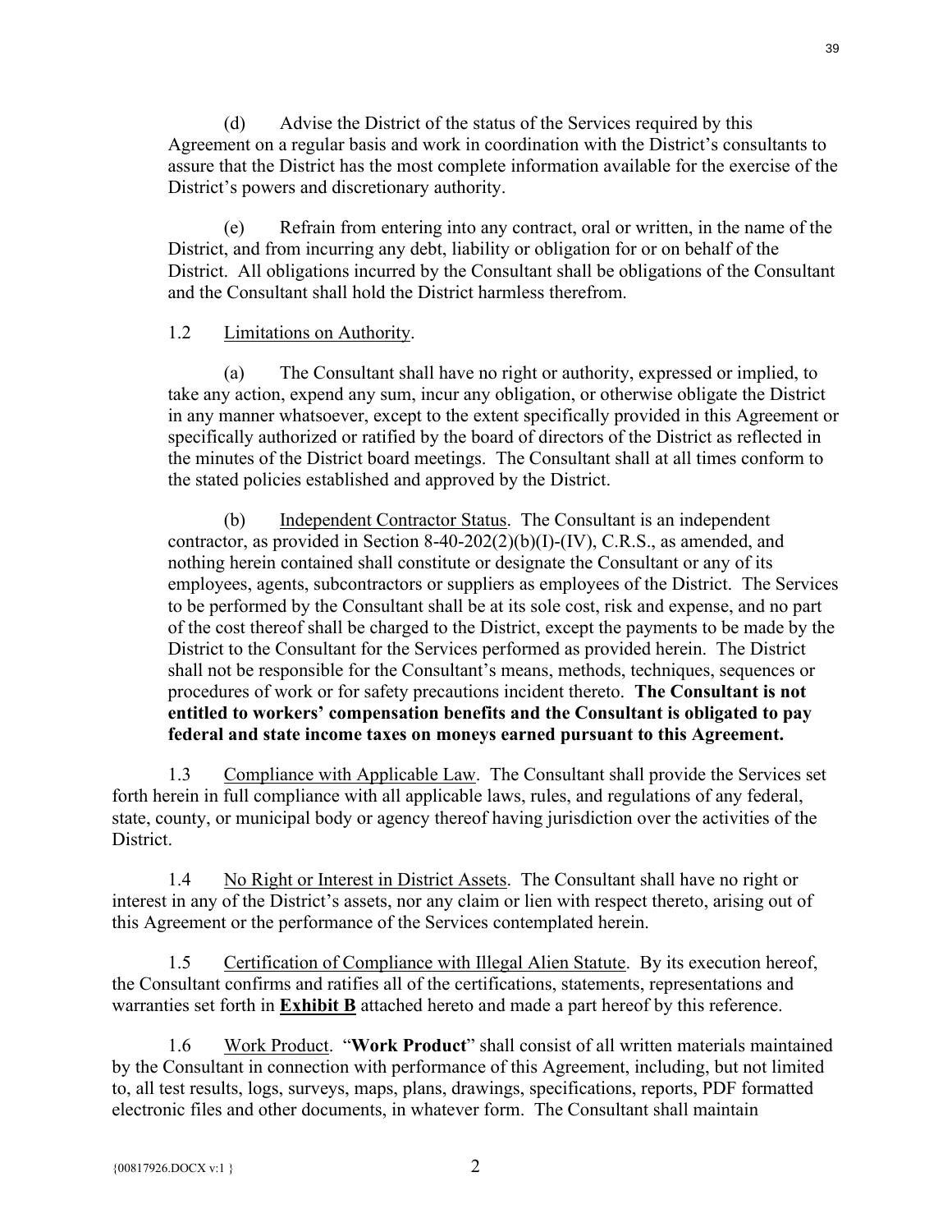(d) Advise the District of the status of the Services required by this Agreement on a regular basis and work in coordination with the District's consultants to assure that the District has the most complete information available for the exercise of the District's powers and discretionary authority.

(e) Refrain from entering into any contract, oral or written, in the name of the District, and from incurring any debt, liability or obligation for or on behalf of the District. All obligations incurred by the Consultant shall be obligations of the Consultant and the Consultant shall hold the District harmless therefrom.

1.2 Limitations on Authority.

(a) The Consultant shall have no right or authority, expressed or implied, to take any action, expend any sum, incur any obligation, or otherwise obligate the District in any manner whatsoever, except to the extent specifically provided in this Agreement or specifically authorized or ratified by the board of directors of the District as reflected in the minutes of the District board meetings. The Consultant shall at all times conform to the stated policies established and approved by the District.

(b) Independent Contractor Status. The Consultant is an independent contractor, as provided in Section 8-40-202(2)(b)(I)-(IV), C.R.S., as amended, and nothing herein contained shall constitute or designate the Consultant or any of its employees, agents, subcontractors or suppliers as employees of the District. The Services to be performed by the Consultant shall be at its sole cost, risk and expense, and no part of the cost thereof shall be charged to the District, except the payments to be made by the District to the Consultant for the Services performed as provided herein. The District shall not be responsible for the Consultant's means, methods, techniques, sequences or procedures of work or for safety precautions incident thereto. **The Consultant is not entitled to workers' compensation benefits and the Consultant is obligated to pay federal and state income taxes on moneys earned pursuant to this Agreement.**

1.3 Compliance with Applicable Law. The Consultant shall provide the Services set forth herein in full compliance with all applicable laws, rules, and regulations of any federal, state, county, or municipal body or agency thereof having jurisdiction over the activities of the District.

1.4 No Right or Interest in District Assets. The Consultant shall have no right or interest in any of the District's assets, nor any claim or lien with respect thereto, arising out of this Agreement or the performance of the Services contemplated herein.

1.5 Certification of Compliance with Illegal Alien Statute. By its execution hereof, the Consultant confirms and ratifies all of the certifications, statements, representations and warranties set forth in **Exhibit B** attached hereto and made a part hereof by this reference.

1.6 Work Product. "**Work Product**" shall consist of all written materials maintained by the Consultant in connection with performance of this Agreement, including, but not limited to, all test results, logs, surveys, maps, plans, drawings, specifications, reports, PDF formatted electronic files and other documents, in whatever form. The Consultant shall maintain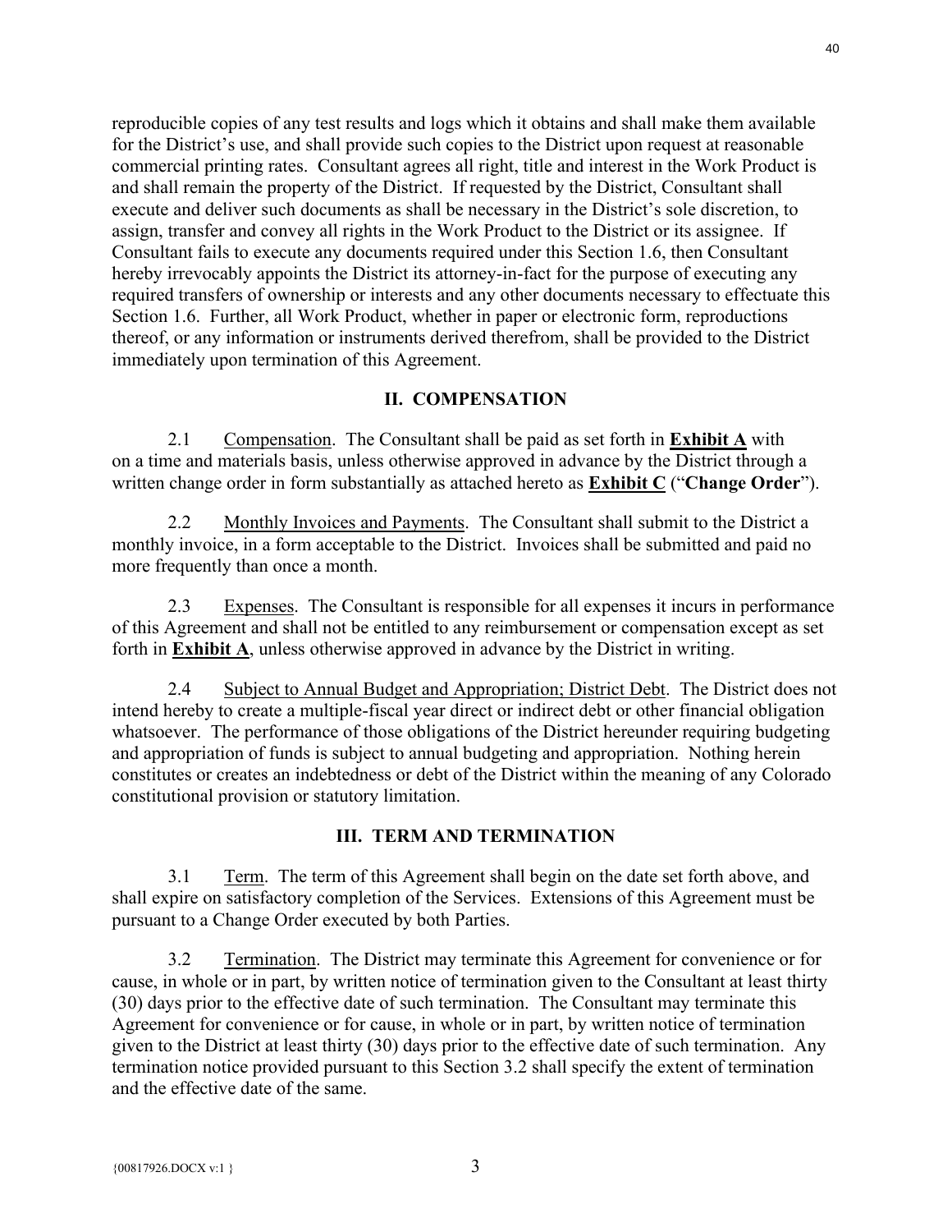reproducible copies of any test results and logs which it obtains and shall make them available for the District's use, and shall provide such copies to the District upon request at reasonable commercial printing rates. Consultant agrees all right, title and interest in the Work Product is and shall remain the property of the District. If requested by the District, Consultant shall execute and deliver such documents as shall be necessary in the District's sole discretion, to assign, transfer and convey all rights in the Work Product to the District or its assignee. If Consultant fails to execute any documents required under this Section 1.6, then Consultant hereby irrevocably appoints the District its attorney-in-fact for the purpose of executing any required transfers of ownership or interests and any other documents necessary to effectuate this Section 1.6. Further, all Work Product, whether in paper or electronic form, reproductions thereof, or any information or instruments derived therefrom, shall be provided to the District immediately upon termination of this Agreement.

## II. COMPENSATION

2.1 Compensation. The Consultant shall be paid as set forth in **Exhibit A** with on a time and materials basis, unless otherwise approved in advance by the District through a written change order in form substantially as attached hereto as **Exhibit C** ("**Change Order**").

2.2 Monthly Invoices and Payments. The Consultant shall submit to the District a monthly invoice, in a form acceptable to the District. Invoices shall be submitted and paid no more frequently than once a month.

2.3 Expenses. The Consultant is responsible for all expenses it incurs in performance of this Agreement and shall not be entitled to any reimbursement or compensation except as set forth in **Exhibit A**, unless otherwise approved in advance by the District in writing.

2.4 Subject to Annual Budget and Appropriation; District Debt. The District does not intend hereby to create a multiple-fiscal year direct or indirect debt or other financial obligation whatsoever. The performance of those obligations of the District hereunder requiring budgeting and appropriation of funds is subject to annual budgeting and appropriation. Nothing herein constitutes or creates an indebtedness or debt of the District within the meaning of any Colorado constitutional provision or statutory limitation.

## III. TERM AND TERMINATION

3.1 Term. The term of this Agreement shall begin on the date set forth above, and shall expire on satisfactory completion of the Services. Extensions of this Agreement must be pursuant to a Change Order executed by both Parties.

3.2 Termination. The District may terminate this Agreement for convenience or for cause, in whole or in part, by written notice of termination given to the Consultant at least thirty (30) days prior to the effective date of such termination. The Consultant may terminate this Agreement for convenience or for cause, in whole or in part, by written notice of termination given to the District at least thirty (30) days prior to the effective date of such termination. Any termination notice provided pursuant to this Section 3.2 shall specify the extent of termination and the effective date of the same.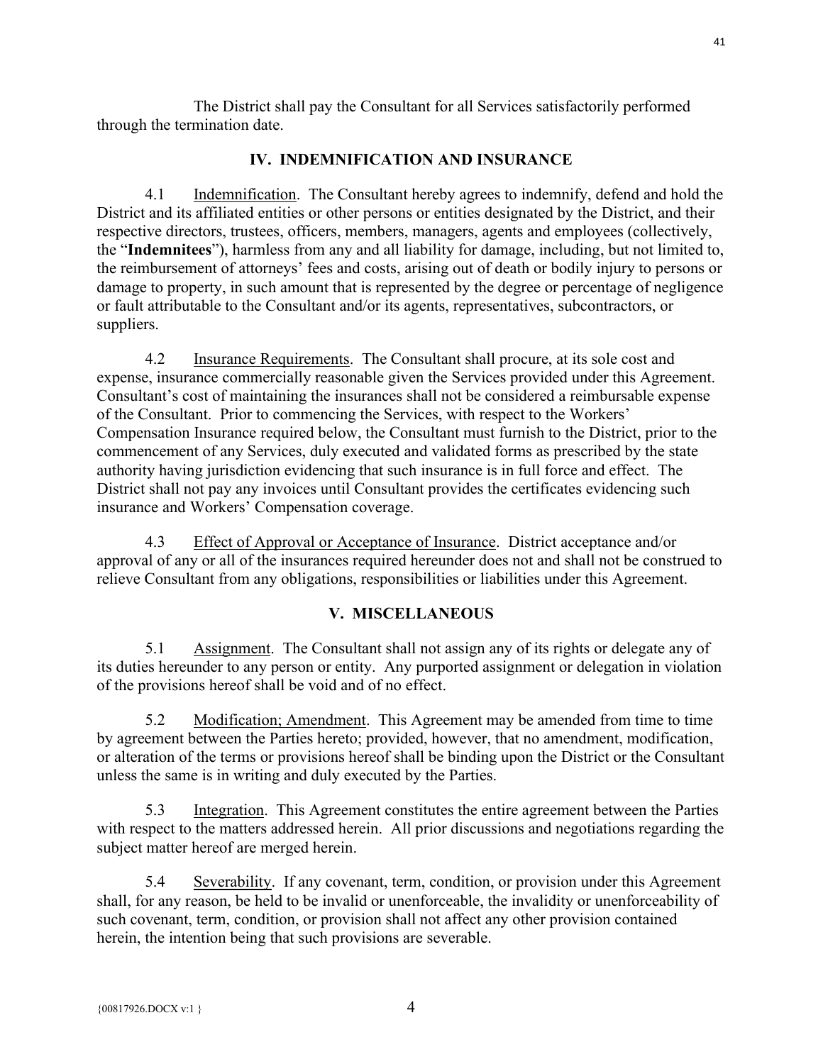The District shall pay the Consultant for all Services satisfactorily performed through the termination date.

## IV. INDEMNIFICATION AND INSURANCE

4.1 Indemnification. The Consultant hereby agrees to indemnify, defend and hold the District and its affiliated entities or other persons or entities designated by the District, and their respective directors, trustees, officers, members, managers, agents and employees (collectively, the "**Indemnitees**"), harmless from any and all liability for damage, including, but not limited to, the reimbursement of attorneys' fees and costs, arising out of death or bodily injury to persons or damage to property, in such amount that is represented by the degree or percentage of negligence or fault attributable to the Consultant and/or its agents, representatives, subcontractors, or suppliers.

4.2 Insurance Requirements. The Consultant shall procure, at its sole cost and expense, insurance commercially reasonable given the Services provided under this Agreement. Consultant's cost of maintaining the insurances shall not be considered a reimbursable expense of the Consultant. Prior to commencing the Services, with respect to the Workers' Compensation Insurance required below, the Consultant must furnish to the District, prior to the commencement of any Services, duly executed and validated forms as prescribed by the state authority having jurisdiction evidencing that such insurance is in full force and effect. The District shall not pay any invoices until Consultant provides the certificates evidencing such insurance and Workers' Compensation coverage.

4.3 Effect of Approval or Acceptance of Insurance. District acceptance and/or approval of any or all of the insurances required hereunder does not and shall not be construed to relieve Consultant from any obligations, responsibilities or liabilities under this Agreement.

## V. MISCELLANEOUS

5.1 Assignment. The Consultant shall not assign any of its rights or delegate any of its duties hereunder to any person or entity. Any purported assignment or delegation in violation of the provisions hereof shall be void and of no effect.

5.2 Modification; Amendment. This Agreement may be amended from time to time by agreement between the Parties hereto; provided, however, that no amendment, modification, or alteration of the terms or provisions hereof shall be binding upon the District or the Consultant unless the same is in writing and duly executed by the Parties.

5.3 Integration. This Agreement constitutes the entire agreement between the Parties with respect to the matters addressed herein. All prior discussions and negotiations regarding the subject matter hereof are merged herein.

5.4 Severability. If any covenant, term, condition, or provision under this Agreement shall, for any reason, be held to be invalid or unenforceable, the invalidity or unenforceability of such covenant, term, condition, or provision shall not affect any other provision contained herein, the intention being that such provisions are severable.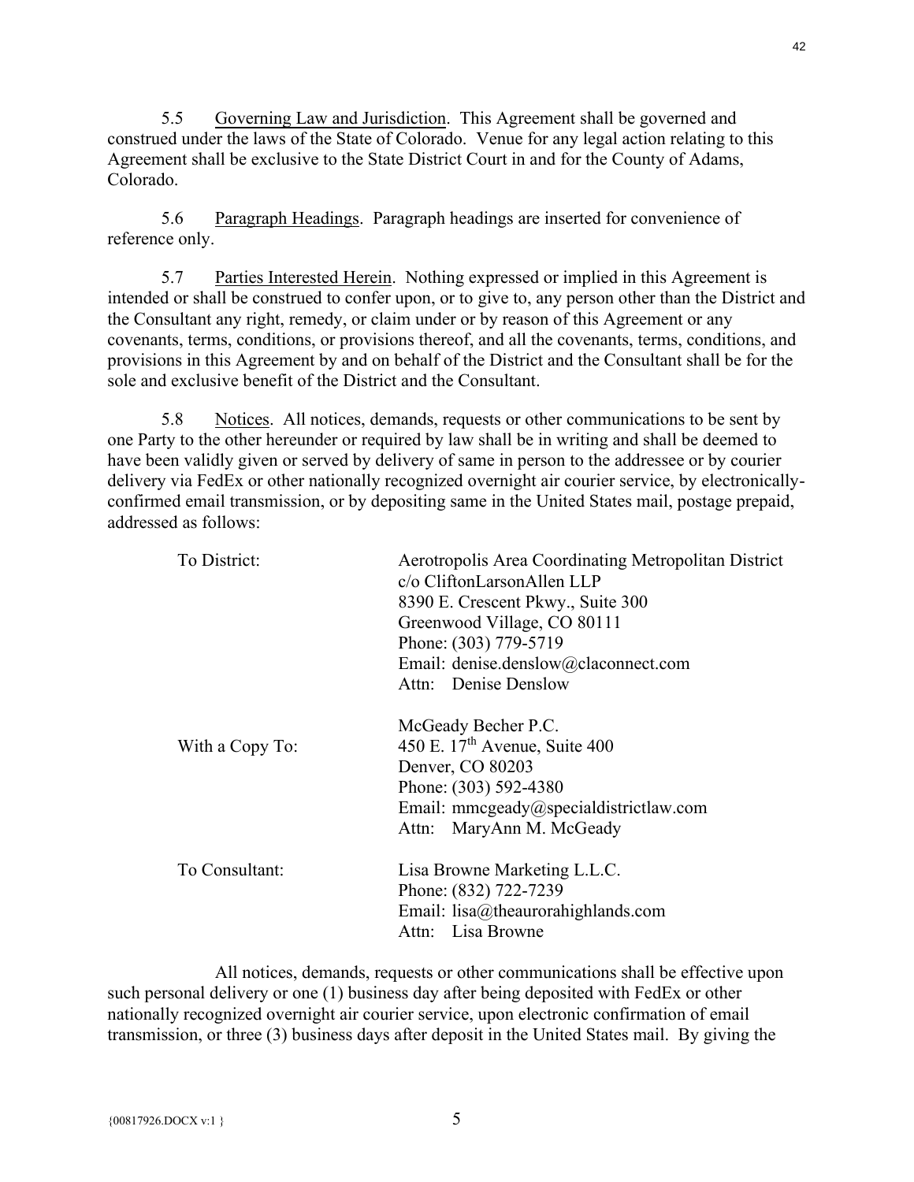5.5 Governing Law and Jurisdiction. This Agreement shall be governed and construed under the laws of the State of Colorado. Venue for any legal action relating to this Agreement shall be exclusive to the State District Court in and for the County of Adams, Colorado.

5.6 Paragraph Headings. Paragraph headings are inserted for convenience of reference only.

5.7 Parties Interested Herein. Nothing expressed or implied in this Agreement is intended or shall be construed to confer upon, or to give to, any person other than the District and the Consultant any right, remedy, or claim under or by reason of this Agreement or any covenants, terms, conditions, or provisions thereof, and all the covenants, terms, conditions, and provisions in this Agreement by and on behalf of the District and the Consultant shall be for the sole and exclusive benefit of the District and the Consultant.

5.8 Notices. All notices, demands, requests or other communications to be sent by one Party to the other hereunder or required by law shall be in writing and shall be deemed to have been validly given or served by delivery of same in person to the addressee or by courier delivery via FedEx or other nationally recognized overnight air courier service, by electronically-confirmed email transmission, or by depositing same in the United States mail, postage prepaid, addressed as follows:

To District:
Aerotropolis Area Coordinating Metropolitan District
c/o CliftonLarsonAllen LLP
8390 E. Crescent Pkwy., Suite 300
Greenwood Village, CO 80111
Phone: (303) 779-5719
Email: denise.denslow@claconnect.com
Attn: Denise Denslow

With a Copy To:
McGeady Becher P.C.
450 E. 17th Avenue, Suite 400
Denver, CO 80203
Phone: (303) 592-4380
Email: mmcgeady@specialdistrictlaw.com
Attn: MaryAnn M. McGeady

To Consultant:
Lisa Browne Marketing L.L.C.
Phone: (832) 722-7239
Email: lisa@theaurorahighlands.com
Attn: Lisa Browne

All notices, demands, requests or other communications shall be effective upon such personal delivery or one (1) business day after being deposited with FedEx or other nationally recognized overnight air courier service, upon electronic confirmation of email transmission, or three (3) business days after deposit in the United States mail. By giving the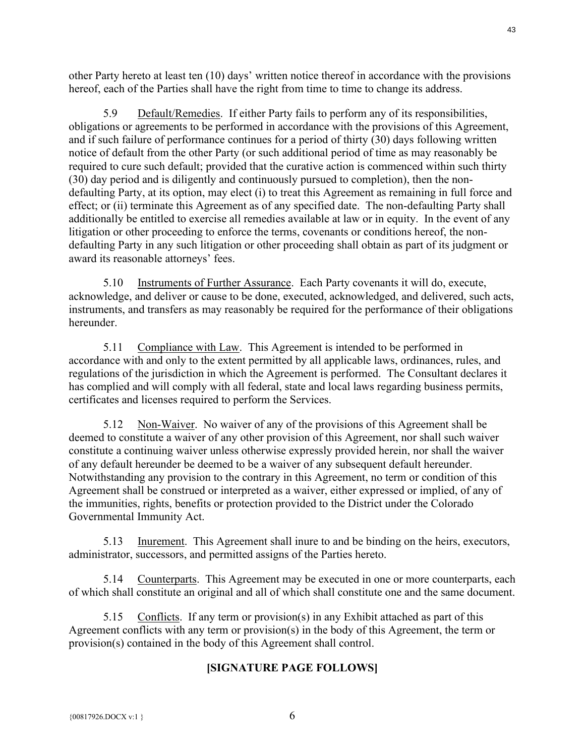other Party hereto at least ten (10) days' written notice thereof in accordance with the provisions hereof, each of the Parties shall have the right from time to time to change its address.

5.9 Default/Remedies. If either Party fails to perform any of its responsibilities, obligations or agreements to be performed in accordance with the provisions of this Agreement, and if such failure of performance continues for a period of thirty (30) days following written notice of default from the other Party (or such additional period of time as may reasonably be required to cure such default; provided that the curative action is commenced within such thirty (30) day period and is diligently and continuously pursued to completion), then the non-defaulting Party, at its option, may elect (i) to treat this Agreement as remaining in full force and effect; or (ii) terminate this Agreement as of any specified date. The non-defaulting Party shall additionally be entitled to exercise all remedies available at law or in equity. In the event of any litigation or other proceeding to enforce the terms, covenants or conditions hereof, the non-defaulting Party in any such litigation or other proceeding shall obtain as part of its judgment or award its reasonable attorneys' fees.

5.10 Instruments of Further Assurance. Each Party covenants it will do, execute, acknowledge, and deliver or cause to be done, executed, acknowledged, and delivered, such acts, instruments, and transfers as may reasonably be required for the performance of their obligations hereunder.

5.11 Compliance with Law. This Agreement is intended to be performed in accordance with and only to the extent permitted by all applicable laws, ordinances, rules, and regulations of the jurisdiction in which the Agreement is performed. The Consultant declares it has complied and will comply with all federal, state and local laws regarding business permits, certificates and licenses required to perform the Services.

5.12 Non-Waiver. No waiver of any of the provisions of this Agreement shall be deemed to constitute a waiver of any other provision of this Agreement, nor shall such waiver constitute a continuing waiver unless otherwise expressly provided herein, nor shall the waiver of any default hereunder be deemed to be a waiver of any subsequent default hereunder. Notwithstanding any provision to the contrary in this Agreement, no term or condition of this Agreement shall be construed or interpreted as a waiver, either expressed or implied, of any of the immunities, rights, benefits or protection provided to the District under the Colorado Governmental Immunity Act.

5.13 Inurement. This Agreement shall inure to and be binding on the heirs, executors, administrator, successors, and permitted assigns of the Parties hereto.

5.14 Counterparts. This Agreement may be executed in one or more counterparts, each of which shall constitute an original and all of which shall constitute one and the same document.

5.15 Conflicts. If any term or provision(s) in any Exhibit attached as part of this Agreement conflicts with any term or provision(s) in the body of this Agreement, the term or provision(s) contained in the body of this Agreement shall control.

**[SIGNATURE PAGE FOLLOWS]**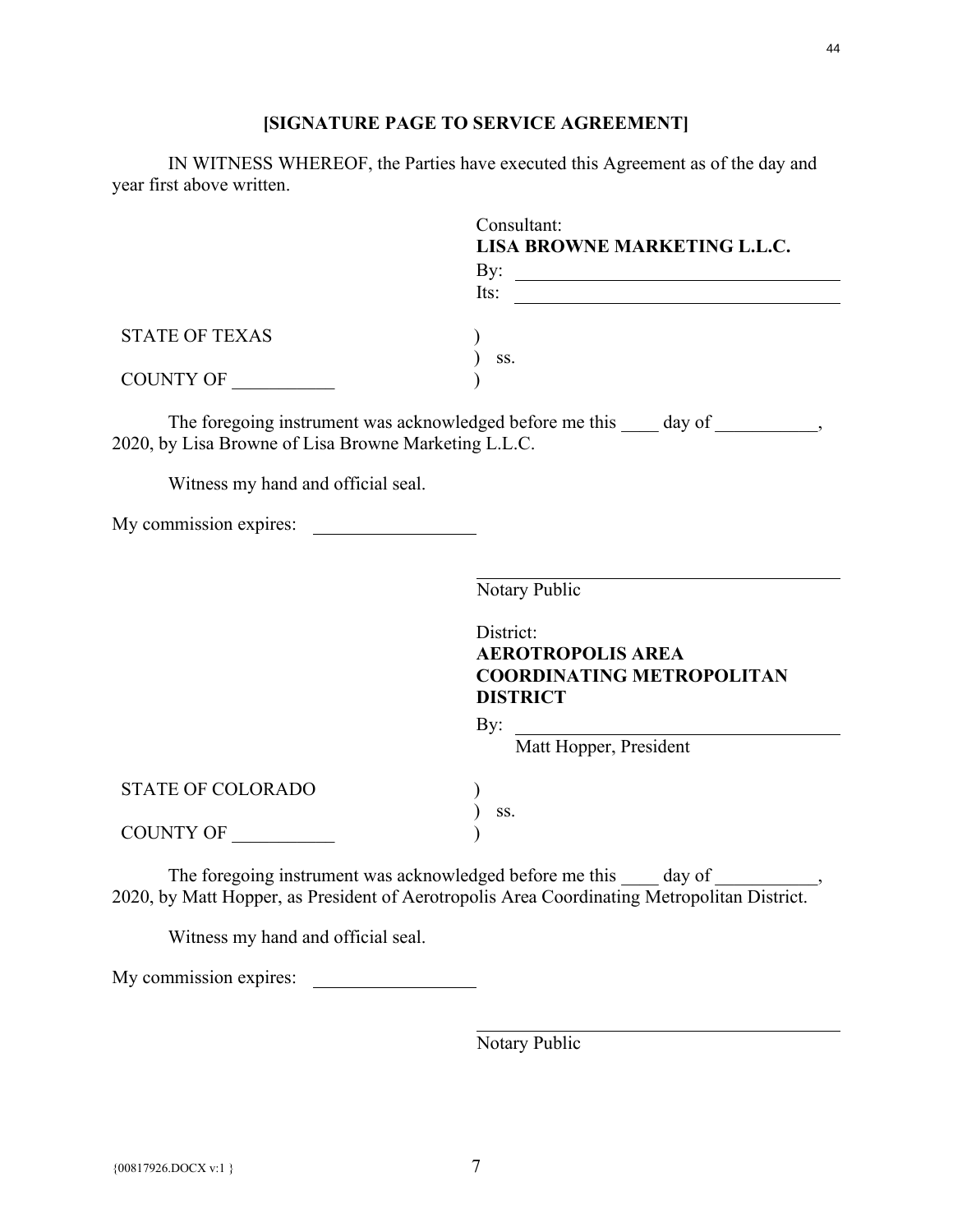**[SIGNATURE PAGE TO SERVICE AGREEMENT]**

IN WITNESS WHEREOF, the Parties have executed this Agreement as of the day and year first above written.

Consultant:
**LISA BROWNE MARKETING L.L.C.**

By: ______________________________

Its: ______________________________

STATE OF TEXAS )
) ss.
COUNTY OF ___________ )

The foregoing instrument was acknowledged before me this ____ day of ___________, 2020, by Lisa Browne of Lisa Browne Marketing L.L.C.

Witness my hand and official seal.

My commission expires: __________________

______________________________
Notary Public

District:
**AEROTROPOLIS AREA COORDINATING METROPOLITAN DISTRICT**

By: ______________________________
Matt Hopper, President

STATE OF COLORADO )
) ss.
COUNTY OF ___________ )

The foregoing instrument was acknowledged before me this ____ day of ___________, 2020, by Matt Hopper, as President of Aerotropolis Area Coordinating Metropolitan District.

Witness my hand and official seal.

My commission expires: __________________

______________________________
Notary Public

{00817926.DOCX v:1 }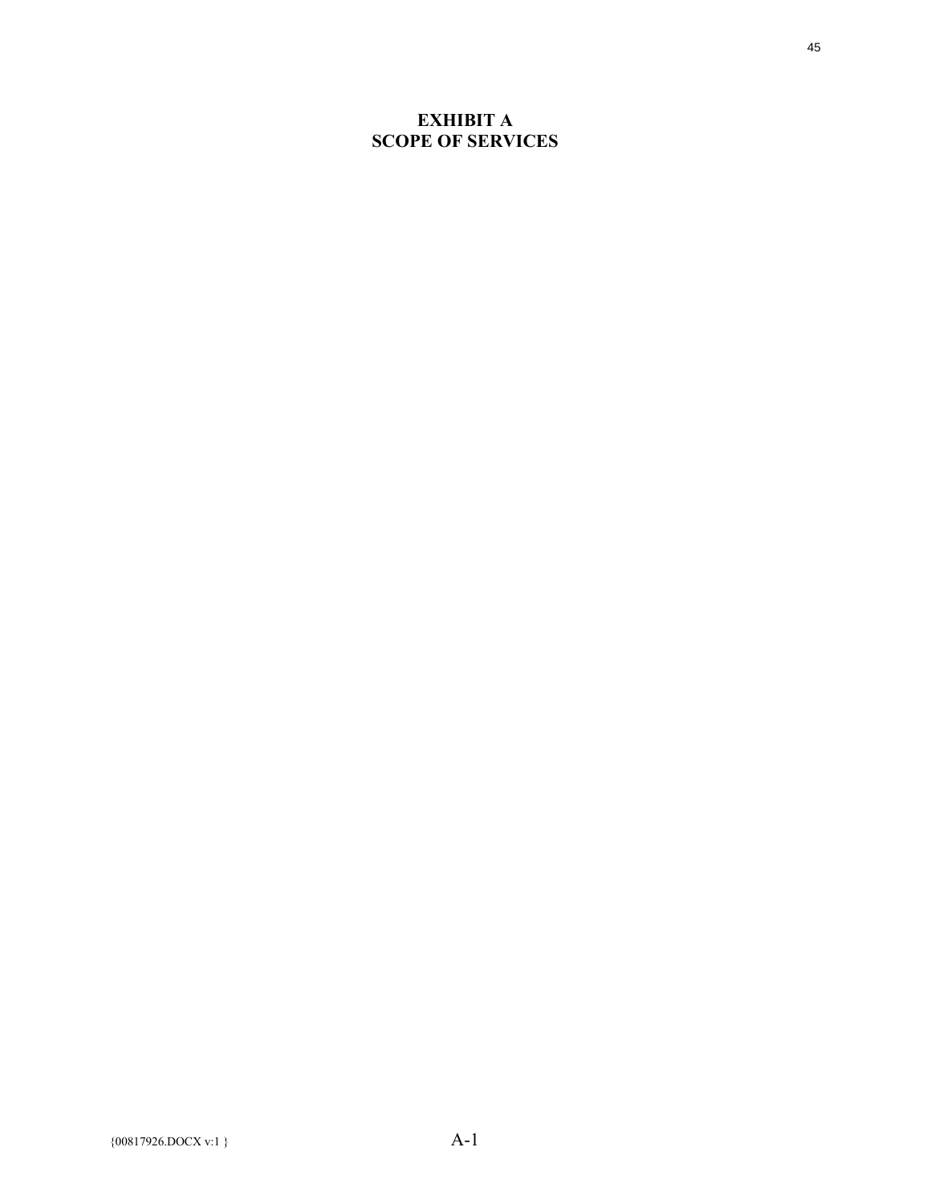# EXHIBIT A
# SCOPE OF SERVICES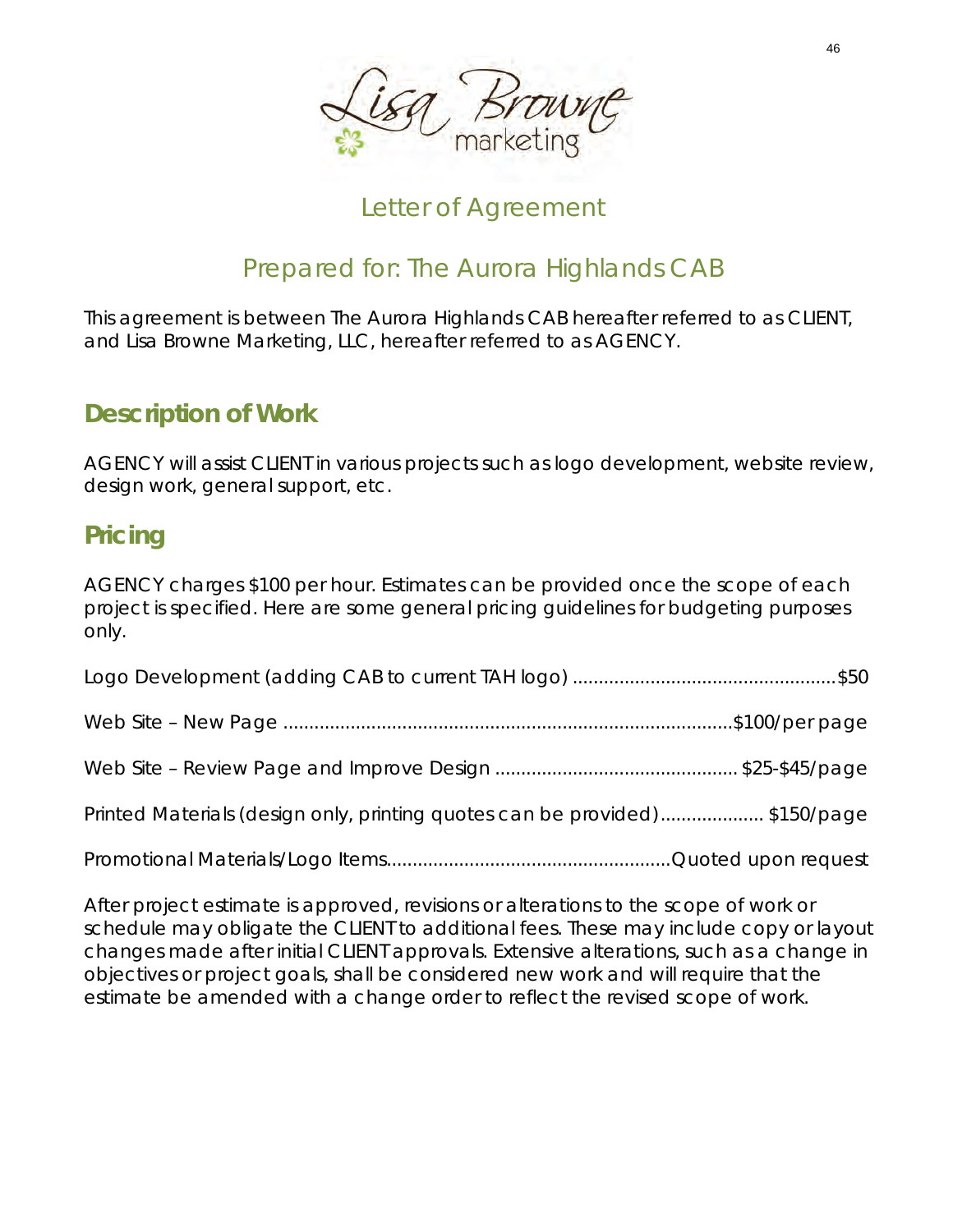Lisa Browne marketing

## Letter of Agreement

## Prepared for: The Aurora Highlands CAB

This agreement is between The Aurora Highlands CAB hereafter referred to as CLIENT, and Lisa Browne Marketing, LLC, hereafter referred to as AGENCY.

### Description of Work

AGENCY will assist CLIENT in various projects such as logo development, website review, design work, general support, etc.

### Pricing

AGENCY charges $100 per hour. Estimates can be provided once the scope of each project is specified. Here are some general pricing guidelines for budgeting purposes only.

Logo Development (adding CAB to current TAH logo) ..................................................$50

Web Site – New Page ......................................................................................$100/per page

Web Site – Review Page and Improve Design .............................................. $25-$45/page

Printed Materials (design only, printing quotes can be provided)................... $150/page

Promotional Materials/Logo Items......................................................Quoted upon request

After project estimate is approved, revisions or alterations to the scope of work or schedule may obligate the CLIENT to additional fees. These may include copy or layout changes made after initial CLIENT approvals. Extensive alterations, such as a change in objectives or project goals, shall be considered new work and will require that the estimate be amended with a change order to reflect the revised scope of work.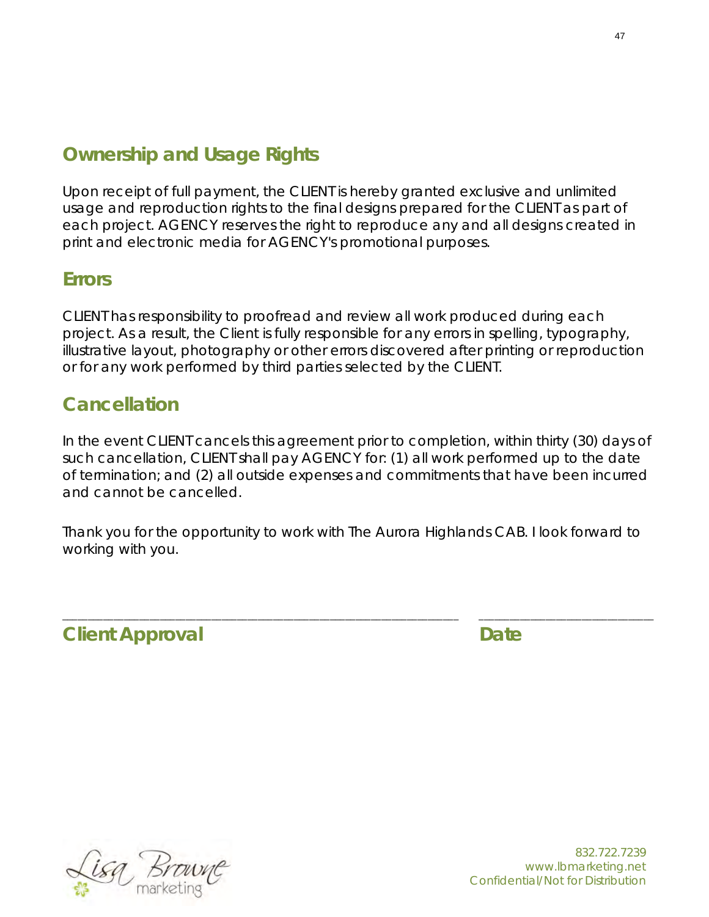## Ownership and Usage Rights

Upon receipt of full payment, the CLIENT is hereby granted exclusive and unlimited usage and reproduction rights to the final designs prepared for the CLIENT as part of each project. AGENCY reserves the right to reproduce any and all designs created in print and electronic media for AGENCY's promotional purposes.

## Errors

CLIENT has responsibility to proofread and review all work produced during each project. As a result, the Client is fully responsible for any errors in spelling, typography, illustrative layout, photography or other errors discovered after printing or reproduction or for any work performed by third parties selected by the CLIENT.

## Cancellation

In the event CLIENT cancels this agreement prior to completion, within thirty (30) days of such cancellation, CLIENT shall pay AGENCY for: (1) all work performed up to the date of termination; and (2) all outside expenses and commitments that have been incurred and cannot be cancelled.

Thank you for the opportunity to work with The Aurora Highlands CAB. I look forward to working with you.

\_\_\_\_\_\_\_\_\_\_\_\_\_\_\_\_\_\_\_\_\_\_\_\_\_\_\_\_\_\_\_\_\_\_\_\_\_\_\_\_\_\_\_\_ \_\_\_\_\_\_\_\_\_\_\_\_\_\_\_\_\_\_\_\_\_\_

**Client Approval** **Date**

Lisa Browne marketing

832.722.7239
www.lbmarketing.net
Confidential/Not for Distribution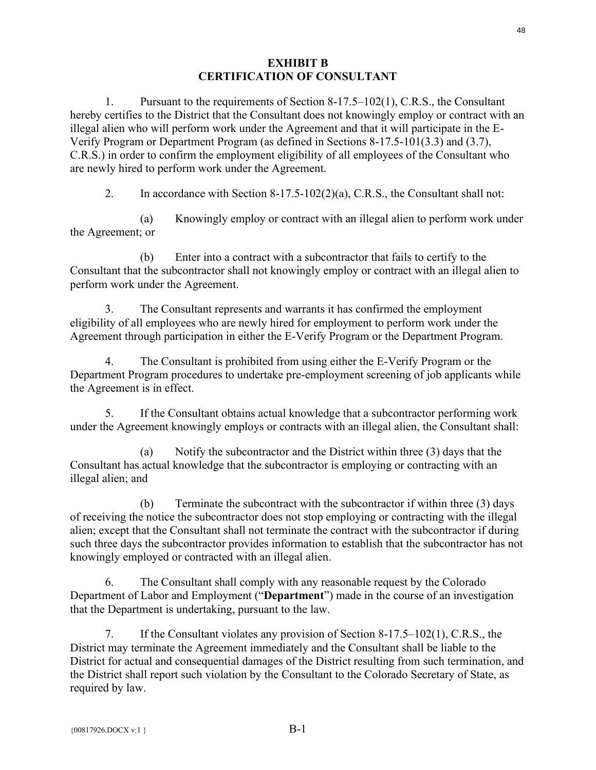# EXHIBIT B
# CERTIFICATION OF CONSULTANT

1. Pursuant to the requirements of Section 8-17.5–102(1), C.R.S., the Consultant hereby certifies to the District that the Consultant does not knowingly employ or contract with an illegal alien who will perform work under the Agreement and that it will participate in the E-Verify Program or Department Program (as defined in Sections 8-17.5-101(3.3) and (3.7), C.R.S.) in order to confirm the employment eligibility of all employees of the Consultant who are newly hired to perform work under the Agreement.

2. In accordance with Section 8-17.5-102(2)(a), C.R.S., the Consultant shall not:

 (a) Knowingly employ or contract with an illegal alien to perform work under the Agreement; or

 (b) Enter into a contract with a subcontractor that fails to certify to the Consultant that the subcontractor shall not knowingly employ or contract with an illegal alien to perform work under the Agreement.

3. The Consultant represents and warrants it has confirmed the employment eligibility of all employees who are newly hired for employment to perform work under the Agreement through participation in either the E-Verify Program or the Department Program.

4. The Consultant is prohibited from using either the E-Verify Program or the Department Program procedures to undertake pre-employment screening of job applicants while the Agreement is in effect.

5. If the Consultant obtains actual knowledge that a subcontractor performing work under the Agreement knowingly employs or contracts with an illegal alien, the Consultant shall:

 (a) Notify the subcontractor and the District within three (3) days that the Consultant has actual knowledge that the subcontractor is employing or contracting with an illegal alien; and

 (b) Terminate the subcontract with the subcontractor if within three (3) days of receiving the notice the subcontractor does not stop employing or contracting with the illegal alien; except that the Consultant shall not terminate the contract with the subcontractor if during such three days the subcontractor provides information to establish that the subcontractor has not knowingly employed or contracted with an illegal alien.

6. The Consultant shall comply with any reasonable request by the Colorado Department of Labor and Employment ("**Department**") made in the course of an investigation that the Department is undertaking, pursuant to the law.

7. If the Consultant violates any provision of Section 8-17.5–102(1), C.R.S., the District may terminate the Agreement immediately and the Consultant shall be liable to the District for actual and consequential damages of the District resulting from such termination, and the District shall report such violation by the Consultant to the Colorado Secretary of State, as required by law.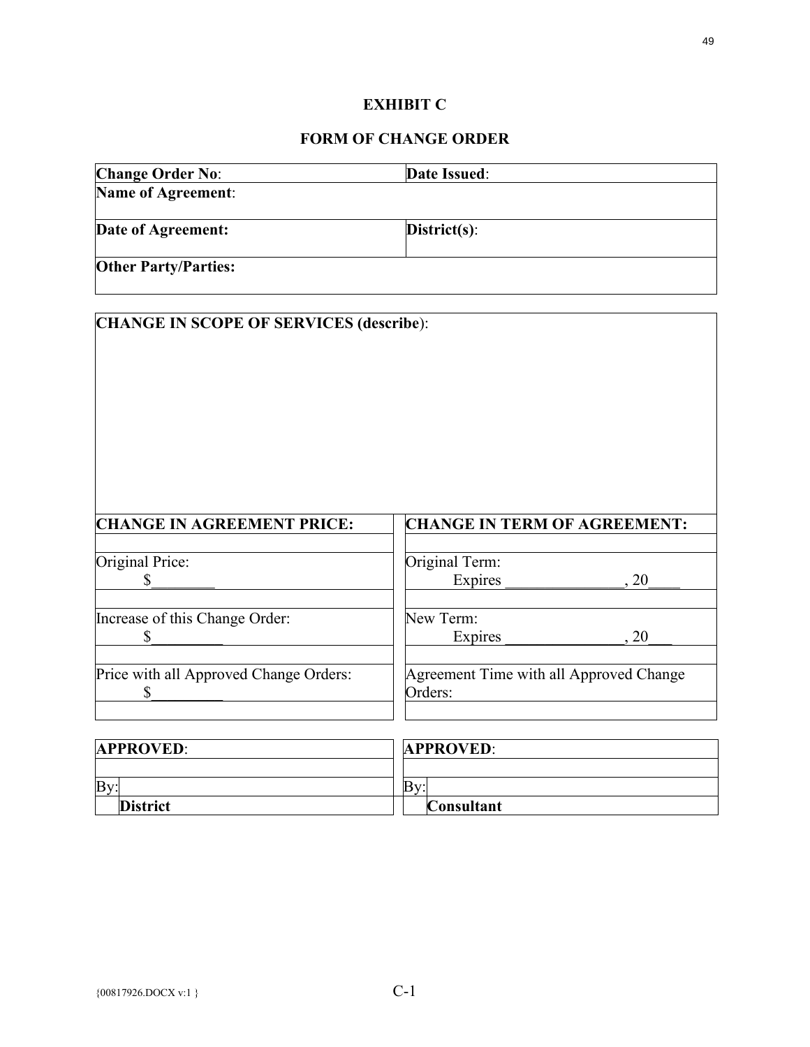# EXHIBIT C

## FORM OF CHANGE ORDER

| | |
|---|---|
| **Change Order No**: | **Date Issued**: |
| **Name of Agreement**: | |
| **Date of Agreement:** | **District(s)**: |
| **Other Party/Parties:** | |

**CHANGE IN SCOPE OF SERVICES (describe)**:

| **CHANGE IN AGREEMENT PRICE:** | **CHANGE IN TERM OF AGREEMENT:** |
|---|---|
| Original Price: $________ | Original Term: Expires _______________, 20____ |
| Increase of this Change Order: $_________ | New Term: Expires _______________, 20___ |
| Price with all Approved Change Orders: $_________ | Agreement Time with all Approved Change Orders: |

| **APPROVED**: | **APPROVED**: |
|---|---|
| By: | By: |
| **District** | **Consultant** |